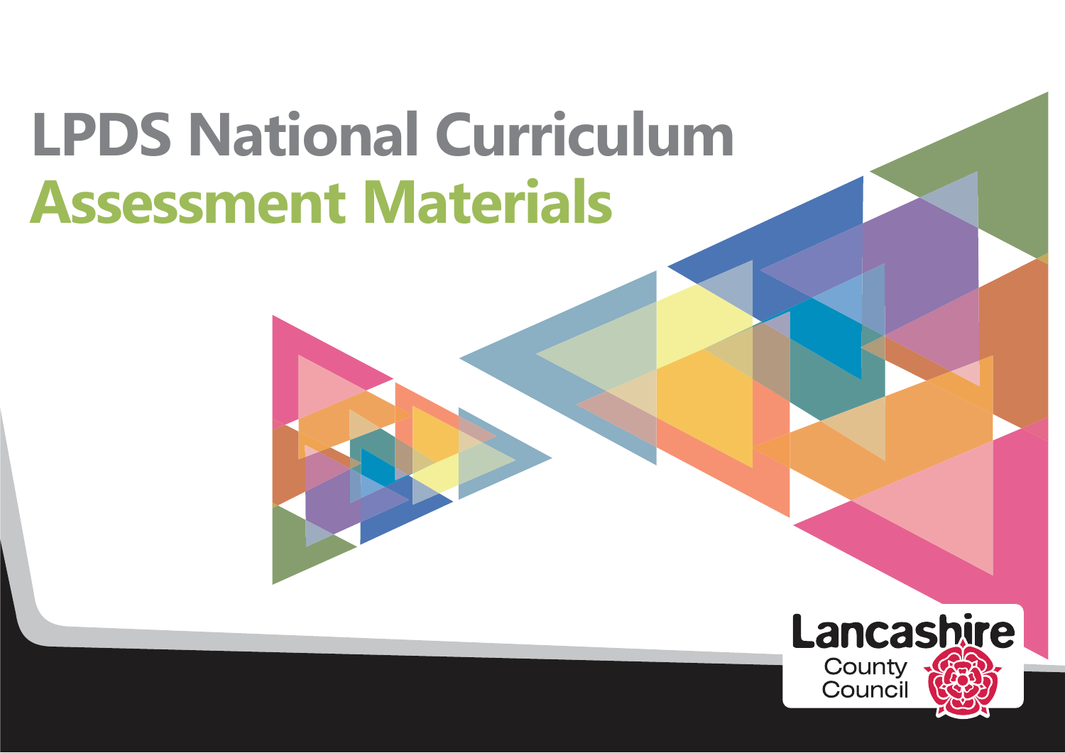# LPDS National Curriculum
# Assessment Materials

Lancashire County Council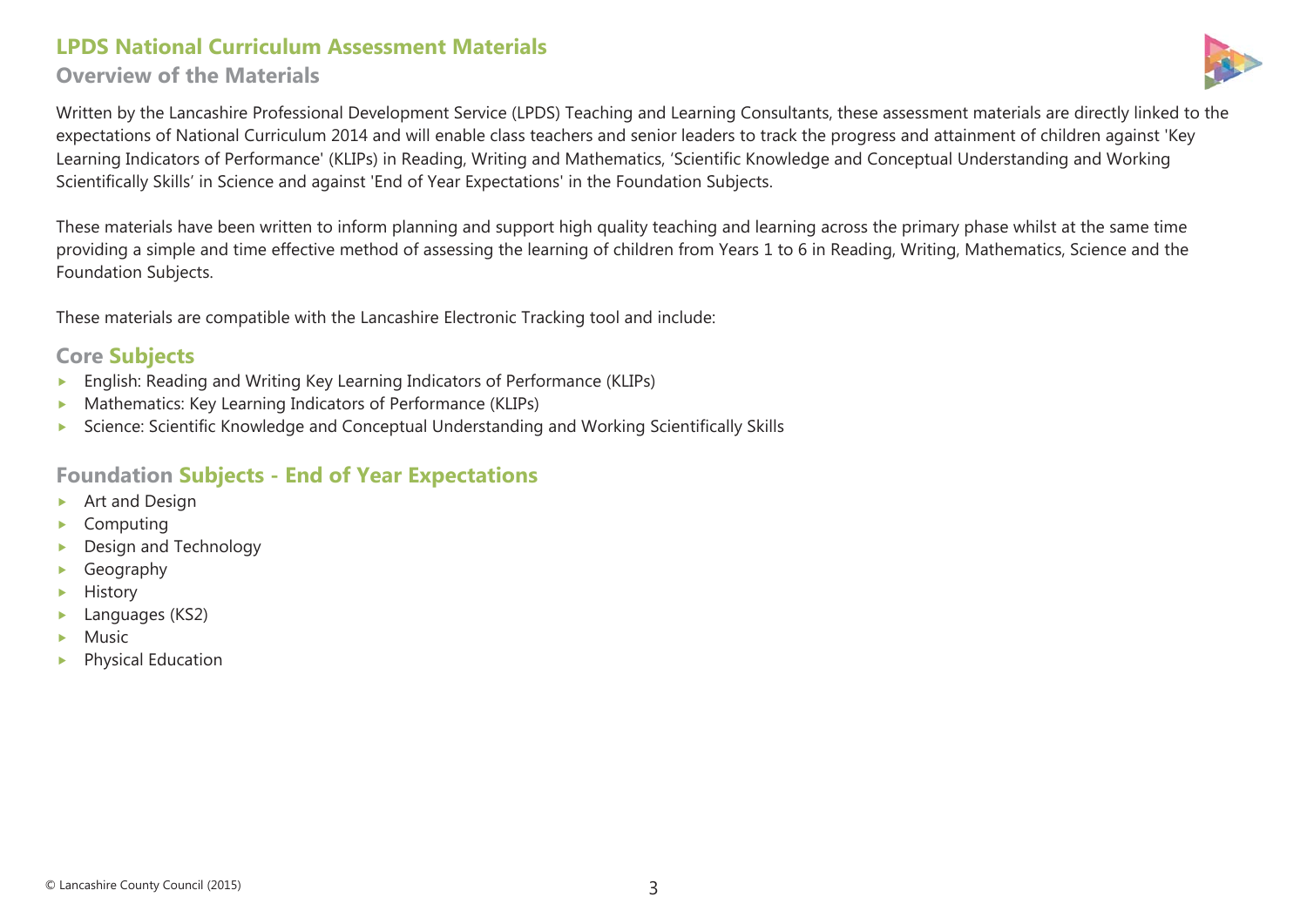# LPDS National Curriculum Assessment Materials

## Overview of the Materials

Written by the Lancashire Professional Development Service (LPDS) Teaching and Learning Consultants, these assessment materials are directly linked to the expectations of National Curriculum 2014 and will enable class teachers and senior leaders to track the progress and attainment of children against 'Key Learning Indicators of Performance' (KLIPs) in Reading, Writing and Mathematics, 'Scientific Knowledge and Conceptual Understanding and Working Scientifically Skills' in Science and against 'End of Year Expectations' in the Foundation Subjects.

These materials have been written to inform planning and support high quality teaching and learning across the primary phase whilst at the same time providing a simple and time effective method of assessing the learning of children from Years 1 to 6 in Reading, Writing, Mathematics, Science and the Foundation Subjects.

These materials are compatible with the Lancashire Electronic Tracking tool and include:

### Core Subjects

- English: Reading and Writing Key Learning Indicators of Performance (KLIPs)
- Mathematics: Key Learning Indicators of Performance (KLIPs)
- Science: Scientific Knowledge and Conceptual Understanding and Working Scientifically Skills

### Foundation Subjects - End of Year Expectations

- Art and Design
- Computing
- Design and Technology
- Geography
- History
- Languages (KS2)
- Music
- Physical Education

© Lancashire County Council (2015)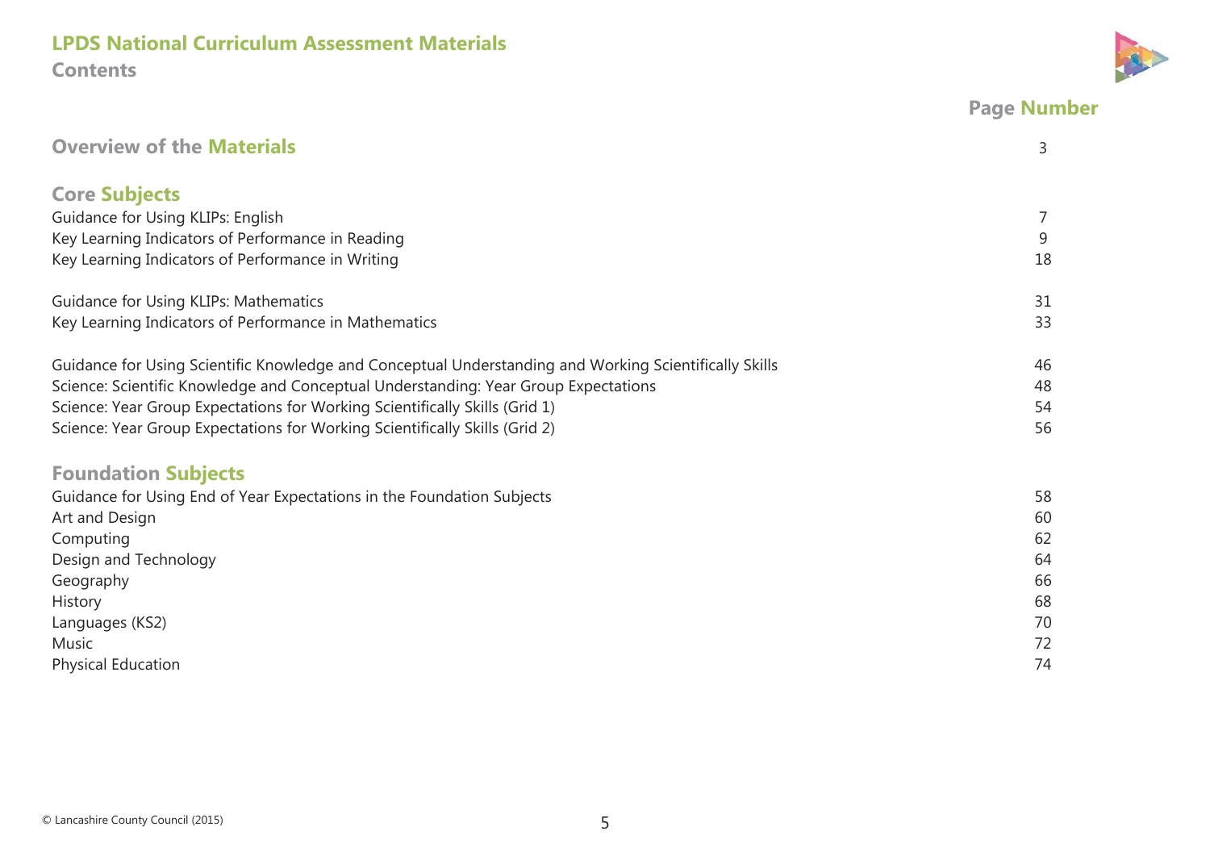# LPDS National Curriculum Assessment Materials

## Contents

| | Page Number |
|---|---|
| **Overview of the Materials** | 3 |
| **Core Subjects** | |
| Guidance for Using KLIPs: English | 7 |
| Key Learning Indicators of Performance in Reading | 9 |
| Key Learning Indicators of Performance in Writing | 18 |
| Guidance for Using KLIPs: Mathematics | 31 |
| Key Learning Indicators of Performance in Mathematics | 33 |
| Guidance for Using Scientific Knowledge and Conceptual Understanding and Working Scientifically Skills | 46 |
| Science: Scientific Knowledge and Conceptual Understanding: Year Group Expectations | 48 |
| Science: Year Group Expectations for Working Scientifically Skills (Grid 1) | 54 |
| Science: Year Group Expectations for Working Scientifically Skills (Grid 2) | 56 |
| **Foundation Subjects** | |
| Guidance for Using End of Year Expectations in the Foundation Subjects | 58 |
| Art and Design | 60 |
| Computing | 62 |
| Design and Technology | 64 |
| Geography | 66 |
| History | 68 |
| Languages (KS2) | 70 |
| Music | 72 |
| Physical Education | 74 |

© Lancashire County Council (2015)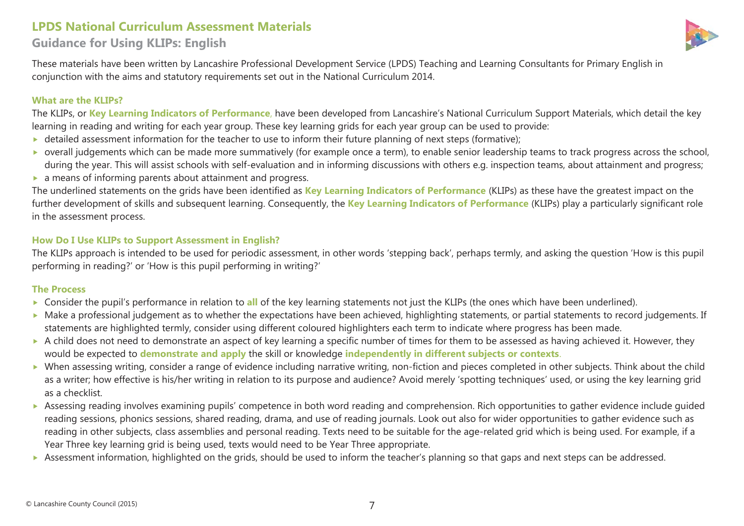# LPDS National Curriculum Assessment Materials

## Guidance for Using KLIPs: English

These materials have been written by Lancashire Professional Development Service (LPDS) Teaching and Learning Consultants for Primary English in conjunction with the aims and statutory requirements set out in the National Curriculum 2014.

### What are the KLIPs?

The KLIPs, or **Key Learning Indicators of Performance**, have been developed from Lancashire's National Curriculum Support Materials, which detail the key learning in reading and writing for each year group. These key learning grids for each year group can be used to provide:

- detailed assessment information for the teacher to use to inform their future planning of next steps (formative);
- overall judgements which can be made more summatively (for example once a term), to enable senior leadership teams to track progress across the school, during the year. This will assist schools with self-evaluation and in informing discussions with others e.g. inspection teams, about attainment and progress;
- a means of informing parents about attainment and progress.

The underlined statements on the grids have been identified as **Key Learning Indicators of Performance** (KLIPs) as these have the greatest impact on the further development of skills and subsequent learning. Consequently, the **Key Learning Indicators of Performance** (KLIPs) play a particularly significant role in the assessment process.

### How Do I Use KLIPs to Support Assessment in English?

The KLIPs approach is intended to be used for periodic assessment, in other words 'stepping back', perhaps termly, and asking the question 'How is this pupil performing in reading?' or 'How is this pupil performing in writing?'

### The Process

- Consider the pupil's performance in relation to **all** of the key learning statements not just the KLIPs (the ones which have been underlined).
- Make a professional judgement as to whether the expectations have been achieved, highlighting statements, or partial statements to record judgements. If statements are highlighted termly, consider using different coloured highlighters each term to indicate where progress has been made.
- A child does not need to demonstrate an aspect of key learning a specific number of times for them to be assessed as having achieved it. However, they would be expected to **demonstrate and apply** the skill or knowledge **independently in different subjects or contexts**.
- When assessing writing, consider a range of evidence including narrative writing, non-fiction and pieces completed in other subjects. Think about the child as a writer; how effective is his/her writing in relation to its purpose and audience? Avoid merely 'spotting techniques' used, or using the key learning grid as a checklist.
- Assessing reading involves examining pupils' competence in both word reading and comprehension. Rich opportunities to gather evidence include guided reading sessions, phonics sessions, shared reading, drama, and use of reading journals. Look out also for wider opportunities to gather evidence such as reading in other subjects, class assemblies and personal reading. Texts need to be suitable for the age-related grid which is being used. For example, if a Year Three key learning grid is being used, texts would need to be Year Three appropriate.
- Assessment information, highlighted on the grids, should be used to inform the teacher's planning so that gaps and next steps can be addressed.

© Lancashire County Council (2015)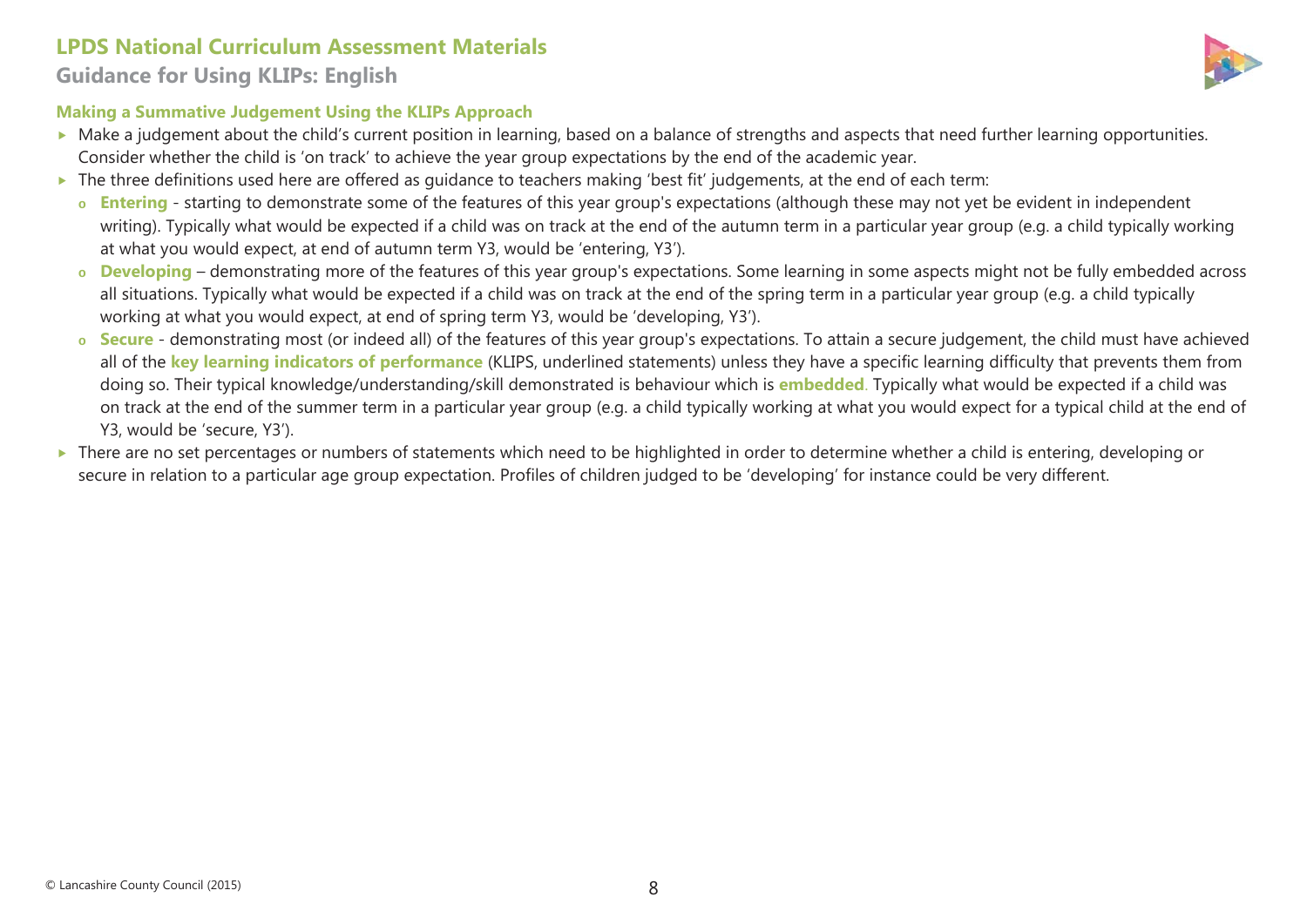# LPDS National Curriculum Assessment Materials

## Guidance for Using KLIPs: English

### Making a Summative Judgement Using the KLIPs Approach

- Make a judgement about the child's current position in learning, based on a balance of strengths and aspects that need further learning opportunities. Consider whether the child is 'on track' to achieve the year group expectations by the end of the academic year.
- The three definitions used here are offered as guidance to teachers making 'best fit' judgements, at the end of each term:
  - **Entering** - starting to demonstrate some of the features of this year group's expectations (although these may not yet be evident in independent writing). Typically what would be expected if a child was on track at the end of the autumn term in a particular year group (e.g. a child typically working at what you would expect, at end of autumn term Y3, would be 'entering, Y3').
  - **Developing** – demonstrating more of the features of this year group's expectations. Some learning in some aspects might not be fully embedded across all situations. Typically what would be expected if a child was on track at the end of the spring term in a particular year group (e.g. a child typically working at what you would expect, at end of spring term Y3, would be 'developing, Y3').
  - **Secure** - demonstrating most (or indeed all) of the features of this year group's expectations. To attain a secure judgement, the child must have achieved all of the **key learning indicators of performance** (KLIPS, underlined statements) unless they have a specific learning difficulty that prevents them from doing so. Their typical knowledge/understanding/skill demonstrated is behaviour which is **embedded**. Typically what would be expected if a child was on track at the end of the summer term in a particular year group (e.g. a child typically working at what you would expect for a typical child at the end of Y3, would be 'secure, Y3').
- There are no set percentages or numbers of statements which need to be highlighted in order to determine whether a child is entering, developing or secure in relation to a particular age group expectation. Profiles of children judged to be 'developing' for instance could be very different.

© Lancashire County Council (2015)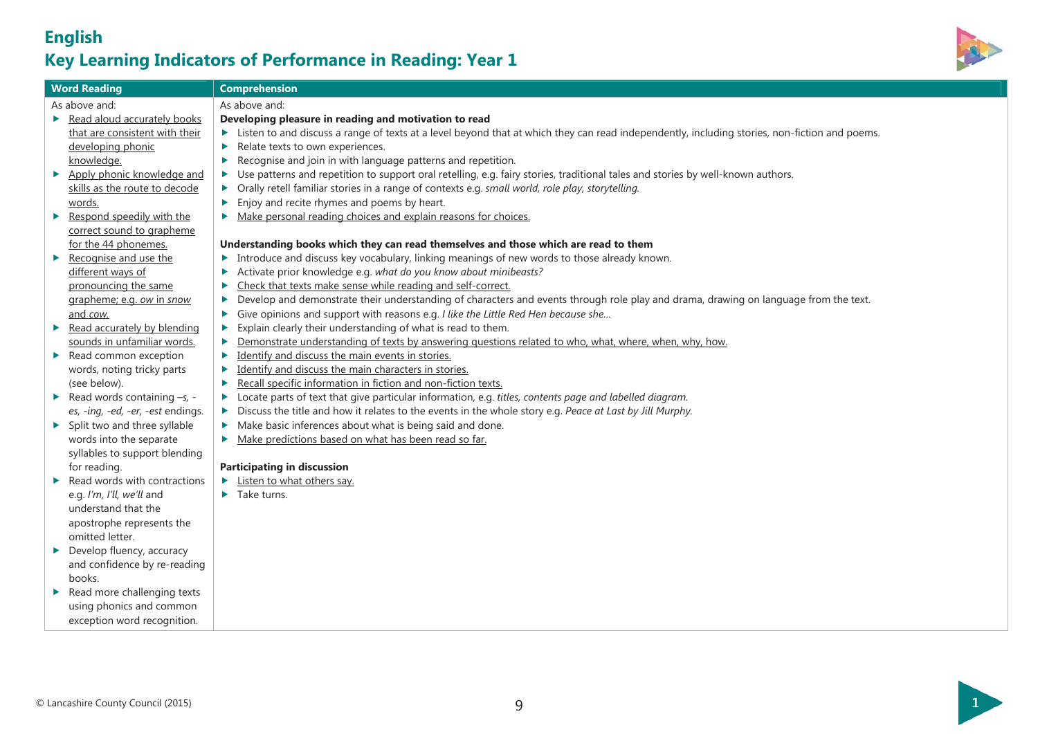# English

## Key Learning Indicators of Performance in Reading: Year 1

| Word Reading | Comprehension |
|---|---|
| As above and:<br>- <u>Read aloud accurately books that are consistent with their developing phonic knowledge.</u><br>- <u>Apply phonic knowledge and skills as the route to decode words.</u><br>- <u>Respond speedily with the correct sound to grapheme for the 44 phonemes.</u><br>- <u>Recognise and use the different ways of pronouncing the same grapheme; e.g. *ow* in *snow* and *cow*.</u><br>- <u>Read accurately by blending sounds in unfamiliar words.</u><br>- Read common exception words, noting tricky parts (see below).<br>- Read words containing *–s, -es, -ing, -ed, -er, -est* endings.<br>- Split two and three syllable words into the separate syllables to support blending for reading.<br>- Read words with contractions e.g. *I'm, I'll, we'll* and understand that the apostrophe represents the omitted letter.<br>- Develop fluency, accuracy and confidence by re-reading books.<br>- Read more challenging texts using phonics and common exception word recognition. | As above and:<br>**Developing pleasure in reading and motivation to read**<br>- Listen to and discuss a range of texts at a level beyond that at which they can read independently, including stories, non-fiction and poems.<br>- Relate texts to own experiences.<br>- Recognise and join in with language patterns and repetition.<br>- Use patterns and repetition to support oral retelling, e.g. fairy stories, traditional tales and stories by well-known authors.<br>- Orally retell familiar stories in a range of contexts e.g. *small world, role play, storytelling.*<br>- Enjoy and recite rhymes and poems by heart.<br>- <u>Make personal reading choices and explain reasons for choices.</u><br><br>**Understanding books which they can read themselves and those which are read to them**<br>- Introduce and discuss key vocabulary, linking meanings of new words to those already known.<br>- Activate prior knowledge e.g. *what do you know about minibeasts?*<br>- <u>Check that texts make sense while reading and self-correct.</u><br>- Develop and demonstrate their understanding of characters and events through role play and drama, drawing on language from the text.<br>- Give opinions and support with reasons e.g. *I like the Little Red Hen because she…*<br>- Explain clearly their understanding of what is read to them.<br>- <u>Demonstrate understanding of texts by answering questions related to who, what, where, when, why, how.</u><br>- <u>Identify and discuss the main events in stories.</u><br>- <u>Identify and discuss the main characters in stories.</u><br>- <u>Recall specific information in fiction and non-fiction texts.</u><br>- Locate parts of text that give particular information, e.g. *titles, contents page and labelled diagram.*<br>- Discuss the title and how it relates to the events in the whole story e.g. *Peace at Last by Jill Murphy.*<br>- Make basic inferences about what is being said and done.<br>- <u>Make predictions based on what has been read so far.</u><br><br>**Participating in discussion**<br>- <u>Listen to what others say.</u><br>- Take turns. |

© Lancashire County Council (2015)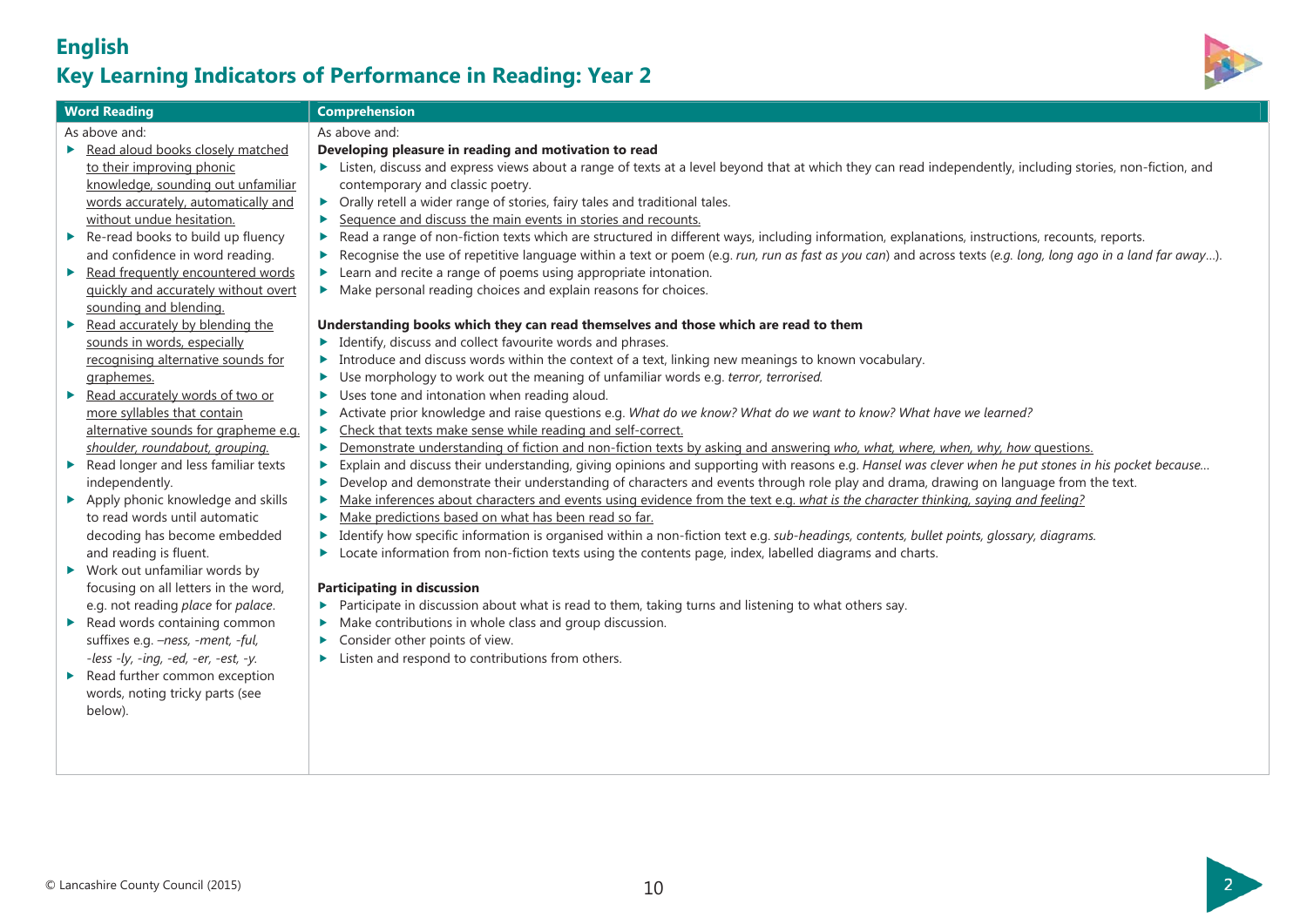# English

## Key Learning Indicators of Performance in Reading: Year 2

### Word Reading

As above and:

- <u>Read aloud books closely matched to their improving phonic knowledge, sounding out unfamiliar words accurately, automatically and without undue hesitation.</u>
- Re-read books to build up fluency and confidence in word reading.
- <u>Read frequently encountered words quickly and accurately without overt sounding and blending.</u>
- <u>Read accurately by blending the sounds in words, especially recognising alternative sounds for graphemes.</u>
- <u>Read accurately words of two or more syllables that contain alternative sounds for grapheme e.g. *shoulder, roundabout, grouping.*</u>
- Read longer and less familiar texts independently.
- Apply phonic knowledge and skills to read words until automatic decoding has become embedded and reading is fluent.
- Work out unfamiliar words by focusing on all letters in the word, e.g. not reading *place* for *palace*.
- Read words containing common suffixes e.g. *–ness, -ment, -ful, -less -ly, -ing, -ed, -er, -est, -y.*
- Read further common exception words, noting tricky parts (see below).

### Comprehension

As above and:

**Developing pleasure in reading and motivation to read**

- Listen, discuss and express views about a range of texts at a level beyond that at which they can read independently, including stories, non-fiction, and contemporary and classic poetry.
- Orally retell a wider range of stories, fairy tales and traditional tales.
- <u>Sequence and discuss the main events in stories and recounts.</u>
- Read a range of non-fiction texts which are structured in different ways, including information, explanations, instructions, recounts, reports.
- Recognise the use of repetitive language within a text or poem (e.g. *run, run as fast as you can*) and across texts (*e.g. long, long ago in a land far away…*).
- Learn and recite a range of poems using appropriate intonation.
- Make personal reading choices and explain reasons for choices.

**Understanding books which they can read themselves and those which are read to them**

- Identify, discuss and collect favourite words and phrases.
- Introduce and discuss words within the context of a text, linking new meanings to known vocabulary.
- Use morphology to work out the meaning of unfamiliar words e.g. *terror, terrorised.*
- Uses tone and intonation when reading aloud.
- Activate prior knowledge and raise questions e.g. *What do we know? What do we want to know? What have we learned?*
- <u>Check that texts make sense while reading and self-correct.</u>
- <u>Demonstrate understanding of fiction and non-fiction texts by asking and answering *who, what, where, when, why, how* questions.</u>
- Explain and discuss their understanding, giving opinions and supporting with reasons e.g. *Hansel was clever when he put stones in his pocket because…*
- Develop and demonstrate their understanding of characters and events through role play and drama, drawing on language from the text.
- <u>Make inferences about characters and events using evidence from the text e.g. *what is the character thinking, saying and feeling?*</u>
- <u>Make predictions based on what has been read so far.</u>
- Identify how specific information is organised within a non-fiction text e.g. *sub-headings, contents, bullet points, glossary, diagrams.*
- Locate information from non-fiction texts using the contents page, index, labelled diagrams and charts.

**Participating in discussion**

- Participate in discussion about what is read to them, taking turns and listening to what others say.
- Make contributions in whole class and group discussion.
- Consider other points of view.
- Listen and respond to contributions from others.

© Lancashire County Council (2015)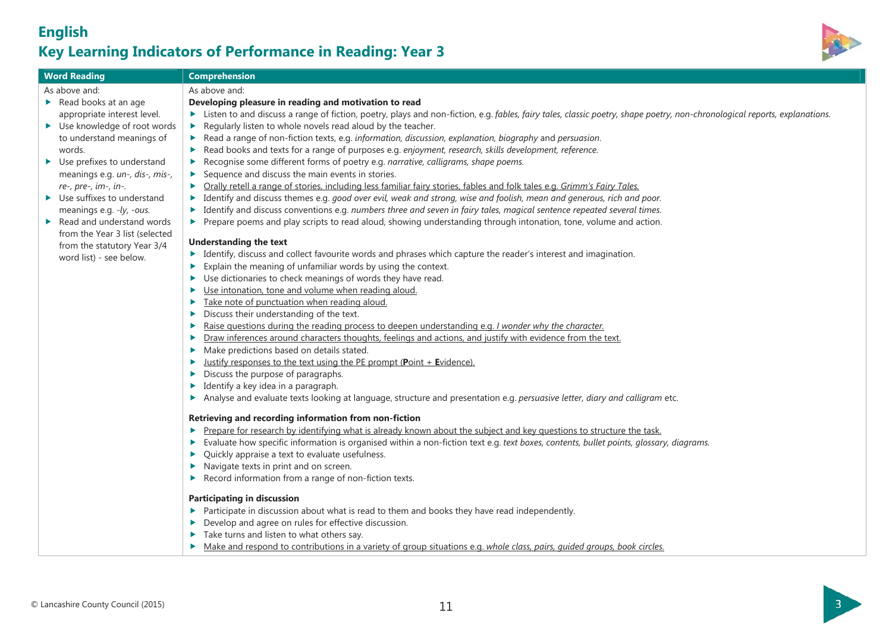# English

## Key Learning Indicators of Performance in Reading: Year 3

| Word Reading | Comprehension |
|---|---|
| As above and:<br>▶ Read books at an age appropriate interest level.<br>▶ Use knowledge of root words to understand meanings of words.<br>▶ Use prefixes to understand meanings e.g. *un-, dis-, mis-, re-, pre-, im-, in-.*<br>▶ Use suffixes to understand meanings e.g. *-ly, -ous.*<br>▶ Read and understand words from the Year 3 list (selected from the statutory Year 3/4 word list) - see below. | As above and:<br>**Developing pleasure in reading and motivation to read**<br>▶ Listen to and discuss a range of fiction, poetry, plays and non-fiction, e.g. *fables, fairy tales, classic poetry, shape poetry, non-chronological reports, explanations.*<br>▶ Regularly listen to whole novels read aloud by the teacher.<br>▶ Read a range of non-fiction texts, e.g. *information, discussion, explanation, biography* and *persuasion*.<br>▶ Read books and texts for a range of purposes e.g. *enjoyment, research, skills development, reference.*<br>▶ Recognise some different forms of poetry e.g. *narrative, calligrams, shape poems.*<br>▶ Sequence and discuss the main events in stories.<br>▶ <u>Orally retell a range of stories, including less familiar fairy stories, fables and folk tales e.g. *Grimm's Fairy Tales.*</u><br>▶ Identify and discuss themes e.g. *good over evil, weak and strong, wise and foolish, mean and generous, rich and poor.*<br>▶ Identify and discuss conventions e.g. *numbers three and seven in fairy tales, magical sentence repeated several times.*<br>▶ Prepare poems and play scripts to read aloud, showing understanding through intonation, tone, volume and action.<br><br>**Understanding the text**<br>▶ Identify, discuss and collect favourite words and phrases which capture the reader's interest and imagination.<br>▶ Explain the meaning of unfamiliar words by using the context.<br>▶ Use dictionaries to check meanings of words they have read.<br>▶ <u>Use intonation, tone and volume when reading aloud.</u><br>▶ <u>Take note of punctuation when reading aloud.</u><br>▶ Discuss their understanding of the text.<br>▶ <u>Raise questions during the reading process to deepen understanding e.g. *I wonder why the character.*</u><br>▶ <u>Draw inferences around characters thoughts, feelings and actions, and justify with evidence from the text.</u><br>▶ Make predictions based on details stated.<br>▶ <u>Justify responses to the text using the PE prompt (**P**oint + **E**vidence).</u><br>▶ Discuss the purpose of paragraphs.<br>▶ Identify a key idea in a paragraph.<br>▶ Analyse and evaluate texts looking at language, structure and presentation e.g. *persuasive letter, diary and calligram* etc.<br><br>**Retrieving and recording information from non-fiction**<br>▶ <u>Prepare for research by identifying what is already known about the subject and key questions to structure the task.</u><br>▶ Evaluate how specific information is organised within a non-fiction text e.g. *text boxes, contents, bullet points, glossary, diagrams.*<br>▶ Quickly appraise a text to evaluate usefulness.<br>▶ Navigate texts in print and on screen.<br>▶ Record information from a range of non-fiction texts.<br><br>**Participating in discussion**<br>▶ Participate in discussion about what is read to them and books they have read independently.<br>▶ Develop and agree on rules for effective discussion.<br>▶ Take turns and listen to what others say.<br>▶ <u>Make and respond to contributions in a variety of group situations e.g. *whole class, pairs, guided groups, book circles.*</u> |

© Lancashire County Council (2015)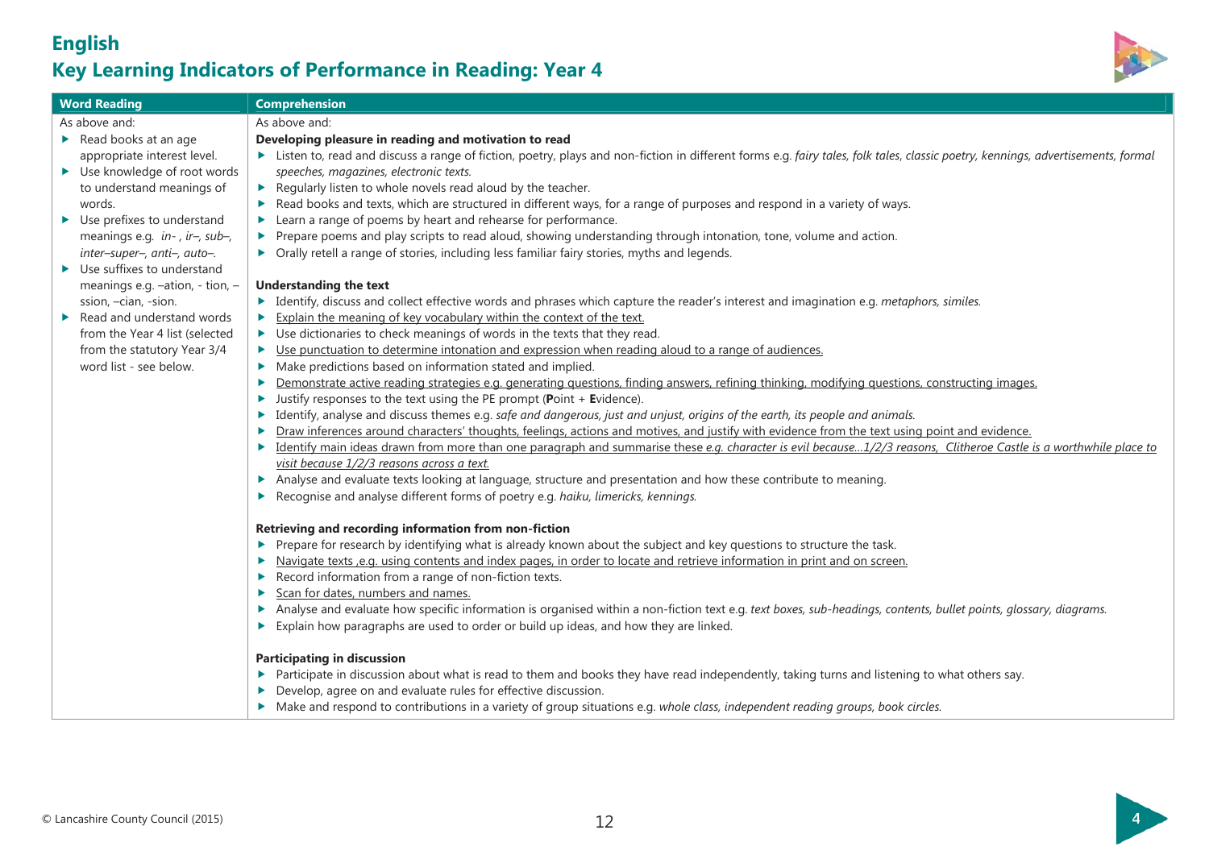# English

## Key Learning Indicators of Performance in Reading: Year 4

| Word Reading | Comprehension |
|---|---|
| As above and:<br>▶ Read books at an age appropriate interest level.<br>▶ Use knowledge of root words to understand meanings of words.<br>▶ Use prefixes to understand meanings e.g. *in- , ir–, sub–, inter–super–, anti–, auto–.*<br>▶ Use suffixes to understand meanings e.g. –ation, - tion, –ssion, –cian, -sion.<br>▶ Read and understand words from the Year 4 list (selected from the statutory Year 3/4 word list - see below. | As above and:<br>**Developing pleasure in reading and motivation to read**<br>▶ Listen to, read and discuss a range of fiction, poetry, plays and non-fiction in different forms e.g. *fairy tales, folk tales, classic poetry, kennings, advertisements, formal speeches, magazines, electronic texts.*<br>▶ Regularly listen to whole novels read aloud by the teacher.<br>▶ Read books and texts, which are structured in different ways, for a range of purposes and respond in a variety of ways.<br>▶ Learn a range of poems by heart and rehearse for performance.<br>▶ Prepare poems and play scripts to read aloud, showing understanding through intonation, tone, volume and action.<br>▶ Orally retell a range of stories, including less familiar fairy stories, myths and legends.<br><br>**Understanding the text**<br>▶ Identify, discuss and collect effective words and phrases which capture the reader's interest and imagination e.g. *metaphors, similes.*<br>▶ <u>Explain the meaning of key vocabulary within the context of the text.</u><br>▶ Use dictionaries to check meanings of words in the texts that they read.<br>▶ <u>Use punctuation to determine intonation and expression when reading aloud to a range of audiences.</u><br>▶ Make predictions based on information stated and implied.<br>▶ <u>Demonstrate active reading strategies e.g. generating questions, finding answers, refining thinking, modifying questions, constructing images.</u><br>▶ Justify responses to the text using the PE prompt (**P**oint + **E**vidence).<br>▶ Identify, analyse and discuss themes e.g. *safe and dangerous, just and unjust, origins of the earth, its people and animals.*<br>▶ <u>Draw inferences around characters' thoughts, feelings, actions and motives, and justify with evidence from the text using point and evidence.</u><br>▶ <u>Identify main ideas drawn from more than one paragraph and summarise these *e.g. character is evil because…1/2/3 reasons, Clitheroe Castle is a worthwhile place to visit because 1/2/3 reasons across a text.*</u><br>▶ Analyse and evaluate texts looking at language, structure and presentation and how these contribute to meaning.<br>▶ Recognise and analyse different forms of poetry e.g. *haiku, limericks, kennings.*<br><br>**Retrieving and recording information from non-fiction**<br>▶ Prepare for research by identifying what is already known about the subject and key questions to structure the task.<br>▶ <u>Navigate texts ,e.g. using contents and index pages, in order to locate and retrieve information in print and on screen.</u><br>▶ Record information from a range of non-fiction texts.<br>▶ <u>Scan for dates, numbers and names.</u><br>▶ Analyse and evaluate how specific information is organised within a non-fiction text e.g. *text boxes, sub-headings, contents, bullet points, glossary, diagrams.*<br>▶ Explain how paragraphs are used to order or build up ideas, and how they are linked.<br><br>**Participating in discussion**<br>▶ Participate in discussion about what is read to them and books they have read independently, taking turns and listening to what others say.<br>▶ Develop, agree on and evaluate rules for effective discussion.<br>▶ Make and respond to contributions in a variety of group situations e.g. *whole class, independent reading groups, book circles.* |

© Lancashire County Council (2015)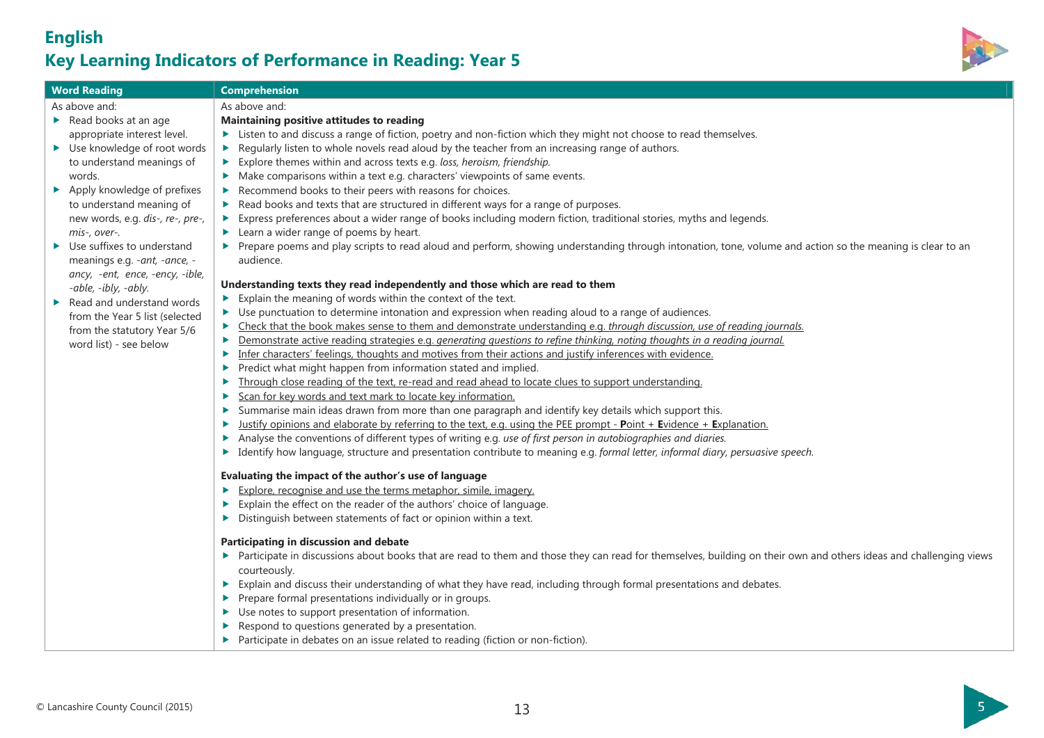# English

## Key Learning Indicators of Performance in Reading: Year 5

| Word Reading | Comprehension |
|---|---|
| As above and:<br>▶ Read books at an age appropriate interest level.<br>▶ Use knowledge of root words to understand meanings of words.<br>▶ Apply knowledge of prefixes to understand meaning of new words, e.g. *dis-, re-, pre-, mis-, over-*.<br>▶ Use suffixes to understand meanings e.g. *-ant, -ance, -ancy, -ent, ence, -ency, -ible, -able, -ibly, -ably.*<br>▶ Read and understand words from the Year 5 list (selected from the statutory Year 5/6 word list) - see below | As above and:<br>**Maintaining positive attitudes to reading**<br>▶ Listen to and discuss a range of fiction, poetry and non-fiction which they might not choose to read themselves.<br>▶ Regularly listen to whole novels read aloud by the teacher from an increasing range of authors.<br>▶ Explore themes within and across texts e.g. *loss, heroism, friendship.*<br>▶ Make comparisons within a text e.g. characters' viewpoints of same events.<br>▶ Recommend books to their peers with reasons for choices.<br>▶ Read books and texts that are structured in different ways for a range of purposes.<br>▶ Express preferences about a wider range of books including modern fiction, traditional stories, myths and legends.<br>▶ Learn a wider range of poems by heart.<br>▶ Prepare poems and play scripts to read aloud and perform, showing understanding through intonation, tone, volume and action so the meaning is clear to an audience.<br><br>**Understanding texts they read independently and those which are read to them**<br>▶ Explain the meaning of words within the context of the text.<br>▶ Use punctuation to determine intonation and expression when reading aloud to a range of audiences.<br>▶ Check that the book makes sense to them and demonstrate understanding e.g. *through discussion, use of reading journals.*<br>▶ Demonstrate active reading strategies e.g. *generating questions to refine thinking, noting thoughts in a reading journal.*<br>▶ Infer characters' feelings, thoughts and motives from their actions and justify inferences with evidence.<br>▶ Predict what might happen from information stated and implied.<br>▶ Through close reading of the text, re-read and read ahead to locate clues to support understanding.<br>▶ Scan for key words and text mark to locate key information.<br>▶ Summarise main ideas drawn from more than one paragraph and identify key details which support this.<br>▶ Justify opinions and elaborate by referring to the text, e.g. using the PEE prompt - **P**oint + **E**vidence + **E**xplanation.<br>▶ Analyse the conventions of different types of writing e.g. *use of first person in autobiographies and diaries.*<br>▶ Identify how language, structure and presentation contribute to meaning e.g. *formal letter, informal diary, persuasive speech.*<br><br>**Evaluating the impact of the author's use of language**<br>▶ Explore, recognise and use the terms metaphor, simile, imagery.<br>▶ Explain the effect on the reader of the authors' choice of language.<br>▶ Distinguish between statements of fact or opinion within a text.<br><br>**Participating in discussion and debate**<br>▶ Participate in discussions about books that are read to them and those they can read for themselves, building on their own and others ideas and challenging views courteously.<br>▶ Explain and discuss their understanding of what they have read, including through formal presentations and debates.<br>▶ Prepare formal presentations individually or in groups.<br>▶ Use notes to support presentation of information.<br>▶ Respond to questions generated by a presentation.<br>▶ Participate in debates on an issue related to reading (fiction or non-fiction). |

© Lancashire County Council (2015)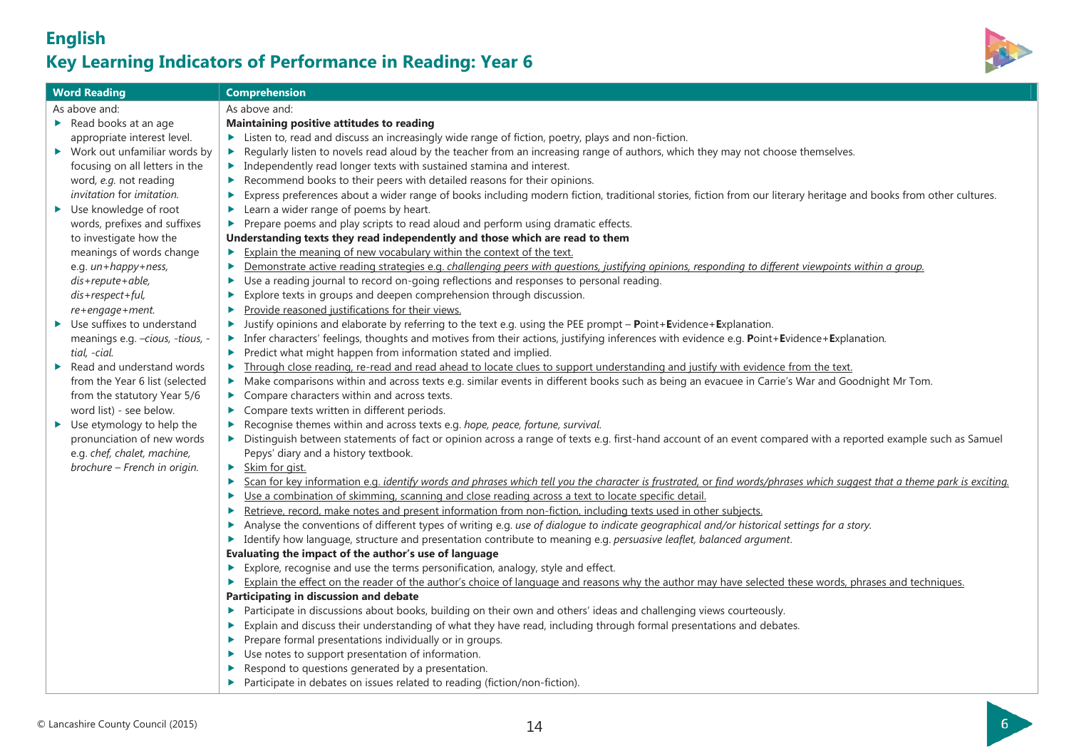# English

## Key Learning Indicators of Performance in Reading: Year 6

| Word Reading | Comprehension |
| --- | --- |
| As above and:<br>▶ Read books at an age appropriate interest level.<br>▶ Work out unfamiliar words by focusing on all letters in the word, *e.g.* not reading *invitation* for *imitation.*<br>▶ Use knowledge of root words, prefixes and suffixes to investigate how the meanings of words change e.g. *un+happy+ness, dis+repute+able, dis+respect+ful, re+engage+ment.*<br>▶ Use suffixes to understand meanings e.g. *–cious, -tious, -tial, -cial.*<br>▶ Read and understand words from the Year 6 list (selected from the statutory Year 5/6 word list) - see below.<br>▶ Use etymology to help the pronunciation of new words e.g. *chef, chalet, machine, brochure – French in origin.* | As above and:<br>**Maintaining positive attitudes to reading**<br>▶ Listen to, read and discuss an increasingly wide range of fiction, poetry, plays and non-fiction.<br>▶ Regularly listen to novels read aloud by the teacher from an increasing range of authors, which they may not choose themselves.<br>▶ Independently read longer texts with sustained stamina and interest.<br>▶ Recommend books to their peers with detailed reasons for their opinions.<br>▶ Express preferences about a wider range of books including modern fiction, traditional stories, fiction from our literary heritage and books from other cultures.<br>▶ Learn a wider range of poems by heart.<br>▶ Prepare poems and play scripts to read aloud and perform using dramatic effects.<br>**Understanding texts they read independently and those which are read to them**<br>▶ <u>Explain the meaning of new vocabulary within the context of the text.</u><br>▶ <u>Demonstrate active reading strategies e.g. *challenging peers with questions, justifying opinions, responding to different viewpoints within a group.*</u><br>▶ Use a reading journal to record on-going reflections and responses to personal reading.<br>▶ Explore texts in groups and deepen comprehension through discussion.<br>▶ <u>Provide reasoned justifications for their views.</u><br>▶ Justify opinions and elaborate by referring to the text e.g. using the PEE prompt – **P**oint+**E**vidence+**E**xplanation.<br>▶ Infer characters' feelings, thoughts and motives from their actions, justifying inferences with evidence e.g. **P**oint+**E**vidence+**E**xplanation.<br>▶ Predict what might happen from information stated and implied.<br>▶ <u>Through close reading, re-read and read ahead to locate clues to support understanding and justify with evidence from the text.</u><br>▶ Make comparisons within and across texts e.g. similar events in different books such as being an evacuee in Carrie's War and Goodnight Mr Tom.<br>▶ Compare characters within and across texts.<br>▶ Compare texts written in different periods.<br>▶ Recognise themes within and across texts e.g. *hope, peace, fortune, survival.*<br>▶ Distinguish between statements of fact or opinion across a range of texts e.g. first-hand account of an event compared with a reported example such as Samuel Pepys' diary and a history textbook.<br>▶ <u>Skim for gist.</u><br>▶ <u>Scan for key information e.g. *identify words and phrases which tell you the character is frustrated,* or *find words/phrases which suggest that a theme park is exciting.*</u><br>▶ <u>Use a combination of skimming, scanning and close reading across a text to locate specific detail.</u><br>▶ <u>Retrieve, record, make notes and present information from non-fiction, including texts used in other subjects.</u><br>▶ Analyse the conventions of different types of writing e.g. *use of dialogue to indicate geographical and/or historical settings for a story.*<br>▶ Identify how language, structure and presentation contribute to meaning e.g. *persuasive leaflet, balanced argument*.<br>**Evaluating the impact of the author's use of language**<br>▶ Explore, recognise and use the terms personification, analogy, style and effect.<br>▶ <u>Explain the effect on the reader of the author's choice of language and reasons why the author may have selected these words, phrases and techniques.</u><br>**Participating in discussion and debate**<br>▶ Participate in discussions about books, building on their own and others' ideas and challenging views courteously.<br>▶ Explain and discuss their understanding of what they have read, including through formal presentations and debates.<br>▶ Prepare formal presentations individually or in groups.<br>▶ Use notes to support presentation of information.<br>▶ Respond to questions generated by a presentation.<br>▶ Participate in debates on issues related to reading (fiction/non-fiction). |

© Lancashire County Council (2015)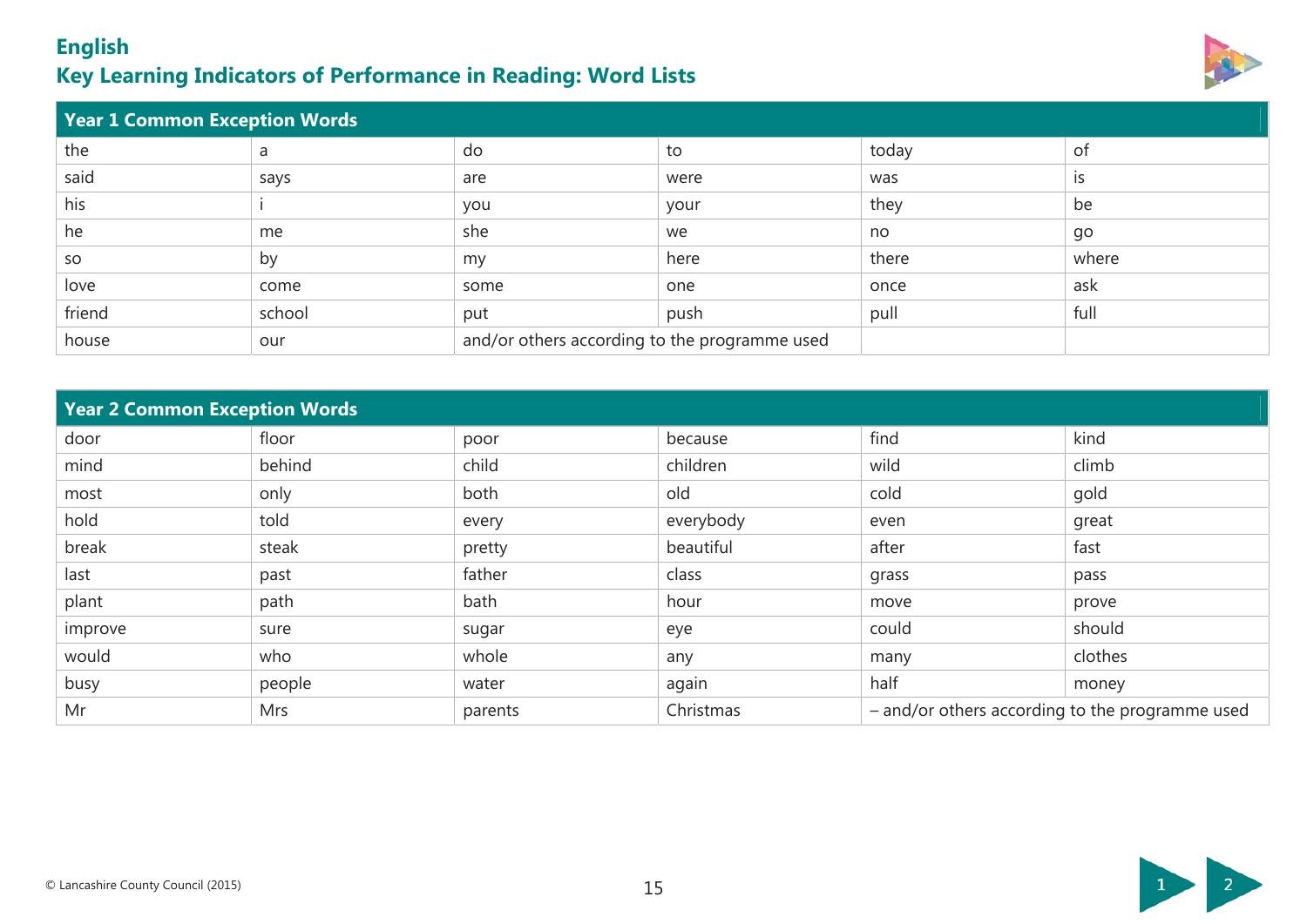# English
## Key Learning Indicators of Performance in Reading: Word Lists

| Year 1 Common Exception Words | | | | | |
|---|---|---|---|---|---|
| the | a | do | to | today | of |
| said | says | are | were | was | is |
| his | i | you | your | they | be |
| he | me | she | we | no | go |
| so | by | my | here | there | where |
| love | come | some | one | once | ask |
| friend | school | put | push | pull | full |
| house | our | and/or others according to the programme used | | | |

| Year 2 Common Exception Words | | | | | |
|---|---|---|---|---|---|
| door | floor | poor | because | find | kind |
| mind | behind | child | children | wild | climb |
| most | only | both | old | cold | gold |
| hold | told | every | everybody | even | great |
| break | steak | pretty | beautiful | after | fast |
| last | past | father | class | grass | pass |
| plant | path | bath | hour | move | prove |
| improve | sure | sugar | eye | could | should |
| would | who | whole | any | many | clothes |
| busy | people | water | again | half | money |
| Mr | Mrs | parents | Christmas | – and/or others according to the programme used | |

© Lancashire County Council (2015)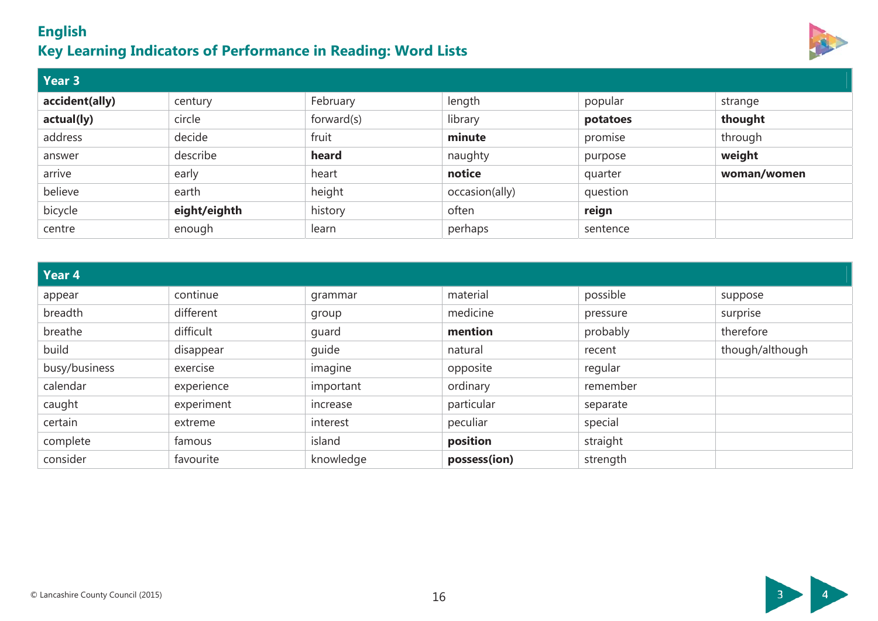# English

## Key Learning Indicators of Performance in Reading: Word Lists

| Year 3 | | | | | |
|---|---|---|---|---|---|
| **accident(ally)** | century | February | length | popular | strange |
| **actual(ly)** | circle | forward(s) | library | **potatoes** | **thought** |
| address | decide | fruit | **minute** | promise | through |
| answer | describe | **heard** | naughty | purpose | **weight** |
| arrive | early | heart | **notice** | quarter | **woman/women** |
| believe | earth | height | occasion(ally) | question | |
| bicycle | **eight/eighth** | history | often | **reign** | |
| centre | enough | learn | perhaps | sentence | |

| Year 4 | | | | | |
|---|---|---|---|---|---|
| appear | continue | grammar | material | possible | suppose |
| breadth | different | group | medicine | pressure | surprise |
| breathe | difficult | guard | **mention** | probably | therefore |
| build | disappear | guide | natural | recent | though/although |
| busy/business | exercise | imagine | opposite | regular | |
| calendar | experience | important | ordinary | remember | |
| caught | experiment | increase | particular | separate | |
| certain | extreme | interest | peculiar | special | |
| complete | famous | island | **position** | straight | |
| consider | favourite | knowledge | **possess(ion)** | strength | |

© Lancashire County Council (2015)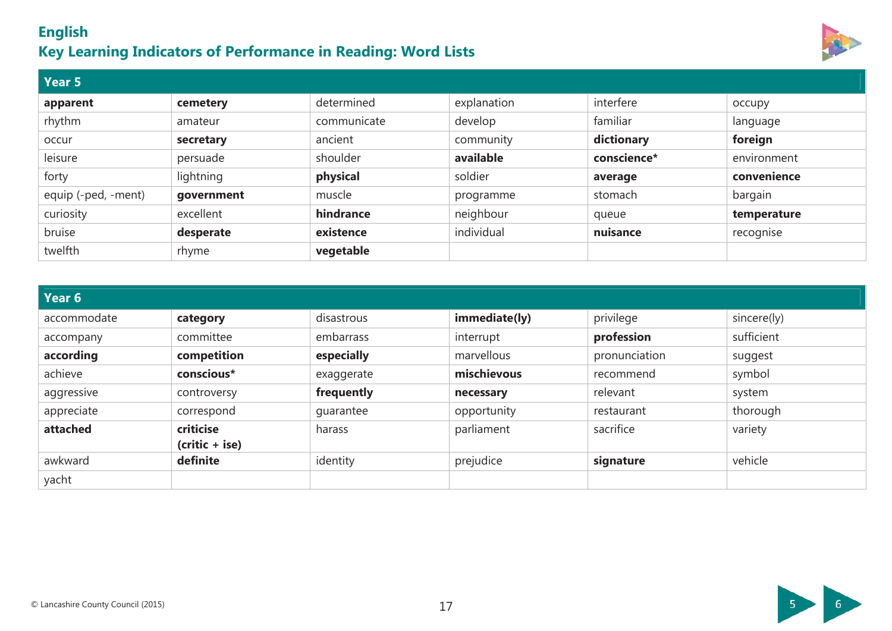# English

## Key Learning Indicators of Performance in Reading: Word Lists

| Year 5 | | | | | |
|---|---|---|---|---|---|
| **apparent** | **cemetery** | determined | explanation | interfere | occupy |
| rhythm | amateur | communicate | develop | familiar | language |
| occur | **secretary** | ancient | community | **dictionary** | **foreign** |
| leisure | persuade | shoulder | **available** | **conscience*** | environment |
| forty | lightning | **physical** | soldier | **average** | **convenience** |
| equip (-ped, -ment) | **government** | muscle | programme | stomach | bargain |
| curiosity | excellent | **hindrance** | neighbour | queue | **temperature** |
| bruise | **desperate** | **existence** | individual | **nuisance** | recognise |
| twelfth | rhyme | **vegetable** | | | |

| Year 6 | | | | | |
|---|---|---|---|---|---|
| accommodate | **category** | disastrous | **immediate(ly)** | privilege | sincere(ly) |
| accompany | committee | embarrass | interrupt | **profession** | sufficient |
| **according** | **competition** | **especially** | marvellous | pronunciation | suggest |
| achieve | **conscious*** | exaggerate | **mischievous** | recommend | symbol |
| aggressive | controversy | **frequently** | **necessary** | relevant | system |
| appreciate | correspond | guarantee | opportunity | restaurant | thorough |
| **attached** | **criticise (critic + ise)** | harass | parliament | sacrifice | variety |
| awkward | **definite** | identity | prejudice | **signature** | vehicle |
| yacht | | | | | |

© Lancashire County Council (2015)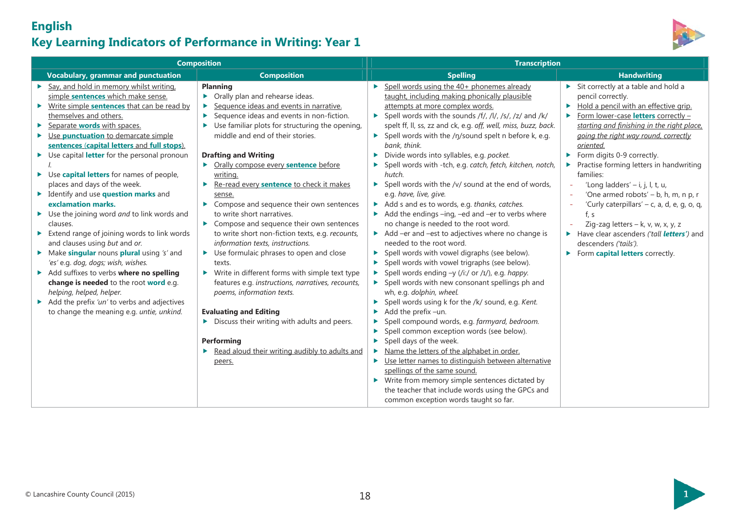# English

## Key Learning Indicators of Performance in Writing: Year 1

| Composition | | Transcription | |
|---|---|---|---|
| **Vocabulary, grammar and punctuation** | **Composition** | **Spelling** | **Handwriting** |
| ► Say, and hold in memory whilst writing, simple **sentences** which make sense.<br>► Write simple **sentences** that can be read by themselves and others.<br>► Separate **words** with spaces.<br>► Use **punctuation** to demarcate simple **sentences** (**capital letters** and **full stops**).<br>► Use capital **letter** for the personal pronoun *I*.<br>► Use **capital letters** for names of people, places and days of the week.<br>► Identify and use **question marks** and **exclamation marks.**<br>► Use the joining word *and* to link words and clauses.<br>► Extend range of joining words to link words and clauses using *but* and *or.*<br>► Make **singular** nouns **plural** using *'s'* and *'es'* e.g. *dog, dogs; wish, wishes.*<br>► Add suffixes to verbs **where no spelling change is needed** to the root **word** e.g. *helping, helped, helper.*<br>► Add the prefix *'un'* to verbs and adjectives to change the meaning e.g. *untie, unkind.* | **Planning**<br>► Orally plan and rehearse ideas.<br>► Sequence ideas and events in narrative.<br>► Sequence ideas and events in non-fiction.<br>► Use familiar plots for structuring the opening, middle and end of their stories.<br><br>**Drafting and Writing**<br>► Orally compose every **sentence** before writing.<br>► Re-read every **sentence** to check it makes sense.<br>► Compose and sequence their own sentences to write short narratives.<br>► Compose and sequence their own sentences to write short non-fiction texts, e.g. *recounts, information texts, instructions.*<br>► Use formulaic phrases to open and close texts.<br>► Write in different forms with simple text type features e.g. *instructions, narratives, recounts, poems, information texts.*<br><br>**Evaluating and Editing**<br>► Discuss their writing with adults and peers.<br><br>**Performing**<br>► Read aloud their writing audibly to adults and peers. | ► Spell words using the 40+ phonemes already taught, including making phonically plausible attempts at more complex words.<br>► Spell words with the sounds /f/, /l/, /s/, /z/ and /k/ spelt ff, ll, ss, zz and ck, e.g. *off, well, miss, buzz, back.*<br>► Spell words with the /ŋ/sound spelt n before k, e.g. *bank, think.*<br>► Divide words into syllables, e.g. *pocket.*<br>► Spell words with -tch, e.g. *catch, fetch, kitchen, notch, hutch.*<br>► Spell words with the /v/ sound at the end of words, e.g. *have, live, give.*<br>► Add s and es to words, e.g. *thanks, catches.*<br>► Add the endings –ing, –ed and –er to verbs where no change is needed to the root word.<br>► Add –er and –est to adjectives where no change is needed to the root word.<br>► Spell words with vowel digraphs (see below).<br>► Spell words with vowel trigraphs (see below).<br>► Spell words ending –y (/i:/ or /ɪ/), e.g. *happy.*<br>► Spell words with new consonant spellings ph and wh, e.g. *dolphin, wheel.*<br>► Spell words using k for the /k/ sound, e.g. *Kent.*<br>► Add the prefix –un.<br>► Spell compound words, e.g. *farmyard, bedroom.*<br>► Spell common exception words (see below).<br>► Spell days of the week.<br>► Name the letters of the alphabet in order.<br>► Use letter names to distinguish between alternative spellings of the same sound.<br>► Write from memory simple sentences dictated by the teacher that include words using the GPCs and common exception words taught so far. | ► Sit correctly at a table and hold a pencil correctly.<br>► Hold a pencil with an effective grip.<br>► Form lower-case **letters** correctly – *starting and finishing in the right place, going the right way round, correctly oriented.*<br>► Form digits 0-9 correctly.<br>► Practise forming letters in handwriting families:<br>- 'Long ladders' – i, j, l, t, u,<br>- 'One armed robots' – b, h, m, n p, r<br>- 'Curly caterpillars' – c, a, d, e, g, o, q, f, s<br>- Zig-zag letters – k, v, w, x, y, z<br>► Have clear ascenders *('tall **letters**')* and descenders *('tails').*<br>► Form **capital letters** correctly. |

© Lancashire County Council (2015)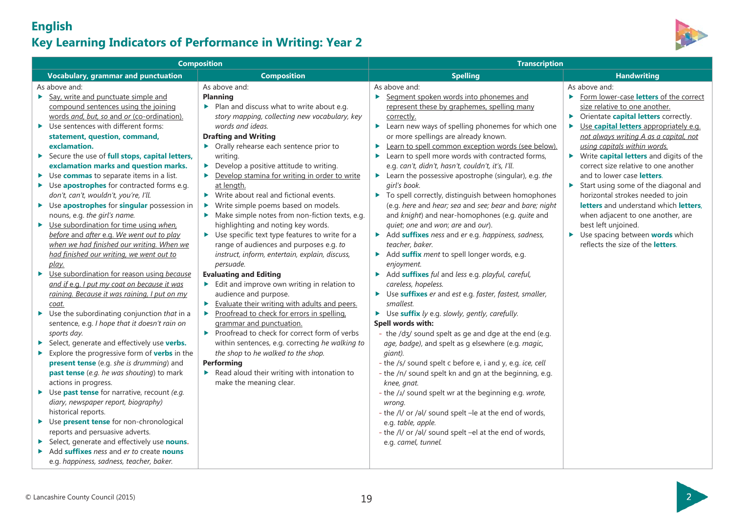# English

## Key Learning Indicators of Performance in Writing: Year 2

### Composition

#### Vocabulary, grammar and punctuation

As above and:

- <u>Say, write and punctuate simple and compound sentences using the joining words *and, but, so* and *or* (co-ordination).</u>
- Use sentences with different forms: **statement, question, command, exclamation.**
- Secure the use of **full stops, capital letters, exclamation marks and question marks.**
- Use **commas** to separate items in a list.
- Use **apostrophes** for contracted forms e.g. *don't, can't, wouldn't, you're, I'll.*
- Use **apostrophes** for **singular** possession in nouns, e.g. *the girl's name.*
- <u>Use subordination for time using *when, before* and *after* e.g. *We went out to play when we had finished our writing. When we had finished our writing, we went out to play.*</u>
- <u>Use subordination for reason using *because* and *if* e.g. *I put my coat on because it was raining. Because it was raining, I put on my coat.*</u>
- Use the subordinating conjunction *that* in a sentence, e.g. *I hope that it doesn't rain on sports day.*
- Select, generate and effectively use **verbs.**
- Explore the progressive form of **verbs** in the **present tense** (e.g. *she is drumming*) and **past tense** (*e.g. he was shouting*) to mark actions in progress.
- Use **past tense** for narrative, recount *(e.g. diary, newspaper report, biography)* historical reports.
- Use **present tense** for non-chronological reports and persuasive adverts.
- Select, generate and effectively use **nouns.**
- Add **suffixes** *ness* and *er to* create **nouns** e.g. *happiness, sadness, teacher, baker.*

#### Composition

As above and:

**Planning**

- Plan and discuss what to write about e.g. *story mapping, collecting new vocabulary, key words and ideas.*

**Drafting and Writing**

- Orally rehearse each sentence prior to writing.
- Develop a positive attitude to writing.
- <u>Develop stamina for writing in order to write at length.</u>
- Write about real and fictional events.
- Write simple poems based on models.
- Make simple notes from non-fiction texts, e.g. highlighting and noting key words.
- Use specific text type features to write for a range of audiences and purposes e.g. *to instruct, inform, entertain, explain, discuss, persuade.*

**Evaluating and Editing**

- Edit and improve own writing in relation to audience and purpose.
- <u>Evaluate their writing with adults and peers.</u>
- <u>Proofread to check for errors in spelling, grammar and punctuation.</u>
- Proofread to check for correct form of verbs within sentences, e.g. correcting *he walking to the shop* to *he walked to the shop.*

**Performing**

- Read aloud their writing with intonation to make the meaning clear.

### Transcription

#### Spelling

As above and:

- <u>Segment spoken words into phonemes and represent these by graphemes, spelling many correctly.</u>
- Learn new ways of spelling phonemes for which one or more spellings are already known.
- <u>Learn to spell common exception words (see below).</u>
- Learn to spell more words with contracted forms, e.g. *can't, didn't, hasn't, couldn't, it's, I'll.*
- Learn the possessive apostrophe (singular), e.g. *the girl's book.*
- To spell correctly, distinguish between homophones (e.g. *here* and *hear; sea* and *see; bear* and *bare; night* and *knight*) and near-homophones (e.g. *quite* and *quiet*; *one* and *won*; *are* and *our*).
- Add **suffixes** *ness* and *er* e.g. *happiness, sadness, teacher, baker.*
- Add **suffix** *ment* to spell longer words, e.g. *enjoyment.*
- Add **suffixes** *ful* and *less* e.g. *playful, careful, careless, hopeless.*
- Use **suffixes** *er* and *est* e.g. *faster, fastest, smaller, smallest.*
- Use **suffix** *ly* e.g. *slowly, gently, carefully.*

**Spell words with:**

- the /dʒ/ sound spelt as ge and dge at the end (e.g. *age, badge*), and spelt as g elsewhere (e.g. *magic, giant*).
- the /s/ sound spelt c before e, i and y, e.g. *ice, cell*
- the /n/ sound spelt kn and gn at the beginning, e.g. *knee, gnat.*
- the /ɹ/ sound spelt wr at the beginning e.g. *wrote, wrong.*
- the /l/ or /əl/ sound spelt –le at the end of words, e.g. *table, apple.*
- the /l/ or /əl/ sound spelt –el at the end of words, e.g. *camel, tunnel.*

#### Handwriting

As above and:

- <u>Form lower-case **letters** of the correct size relative to one another.</u>
- Orientate **capital letters** correctly.
- <u>Use **capital letters** appropriately e.g. *not always writing A as a capital, not using capitals within words.*</u>
- Write **capital letters** and digits of the correct size relative to one another and to lower case **letters**.
- Start using some of the diagonal and horizontal strokes needed to join **letters** and understand which **letters**, when adjacent to one another, are best left unjoined.
- Use spacing between **words** which reflects the size of the **letters**.

© Lancashire County Council (2015)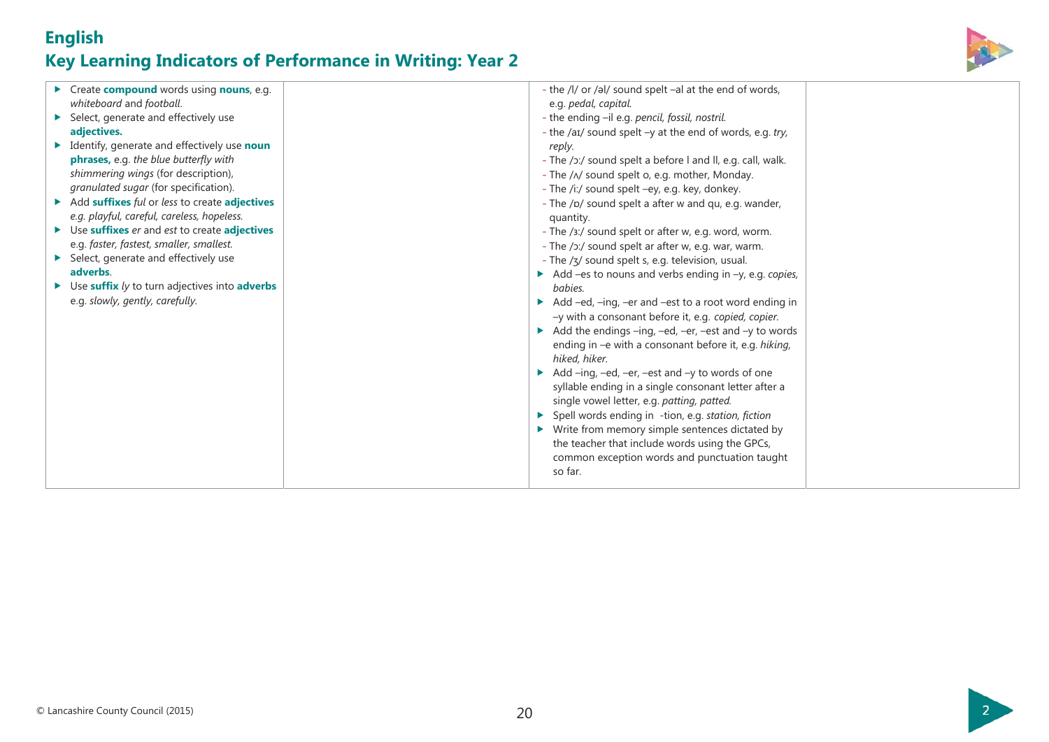# English

## Key Learning Indicators of Performance in Writing: Year 2

| | | | |
|---|---|---|---|
| ▶ Create **compound** words using **nouns**, e.g. *whiteboard* and *football*.<br>▶ Select, generate and effectively use **adjectives.**<br>▶ Identify, generate and effectively use **noun phrases,** e.g. *the blue butterfly with shimmering wings* (for description), *granulated sugar* (for specification).<br>▶ Add **suffixes** *ful* or *less* to create **adjectives** *e.g. playful, careful, careless, hopeless.*<br>▶ Use **suffixes** *er* and *est* to create **adjectives** e.g. *faster, fastest, smaller, smallest.*<br>▶ Select, generate and effectively use **adverbs**.<br>▶ Use **suffix** *ly* to turn adjectives into **adverbs** e.g. *slowly, gently, carefully.* | | - the /l/ or /əl/ sound spelt –al at the end of words, e.g. *pedal, capital.*<br>- the ending –il e.g. *pencil, fossil, nostril.*<br>- the /aɪ/ sound spelt –y at the end of words, e.g. *try, reply.*<br>- The /ɔ:/ sound spelt a before l and ll, e.g. call, walk.<br>- The /ʌ/ sound spelt o, e.g. mother, Monday.<br>- The /i:/ sound spelt –ey, e.g. key, donkey.<br>- The /ɒ/ sound spelt a after w and qu, e.g. wander, quantity.<br>- The /ɜ:/ sound spelt or after w, e.g. word, worm.<br>- The /ɔ:/ sound spelt ar after w, e.g. war, warm.<br>- The /ʒ/ sound spelt s, e.g. television, usual.<br>▶ Add –es to nouns and verbs ending in –y, e.g. *copies, babies.*<br>▶ Add –ed, –ing, –er and –est to a root word ending in –y with a consonant before it, e.g. *copied, copier.*<br>▶ Add the endings –ing, –ed, –er, –est and –y to words ending in –e with a consonant before it, e.g. *hiking, hiked, hiker.*<br>▶ Add –ing, –ed, –er, –est and –y to words of one syllable ending in a single consonant letter after a single vowel letter, e.g. *patting, patted.*<br>▶ Spell words ending in -tion, e.g. *station, fiction*<br>▶ Write from memory simple sentences dictated by the teacher that include words using the GPCs, common exception words and punctuation taught so far. | |

© Lancashire County Council (2015)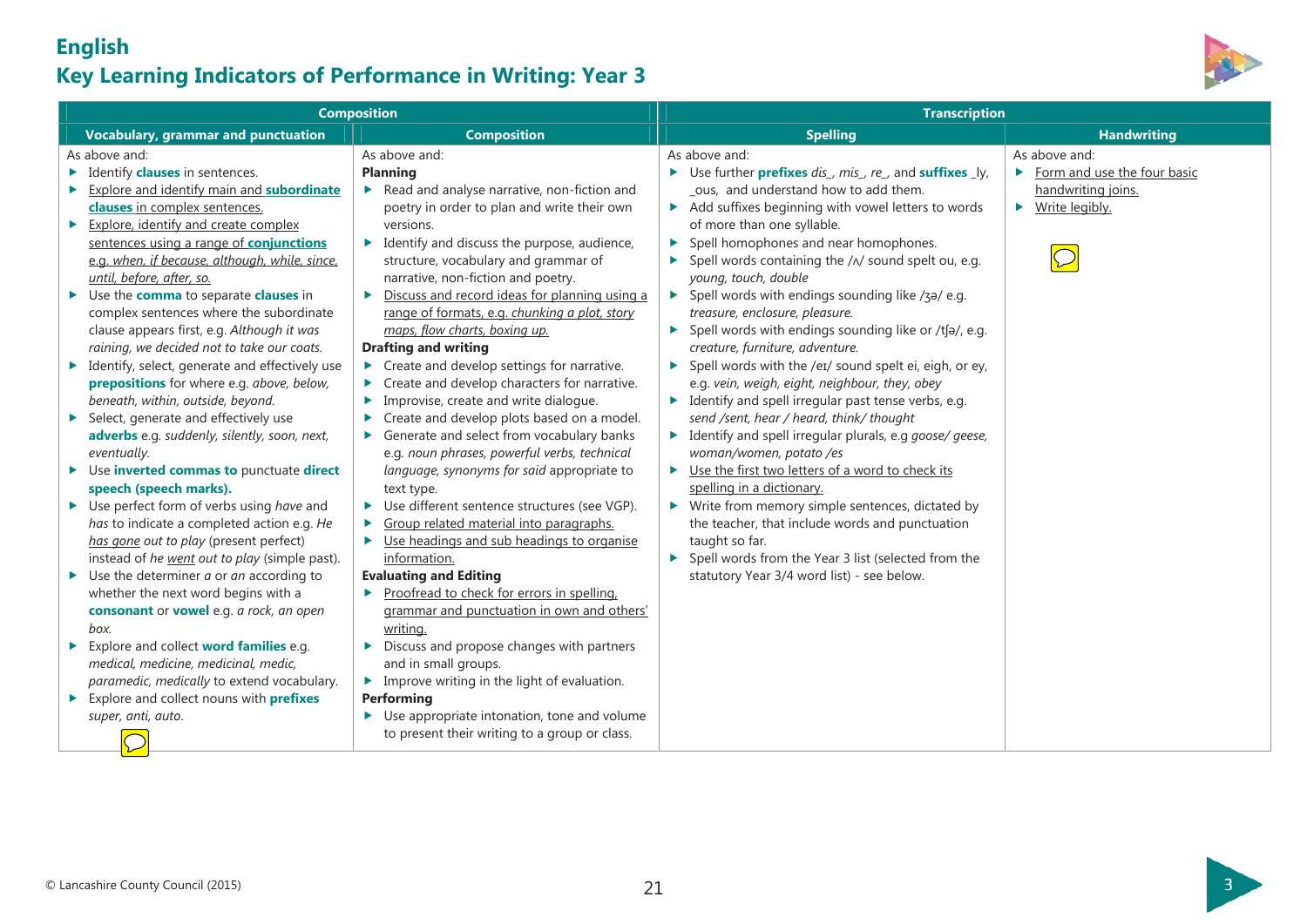# English

## Key Learning Indicators of Performance in Writing: Year 3

| Composition | | Transcription | |
|---|---|---|---|
| **Vocabulary, grammar and punctuation** | **Composition** | **Spelling** | **Handwriting** |
| As above and:<br>▶ Identify **clauses** in sentences.<br>▶ Explore and identify main and **subordinate clauses** in complex sentences.<br>▶ Explore, identify and create complex sentences using a range of **conjunctions** e.g. *when, if because, although, while, since, until, before, after, so.*<br>▶ Use the **comma** to separate **clauses** in complex sentences where the subordinate clause appears first, e.g. *Although it was raining, we decided not to take our coats.*<br>▶ Identify, select, generate and effectively use **prepositions** for where e.g. *above, below, beneath, within, outside, beyond.*<br>▶ Select, generate and effectively use **adverbs** e.g. *suddenly, silently, soon, next, eventually.*<br>▶ Use **inverted commas to** punctuate **direct speech (speech marks).**<br>▶ Use perfect form of verbs using *have* and *has* to indicate a completed action e.g. *He has gone out to play* (present perfect) instead of *he went out to play* (simple past).<br>▶ Use the determiner *a* or *an* according to whether the next word begins with a **consonant** or **vowel** e.g. *a rock, an open box.*<br>▶ Explore and collect **word families** e.g. *medical, medicine, medicinal, medic, paramedic, medically* to extend vocabulary.<br>▶ Explore and collect nouns with **prefixes** *super, anti, auto.* | As above and:<br>**Planning**<br>▶ Read and analyse narrative, non-fiction and poetry in order to plan and write their own versions.<br>▶ Identify and discuss the purpose, audience, structure, vocabulary and grammar of narrative, non-fiction and poetry.<br>▶ Discuss and record ideas for planning using a range of formats, e.g. *chunking a plot, story maps, flow charts, boxing up.*<br>**Drafting and writing**<br>▶ Create and develop settings for narrative.<br>▶ Create and develop characters for narrative.<br>▶ Improvise, create and write dialogue.<br>▶ Create and develop plots based on a model.<br>▶ Generate and select from vocabulary banks e.g. *noun phrases, powerful verbs, technical language, synonyms for said* appropriate to text type.<br>▶ Use different sentence structures (see VGP).<br>▶ Group related material into paragraphs.<br>▶ Use headings and sub headings to organise information.<br>**Evaluating and Editing**<br>▶ Proofread to check for errors in spelling, grammar and punctuation in own and others' writing.<br>▶ Discuss and propose changes with partners and in small groups.<br>▶ Improve writing in the light of evaluation.<br>**Performing**<br>▶ Use appropriate intonation, tone and volume to present their writing to a group or class. | As above and:<br>▶ Use further **prefixes** *dis_, mis_, re_*, and **suffixes** _ly, _ous, and understand how to add them.<br>▶ Add suffixes beginning with vowel letters to words of more than one syllable.<br>▶ Spell homophones and near homophones.<br>▶ Spell words containing the /ʌ/ sound spelt ou, e.g. *young, touch, double*<br>▶ Spell words with endings sounding like /ʒə/ e.g. *treasure, enclosure, pleasure.*<br>▶ Spell words with endings sounding like or /tʃə/, e.g. *creature, furniture, adventure.*<br>▶ Spell words with the /eɪ/ sound spelt ei, eigh, or ey, e.g. *vein, weigh, eight, neighbour, they, obey*<br>▶ Identify and spell irregular past tense verbs, e.g. *send /sent, hear / heard, think/ thought*<br>▶ Identify and spell irregular plurals, e.g *goose/ geese, woman/women, potato /es*<br>▶ Use the first two letters of a word to check its spelling in a dictionary.<br>▶ Write from memory simple sentences, dictated by the teacher, that include words and punctuation taught so far.<br>▶ Spell words from the Year 3 list (selected from the statutory Year 3/4 word list) - see below. | As above and:<br>▶ Form and use the four basic handwriting joins.<br>▶ Write legibly. |

© Lancashire County Council (2015)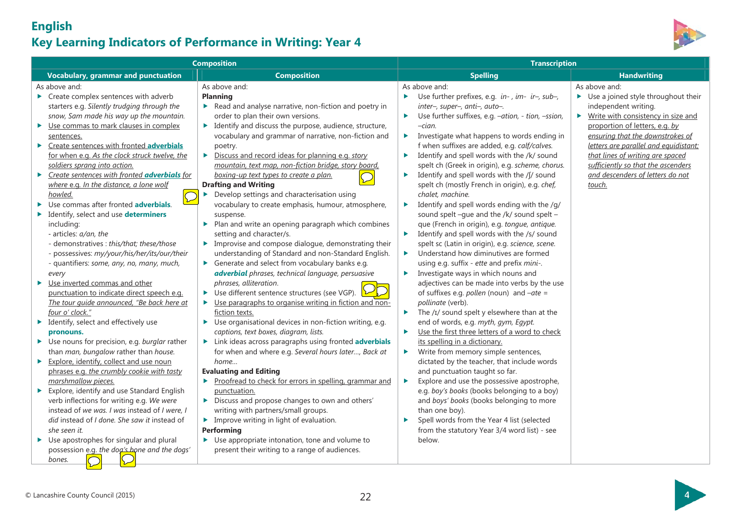# English

## Key Learning Indicators of Performance in Writing: Year 4

| Composition | | Transcription | |
|---|---|---|---|
| **Vocabulary, grammar and punctuation** | **Composition** | **Spelling** | **Handwriting** |
| As above and:<br>▶ Create complex sentences with adverb starters e.g. *Silently trudging through the snow, Sam made his way up the mountain.*<br>▶ Use commas to mark clauses in complex sentences.<br>▶ Create sentences with fronted **adverbials** for when e.g. *As the clock struck twelve, the soldiers sprang into action.*<br>▶ *Create sentences with fronted **adverbials** for where e.g. In the distance, a lone wolf howled.*<br>▶ Use commas after fronted **adverbials**.<br>▶ Identify, select and use **determiners** including:<br>- articles: *a/an, the*<br>- demonstratives : *this/that; these/those*<br>- possessives: *my/your/his/her/its/our/their*<br>- quantifiers: *some, any, no, many, much, every*<br>▶ Use inverted commas and other punctuation to indicate direct speech e.g. *The tour guide announced, "Be back here at four o' clock."*<br>▶ Identify, select and effectively use **pronouns.**<br>▶ Use nouns for precision, e.g. *burglar* rather than *man, bungalow* rather than *house.*<br>▶ Explore, identify, collect and use noun phrases e.g. *the crumbly cookie with tasty marshmallow pieces.*<br>▶ Explore, identify and use Standard English verb inflections for writing e.g. *We were* instead of *we was. I was* instead of *I were, I did* instead of *I done. She saw it* instead of *she seen it.*<br>▶ Use apostrophes for singular and plural possession e.g. *the dog's bone and the dogs' bones.* | As above and:<br>**Planning**<br>▶ Read and analyse narrative, non-fiction and poetry in order to plan their own versions.<br>▶ Identify and discuss the purpose, audience, structure, vocabulary and grammar of narrative, non-fiction and poetry.<br>▶ Discuss and record ideas for planning e.g. *story mountain, text map, non-fiction bridge, story board, boxing-up text types to create a plan.*<br>**Drafting and Writing**<br>▶ Develop settings and characterisation using vocabulary to create emphasis, humour, atmosphere, suspense.<br>▶ Plan and write an opening paragraph which combines setting and character/s.<br>▶ Improvise and compose dialogue, demonstrating their understanding of Standard and non-Standard English.<br>▶ Generate and select from vocabulary banks e.g. ***adverbial** phrases, technical language, persuasive phrases, alliteration*.<br>▶ Use different sentence structures (see VGP).<br>▶ Use paragraphs to organise writing in fiction and non-fiction texts.<br>▶ Use organisational devices in non-fiction writing, e.g. *captions, text boxes, diagram, lists.*<br>▶ Link ideas across paragraphs using fronted **adverbials** for when and where e.g. *Several hours later…, Back at home…*<br>**Evaluating and Editing**<br>▶ Proofread to check for errors in spelling, grammar and punctuation.<br>▶ Discuss and propose changes to own and others' writing with partners/small groups.<br>▶ Improve writing in light of evaluation.<br>**Performing**<br>▶ Use appropriate intonation, tone and volume to present their writing to a range of audiences. | As above and:<br>▶ Use further prefixes, e.g. *in- , im- ir–, sub–, inter–, super–, anti–, auto–.*<br>▶ Use further suffixes, e.g. *–ation, - tion, –ssion, –cian.*<br>▶ Investigate what happens to words ending in f when suffixes are added, e.g. *calf/calves.*<br>▶ Identify and spell words with the /k/ sound spelt ch (Greek in origin), e.g. *scheme, chorus.*<br>▶ Identify and spell words with the /ʃ/ sound spelt ch (mostly French in origin), e.g. *chef, chalet, machine.*<br>▶ Identify and spell words ending with the /g/ sound spelt –gue and the /k/ sound spelt –que (French in origin), e.g. *tongue, antique.*<br>▶ Identify and spell words with the /s/ sound spelt sc (Latin in origin), e.g. *science, scene.*<br>▶ Understand how diminutives are formed using e.g. suffix - *ette* and prefix *mini-*.<br>▶ Investigate ways in which nouns and adjectives can be made into verbs by the use of suffixes e.g. *pollen* (noun) and *–ate* = *pollinate* (verb).<br>▶ The /ɪ/ sound spelt y elsewhere than at the end of words, e.g. *myth, gym, Egypt.*<br>▶ Use the first three letters of a word to check its spelling in a dictionary.<br>▶ Write from memory simple sentences, dictated by the teacher, that include words and punctuation taught so far.<br>▶ Explore and use the possessive apostrophe, e.g. *boy's books* (books belonging to a boy) and *boys' books* (books belonging to more than one boy).<br>▶ Spell words from the Year 4 list (selected from the statutory Year 3/4 word list) - see below. | As above and:<br>▶ Use a joined style throughout their independent writing.<br>▶ Write with consistency in size and proportion of letters, e.g. *by ensuring that the downstrokes of letters are parallel and equidistant; that lines of writing are spaced sufficiently so that the ascenders and descenders of letters do not touch.* |

© Lancashire County Council (2015)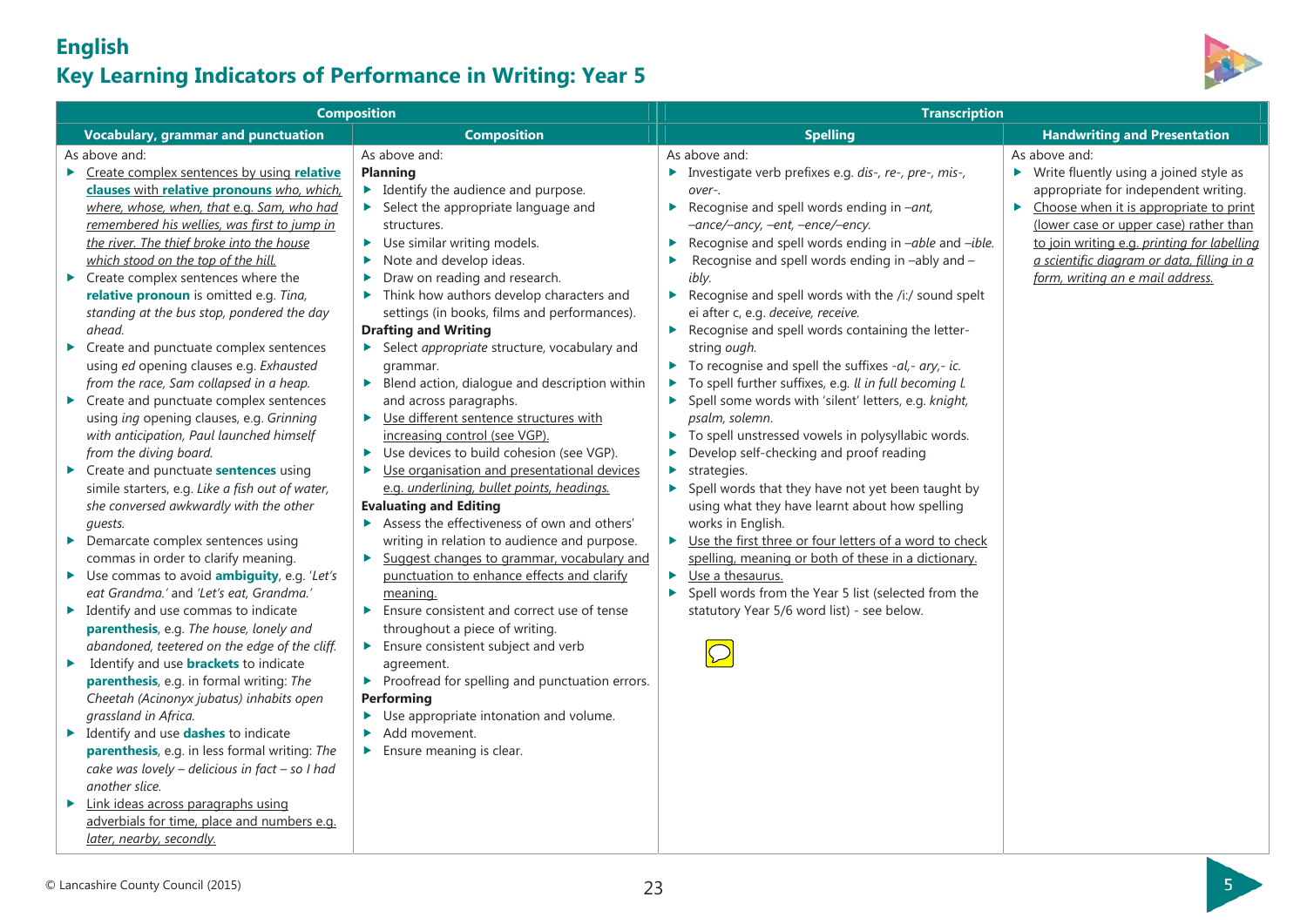# English

## Key Learning Indicators of Performance in Writing: Year 5

### Composition

#### Vocabulary, grammar and punctuation

As above and:

- Create complex sentences by using **relative clauses** with **relative pronouns** *who, which, where, whose, when, that* e.g. *Sam, who had remembered his wellies, was first to jump in the river. The thief broke into the house which stood on the top of the hill.*
- Create complex sentences where the **relative pronoun** is omitted e.g. *Tina, standing at the bus stop, pondered the day ahead.*
- Create and punctuate complex sentences using *ed* opening clauses e.g. *Exhausted from the race, Sam collapsed in a heap.*
- Create and punctuate complex sentences using *ing* opening clauses, e.g. *Grinning with anticipation, Paul launched himself from the diving board.*
- Create and punctuate **sentences** using simile starters, e.g. *Like a fish out of water, she conversed awkwardly with the other guests.*
- Demarcate complex sentences using commas in order to clarify meaning.
- Use commas to avoid **ambiguity**, e.g. *'Let's eat Grandma.'* and *'Let's eat, Grandma.'*
- Identify and use commas to indicate **parenthesis**, e.g. *The house, lonely and abandoned, teetered on the edge of the cliff.*
- Identify and use **brackets** to indicate **parenthesis**, e.g. in formal writing: *The Cheetah (Acinonyx jubatus) inhabits open grassland in Africa.*
- Identify and use **dashes** to indicate **parenthesis**, e.g. in less formal writing: *The cake was lovely – delicious in fact – so I had another slice.*
- Link ideas across paragraphs using adverbials for time, place and numbers e.g. *later, nearby, secondly.*

#### Composition

As above and:

**Planning**

- Identify the audience and purpose.
- Select the appropriate language and structures.
- Use similar writing models.
- Note and develop ideas.
- Draw on reading and research.
- Think how authors develop characters and settings (in books, films and performances).

**Drafting and Writing**

- Select *appropriate* structure, vocabulary and grammar.
- Blend action, dialogue and description within and across paragraphs.
- Use different sentence structures with increasing control (see VGP).
- Use devices to build cohesion (see VGP).
- Use organisation and presentational devices e.g. *underlining, bullet points, headings.*

**Evaluating and Editing**

- Assess the effectiveness of own and others' writing in relation to audience and purpose.
- Suggest changes to grammar, vocabulary and punctuation to enhance effects and clarify meaning.
- Ensure consistent and correct use of tense throughout a piece of writing.
- Ensure consistent subject and verb agreement.
- Proofread for spelling and punctuation errors.

**Performing**

- Use appropriate intonation and volume.
- Add movement.
- Ensure meaning is clear.

### Transcription

#### Spelling

As above and:

- Investigate verb prefixes e.g. *dis-, re-, pre-, mis-, over-*.
- Recognise and spell words ending in *–ant, –ance/–ancy, –ent, –ence/–ency.*
- Recognise and spell words ending in *–able* and *–ible.*
- Recognise and spell words ending in –ably and –*ibly.*
- Recognise and spell words with the /i:/ sound spelt ei after c, e.g. *deceive, receive.*
- Recognise and spell words containing the letter-string *ough.*
- To recognise and spell the suffixes *-al,- ary,- ic.*
- To spell further suffixes, e.g. *ll in full becoming l.*
- Spell some words with 'silent' letters, e.g. *knight, psalm, solemn*.
- To spell unstressed vowels in polysyllabic words.
- Develop self-checking and proof reading
- strategies.
- Spell words that they have not yet been taught by using what they have learnt about how spelling works in English.
- Use the first three or four letters of a word to check spelling, meaning or both of these in a dictionary.
- Use a thesaurus.
- Spell words from the Year 5 list (selected from the statutory Year 5/6 word list) - see below.

#### Handwriting and Presentation

As above and:

- Write fluently using a joined style as appropriate for independent writing.
- Choose when it is appropriate to print (lower case or upper case) rather than to join writing e.g. *printing for labelling a scientific diagram or data, filling in a form, writing an e mail address.*

© Lancashire County Council (2015)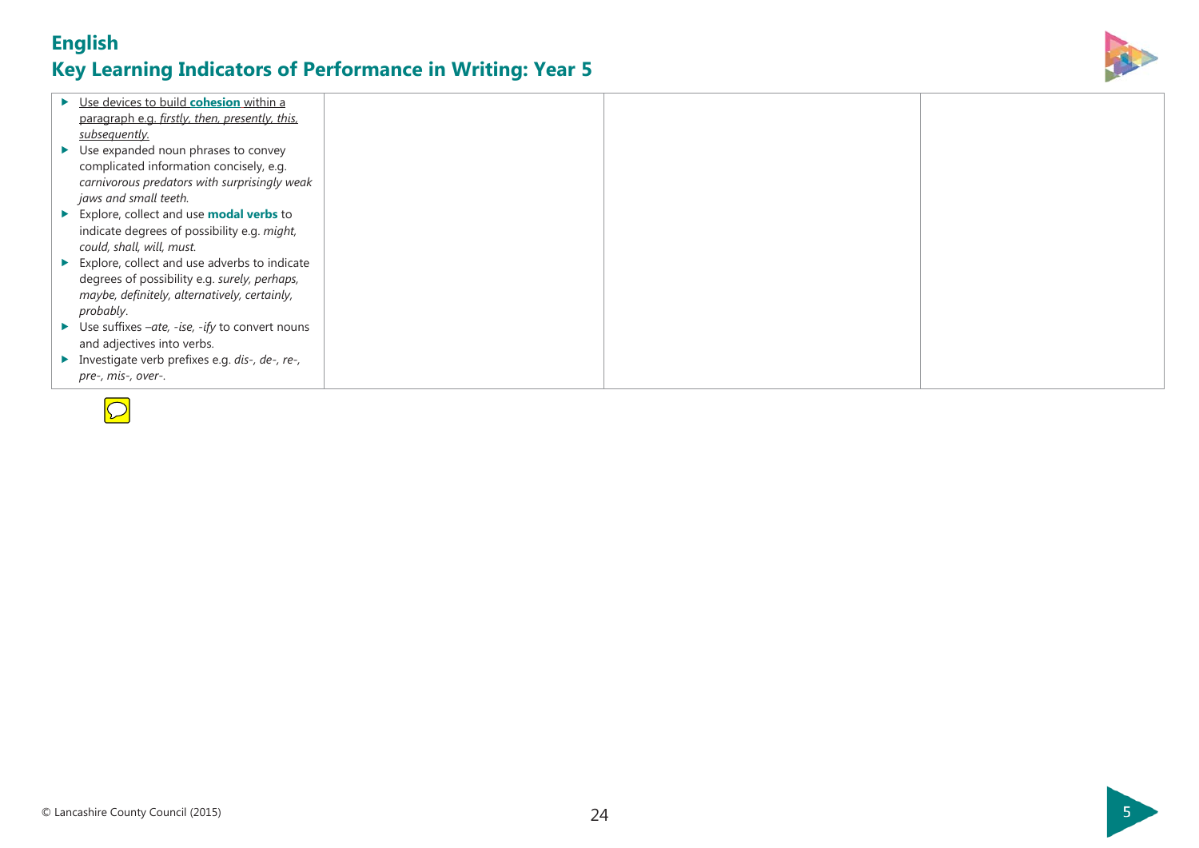# English
## Key Learning Indicators of Performance in Writing: Year 5

| | | | |
|---|---|---|---|
| ▶ Use devices to build **cohesion** within a paragraph e.g. *firstly, then, presently, this, subsequently.*<br>▶ Use expanded noun phrases to convey complicated information concisely, e.g. *carnivorous predators with surprisingly weak jaws and small teeth.*<br>▶ Explore, collect and use **modal verbs** to indicate degrees of possibility e.g. *might, could, shall, will, must.*<br>▶ Explore, collect and use adverbs to indicate degrees of possibility e.g. *surely, perhaps, maybe, definitely, alternatively, certainly, probably*.<br>▶ Use suffixes *–ate, -ise, -ify* to convert nouns and adjectives into verbs.<br>▶ Investigate verb prefixes e.g. *dis-, de-, re-, pre-, mis-, over-*. | | | |

© Lancashire County Council (2015)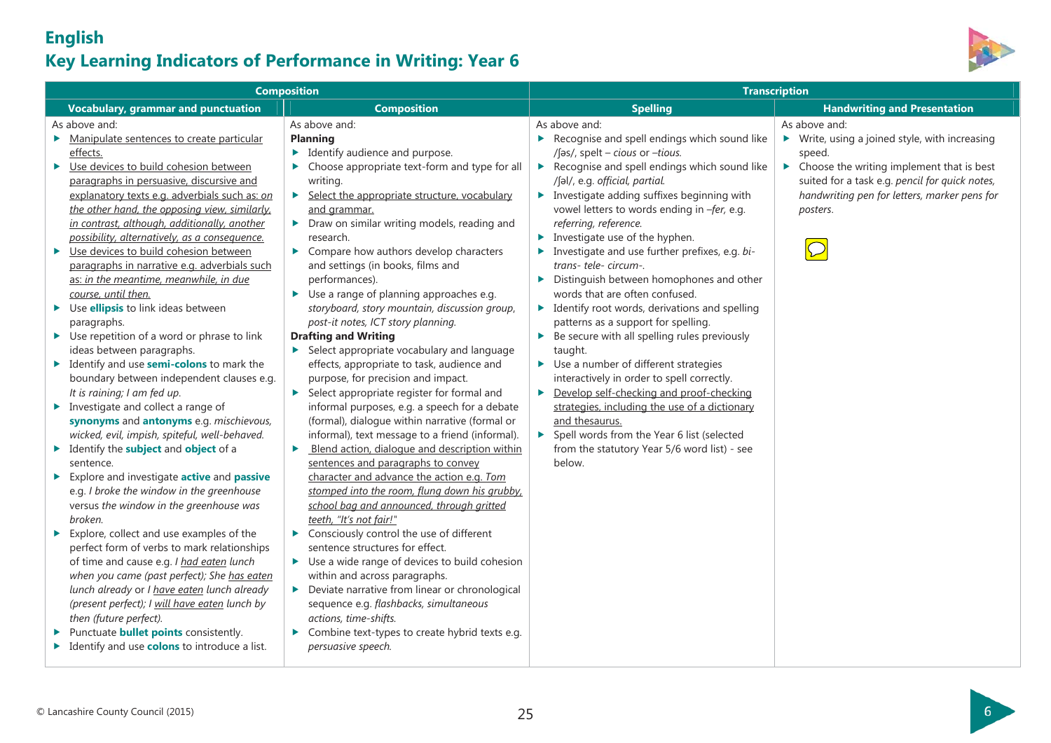# English

## Key Learning Indicators of Performance in Writing: Year 6

| Composition | | Transcription | |
|---|---|---|---|
| **Vocabulary, grammar and punctuation** | **Composition** | **Spelling** | **Handwriting and Presentation** |
| As above and:<br>▶ Manipulate sentences to create particular effects.<br>▶ Use devices to build cohesion between paragraphs in persuasive, discursive and explanatory texts e.g. adverbials such as: *on the other hand, the opposing view, similarly, in contrast, although, additionally, another possibility, alternatively, as a consequence.*<br>▶ Use devices to build cohesion between paragraphs in narrative e.g. adverbials such as: *in the meantime, meanwhile, in due course, until then.*<br>▶ Use **ellipsis** to link ideas between paragraphs.<br>▶ Use repetition of a word or phrase to link ideas between paragraphs.<br>▶ Identify and use **semi-colons** to mark the boundary between independent clauses e.g. *It is raining; I am fed up*.<br>▶ Investigate and collect a range of **synonyms** and **antonyms** e.g. *mischievous, wicked, evil, impish, spiteful, well-behaved.*<br>▶ Identify the **subject** and **object** of a sentence.<br>▶ Explore and investigate **active** and **passive** e.g. *I broke the window in the greenhouse* versus *the window in the greenhouse was broken.*<br>▶ Explore, collect and use examples of the perfect form of verbs to mark relationships of time and cause e.g. *I had eaten lunch when you came (past perfect); She has eaten lunch already* or *I have eaten lunch already (present perfect); I will have eaten lunch by then (future perfect).*<br>▶ Punctuate **bullet points** consistently.<br>▶ Identify and use **colons** to introduce a list. | As above and:<br>**Planning**<br>▶ Identify audience and purpose.<br>▶ Choose appropriate text-form and type for all writing.<br>▶ Select the appropriate structure, vocabulary and grammar.<br>▶ Draw on similar writing models, reading and research.<br>▶ Compare how authors develop characters and settings (in books, films and performances).<br>▶ Use a range of planning approaches e.g. *storyboard, story mountain, discussion group, post-it notes, ICT story planning.*<br>**Drafting and Writing**<br>▶ Select appropriate vocabulary and language effects, appropriate to task, audience and purpose, for precision and impact.<br>▶ Select appropriate register for formal and informal purposes, e.g. a speech for a debate (formal), dialogue within narrative (formal or informal), text message to a friend (informal).<br>▶ Blend action, dialogue and description within sentences and paragraphs to convey character and advance the action e.g. *Tom stomped into the room, flung down his grubby, school bag and announced, through gritted teeth, "It's not fair!"*<br>▶ Consciously control the use of different sentence structures for effect.<br>▶ Use a wide range of devices to build cohesion within and across paragraphs.<br>▶ Deviate narrative from linear or chronological sequence e.g. *flashbacks, simultaneous actions, time-shifts.*<br>▶ Combine text-types to create hybrid texts e.g. *persuasive speech.* | As above and:<br>▶ Recognise and spell endings which sound like /ʃəs/, spelt – *cious* or *–tious.*<br>▶ Recognise and spell endings which sound like /ʃəl/, e.g. *official, partial.*<br>▶ Investigate adding suffixes beginning with vowel letters to words ending in *–fer*, e.g. *referring, reference.*<br>▶ Investigate use of the hyphen.<br>▶ Investigate and use further prefixes, e.g. *bi- trans- tele- circum-.*<br>▶ Distinguish between homophones and other words that are often confused.<br>▶ Identify root words, derivations and spelling patterns as a support for spelling.<br>▶ Be secure with all spelling rules previously taught.<br>▶ Use a number of different strategies interactively in order to spell correctly.<br>▶ Develop self-checking and proof-checking strategies, including the use of a dictionary and thesaurus.<br>▶ Spell words from the Year 6 list (selected from the statutory Year 5/6 word list) - see below. | As above and:<br>▶ Write, using a joined style, with increasing speed.<br>▶ Choose the writing implement that is best suited for a task e.g. *pencil for quick notes, handwriting pen for letters, marker pens for posters.* |

© Lancashire County Council (2015)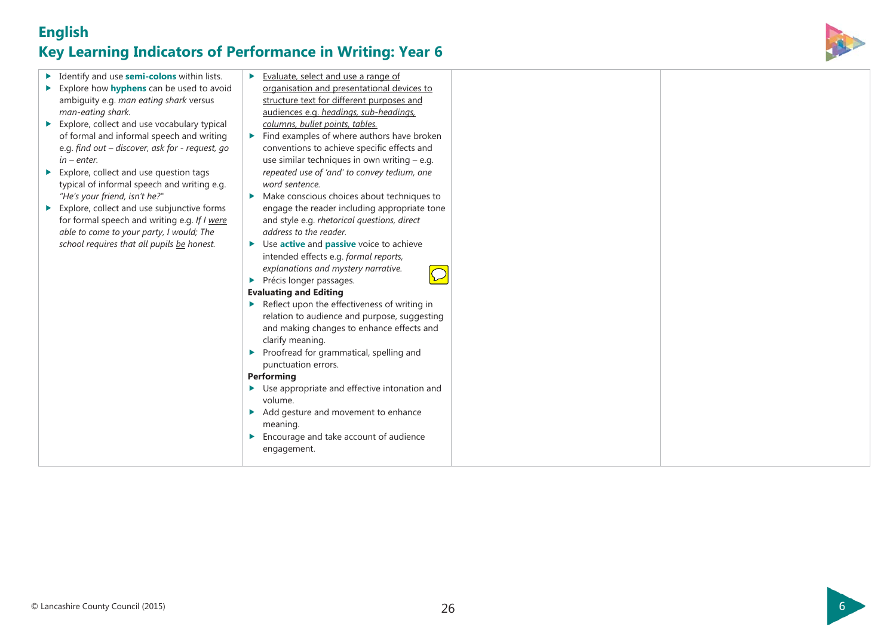## English

## Key Learning Indicators of Performance in Writing: Year 6

| | | | |
|---|---|---|---|
| ▶ Identify and use **semi-colons** within lists.<br>▶ Explore how **hyphens** can be used to avoid ambiguity e.g. *man eating shark* versus *man-eating shark.*<br>▶ Explore, collect and use vocabulary typical of formal and informal speech and writing e.g. *find out – discover, ask for - request, go in – enter.*<br>▶ Explore, collect and use question tags typical of informal speech and writing e.g. *"He's your friend, isn't he?"*<br>▶ Explore, collect and use subjunctive forms for formal speech and writing e.g. *If I <u>were</u> able to come to your party, I would; The school requires that all pupils <u>be</u> honest.* | ▶ <u>Evaluate, select and use a range of organisation and presentational devices to structure text for different purposes and audiences e.g. *headings, sub-headings, columns, bullet points, tables.*</u><br>▶ Find examples of where authors have broken conventions to achieve specific effects and use similar techniques in own writing – e.g. *repeated use of 'and' to convey tedium, one word sentence.*<br>▶ Make conscious choices about techniques to engage the reader including appropriate tone and style e.g. *rhetorical questions, direct address to the reader.*<br>▶ Use **active** and **passive** voice to achieve intended effects e.g. *formal reports, explanations and mystery narrative.*<br>▶ Précis longer passages.<br>**Evaluating and Editing**<br>▶ Reflect upon the effectiveness of writing in relation to audience and purpose, suggesting and making changes to enhance effects and clarify meaning.<br>▶ Proofread for grammatical, spelling and punctuation errors.<br>**Performing**<br>▶ Use appropriate and effective intonation and volume.<br>▶ Add gesture and movement to enhance meaning.<br>▶ Encourage and take account of audience engagement. | | |

© Lancashire County Council (2015)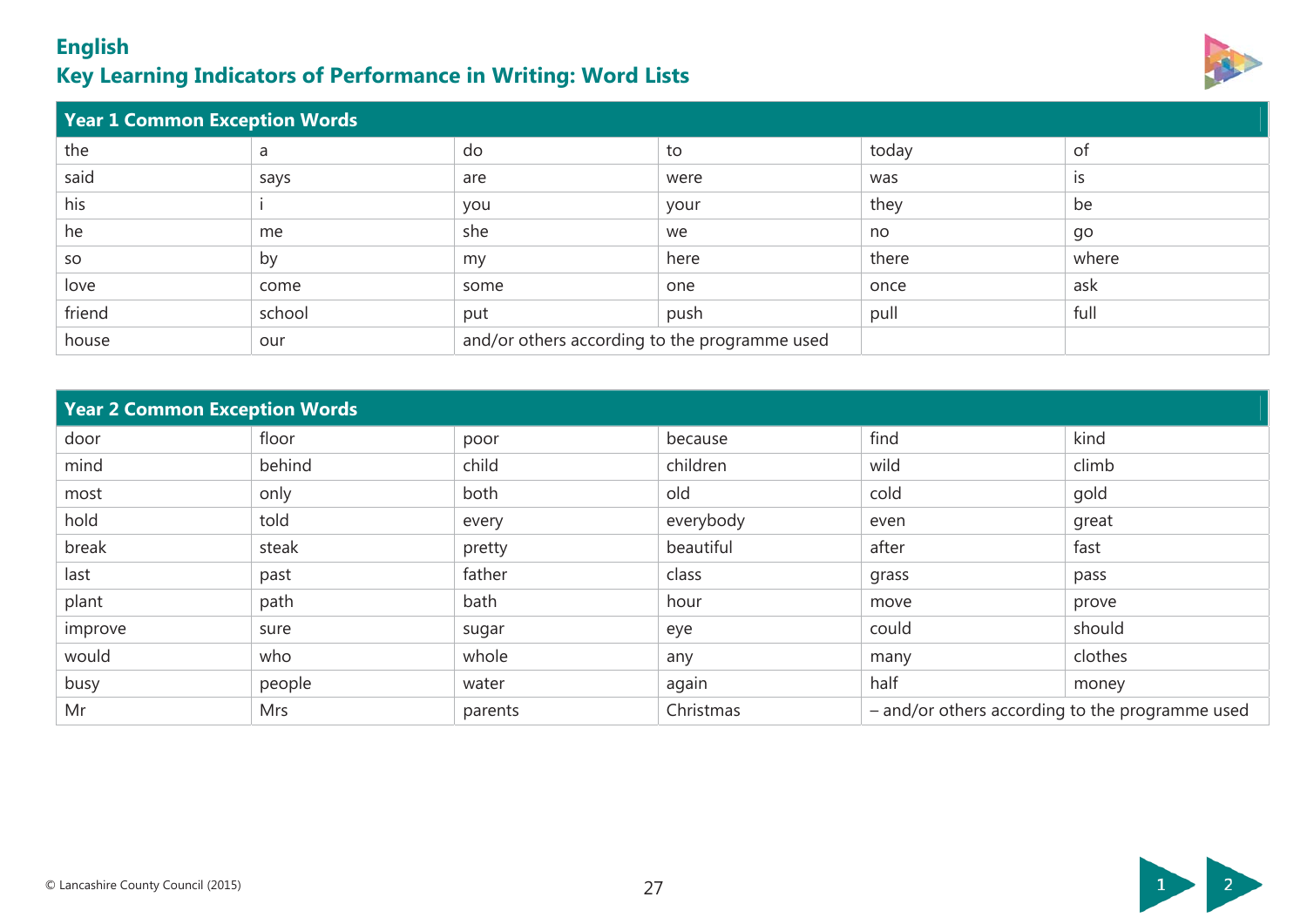# English
## Key Learning Indicators of Performance in Writing: Word Lists

| Year 1 Common Exception Words | | | | | |
|---|---|---|---|---|---|
| the | a | do | to | today | of |
| said | says | are | were | was | is |
| his | i | you | your | they | be |
| he | me | she | we | no | go |
| so | by | my | here | there | where |
| love | come | some | one | once | ask |
| friend | school | put | push | pull | full |
| house | our | and/or others according to the programme used | | | |

| Year 2 Common Exception Words | | | | | |
|---|---|---|---|---|---|
| door | floor | poor | because | find | kind |
| mind | behind | child | children | wild | climb |
| most | only | both | old | cold | gold |
| hold | told | every | everybody | even | great |
| break | steak | pretty | beautiful | after | fast |
| last | past | father | class | grass | pass |
| plant | path | bath | hour | move | prove |
| improve | sure | sugar | eye | could | should |
| would | who | whole | any | many | clothes |
| busy | people | water | again | half | money |
| Mr | Mrs | parents | Christmas | – and/or others according to the programme used | |

© Lancashire County Council (2015)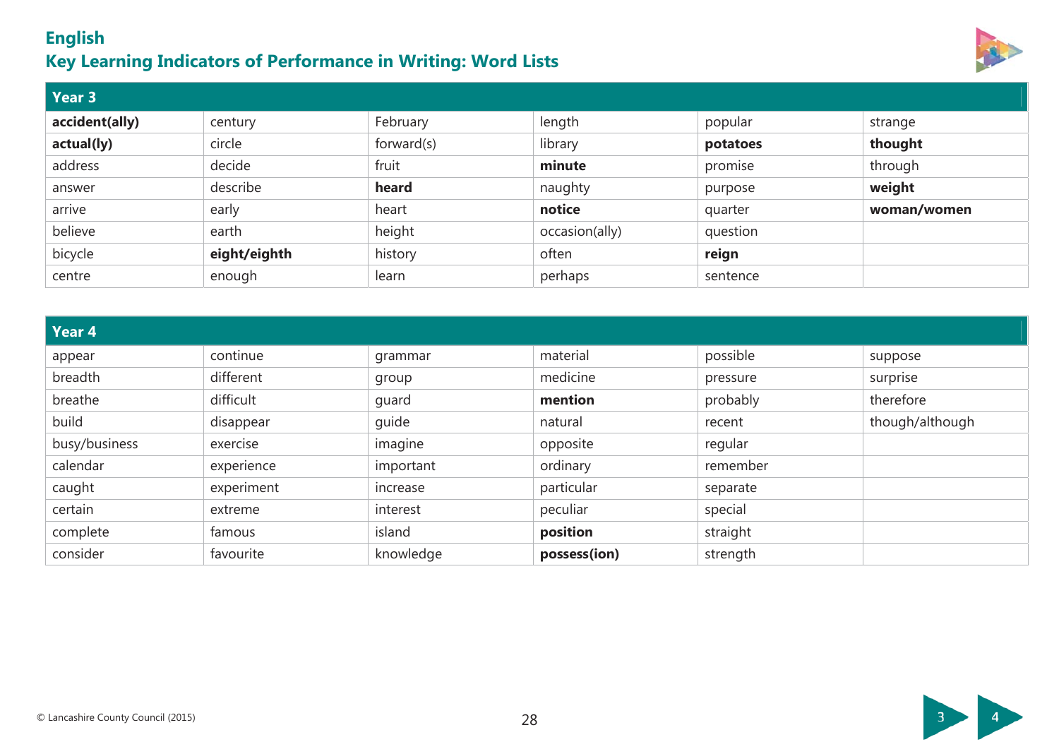# English

## Key Learning Indicators of Performance in Writing: Word Lists

| Year 3 | | | | | |
|---|---|---|---|---|---|
| **accident(ally)** | century | February | length | popular | strange |
| **actual(ly)** | circle | forward(s) | library | **potatoes** | **thought** |
| address | decide | fruit | **minute** | promise | through |
| answer | describe | **heard** | naughty | purpose | **weight** |
| arrive | early | heart | **notice** | quarter | **woman/women** |
| believe | earth | height | occasion(ally) | question | |
| bicycle | **eight/eighth** | history | often | **reign** | |
| centre | enough | learn | perhaps | sentence | |

| Year 4 | | | | | |
|---|---|---|---|---|---|
| appear | continue | grammar | material | possible | suppose |
| breadth | different | group | medicine | pressure | surprise |
| breathe | difficult | guard | **mention** | probably | therefore |
| build | disappear | guide | natural | recent | though/although |
| busy/business | exercise | imagine | opposite | regular | |
| calendar | experience | important | ordinary | remember | |
| caught | experiment | increase | particular | separate | |
| certain | extreme | interest | peculiar | special | |
| complete | famous | island | **position** | straight | |
| consider | favourite | knowledge | **possess(ion)** | strength | |

© Lancashire County Council (2015)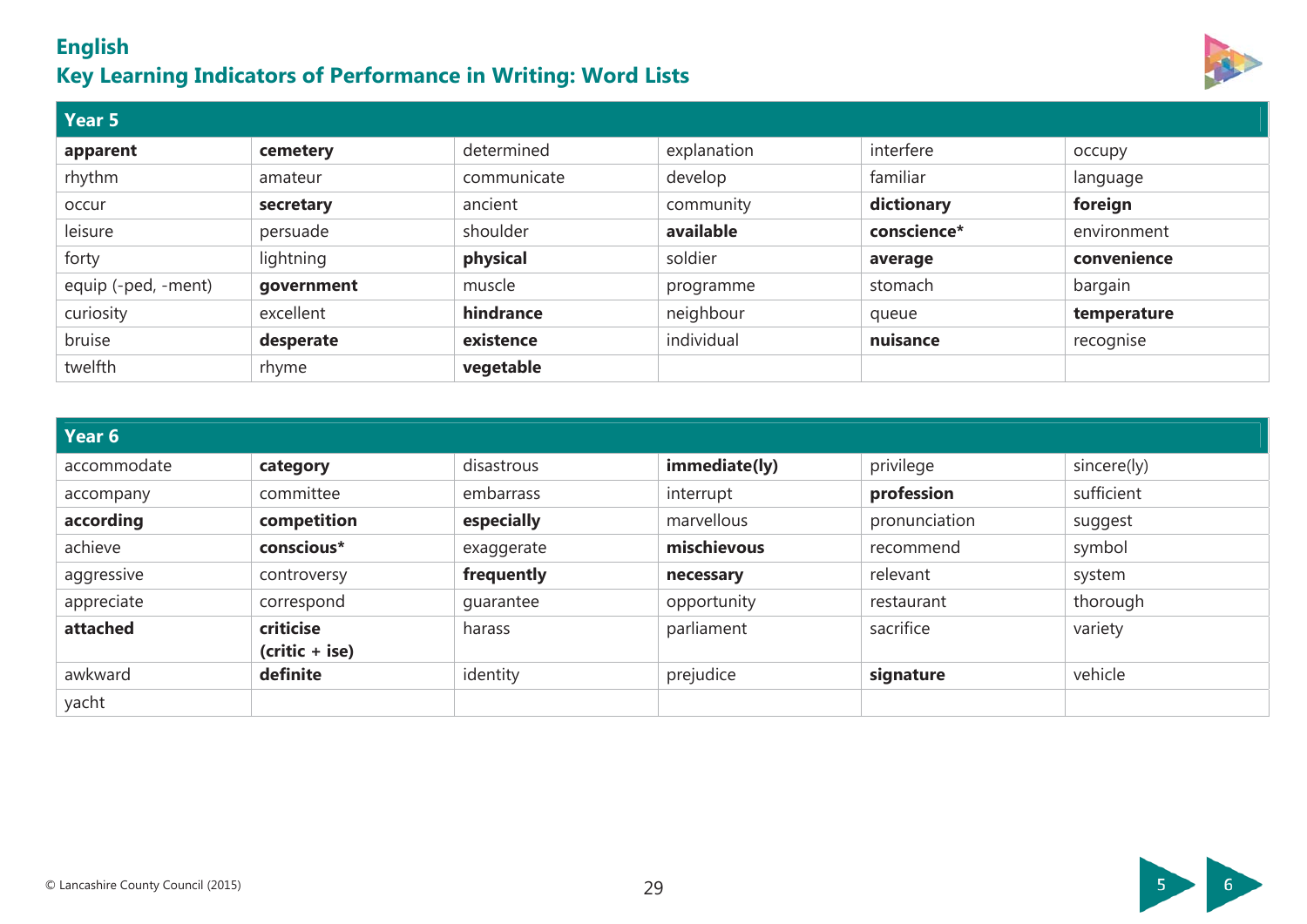# English

## Key Learning Indicators of Performance in Writing: Word Lists

| Year 5 | | | | | |
|---|---|---|---|---|---|
| **apparent** | **cemetery** | determined | explanation | interfere | occupy |
| rhythm | amateur | communicate | develop | familiar | language |
| occur | **secretary** | ancient | community | **dictionary** | **foreign** |
| leisure | persuade | shoulder | **available** | **conscience*** | environment |
| forty | lightning | **physical** | soldier | **average** | **convenience** |
| equip (-ped, -ment) | **government** | muscle | programme | stomach | bargain |
| curiosity | excellent | **hindrance** | neighbour | queue | **temperature** |
| bruise | **desperate** | **existence** | individual | **nuisance** | recognise |
| twelfth | rhyme | **vegetable** | | | |

| Year 6 | | | | | |
|---|---|---|---|---|---|
| accommodate | **category** | disastrous | **immediate(ly)** | privilege | sincere(ly) |
| accompany | committee | embarrass | interrupt | **profession** | sufficient |
| **according** | **competition** | **especially** | marvellous | pronunciation | suggest |
| achieve | **conscious*** | exaggerate | **mischievous** | recommend | symbol |
| aggressive | controversy | **frequently** | **necessary** | relevant | system |
| appreciate | correspond | guarantee | opportunity | restaurant | thorough |
| **attached** | **criticise (critic + ise)** | harass | parliament | sacrifice | variety |
| awkward | **definite** | identity | prejudice | **signature** | vehicle |
| yacht | | | | | |

© Lancashire County Council (2015)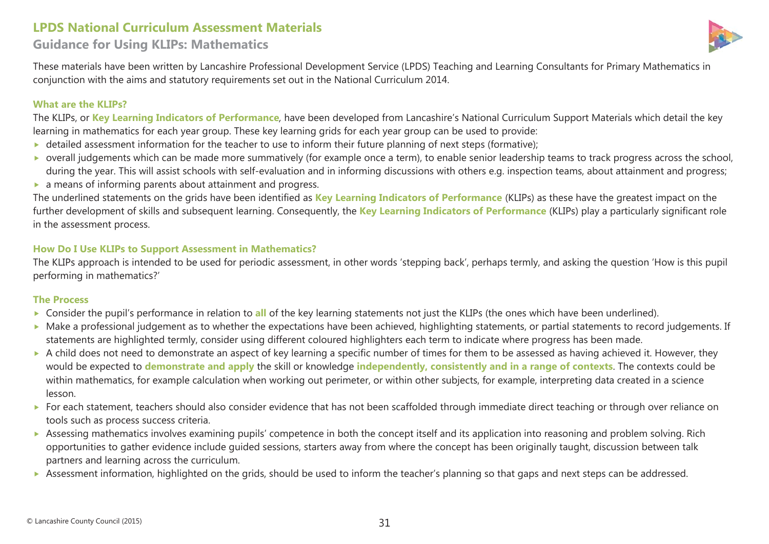# LPDS National Curriculum Assessment Materials

## Guidance for Using KLIPs: Mathematics

These materials have been written by Lancashire Professional Development Service (LPDS) Teaching and Learning Consultants for Primary Mathematics in conjunction with the aims and statutory requirements set out in the National Curriculum 2014.

### What are the KLIPs?

The KLIPs, or **Key Learning Indicators of Performance**, have been developed from Lancashire's National Curriculum Support Materials which detail the key learning in mathematics for each year group. These key learning grids for each year group can be used to provide:

- detailed assessment information for the teacher to use to inform their future planning of next steps (formative);
- overall judgements which can be made more summatively (for example once a term), to enable senior leadership teams to track progress across the school, during the year. This will assist schools with self-evaluation and in informing discussions with others e.g. inspection teams, about attainment and progress;
- a means of informing parents about attainment and progress.

The underlined statements on the grids have been identified as **Key Learning Indicators of Performance** (KLIPs) as these have the greatest impact on the further development of skills and subsequent learning. Consequently, the **Key Learning Indicators of Performance** (KLIPs) play a particularly significant role in the assessment process.

### How Do I Use KLIPs to Support Assessment in Mathematics?

The KLIPs approach is intended to be used for periodic assessment, in other words 'stepping back', perhaps termly, and asking the question 'How is this pupil performing in mathematics?'

### The Process

- Consider the pupil's performance in relation to **all** of the key learning statements not just the KLIPs (the ones which have been underlined).
- Make a professional judgement as to whether the expectations have been achieved, highlighting statements, or partial statements to record judgements. If statements are highlighted termly, consider using different coloured highlighters each term to indicate where progress has been made.
- A child does not need to demonstrate an aspect of key learning a specific number of times for them to be assessed as having achieved it. However, they would be expected to **demonstrate and apply** the skill or knowledge **independently, consistently and in a range of contexts**. The contexts could be within mathematics, for example calculation when working out perimeter, or within other subjects, for example, interpreting data created in a science lesson.
- For each statement, teachers should also consider evidence that has not been scaffolded through immediate direct teaching or through over reliance on tools such as process success criteria.
- Assessing mathematics involves examining pupils' competence in both the concept itself and its application into reasoning and problem solving. Rich opportunities to gather evidence include guided sessions, starters away from where the concept has been originally taught, discussion between talk partners and learning across the curriculum.
- Assessment information, highlighted on the grids, should be used to inform the teacher's planning so that gaps and next steps can be addressed.

© Lancashire County Council (2015)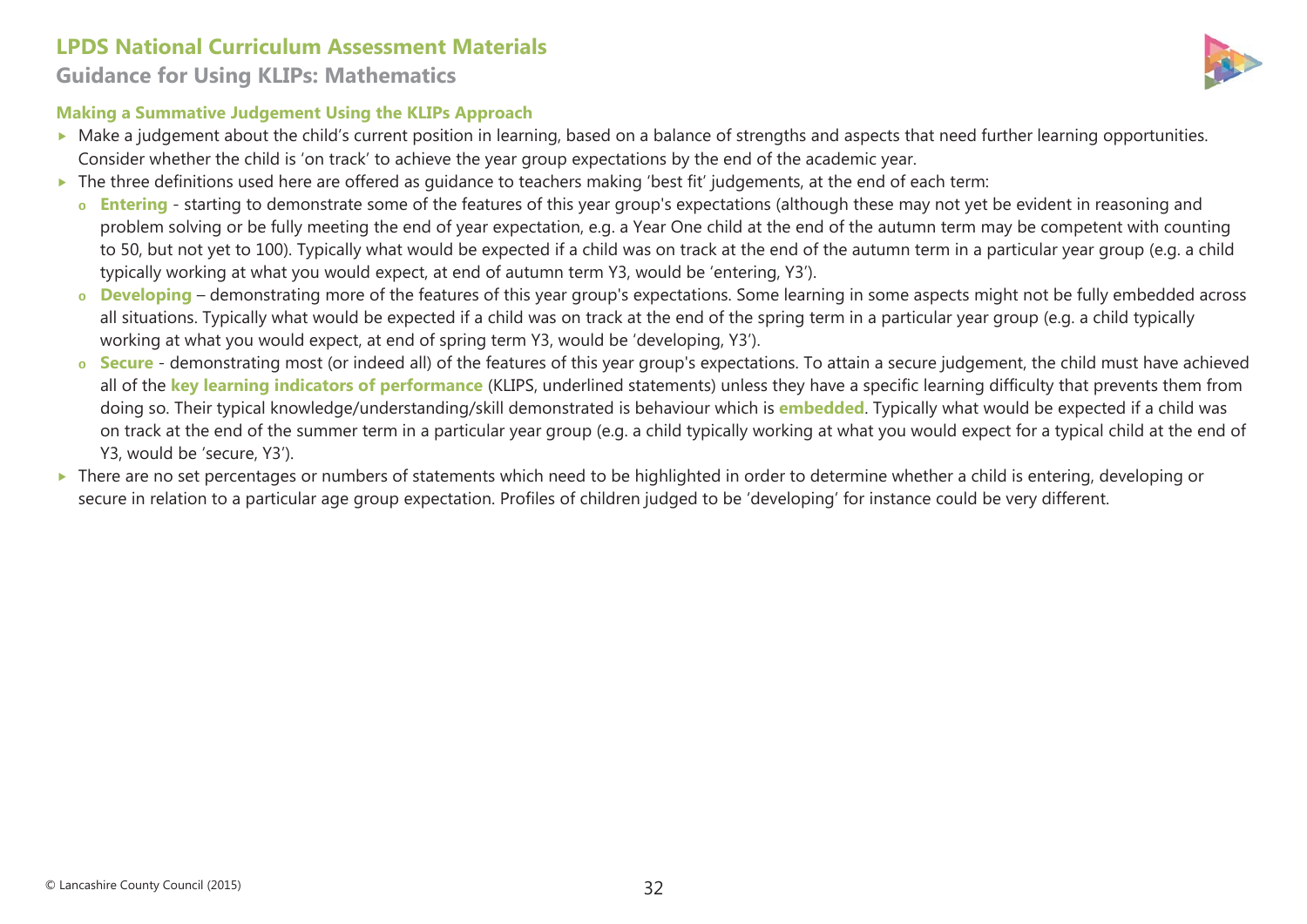# LPDS National Curriculum Assessment Materials

## Guidance for Using KLIPs: Mathematics

### Making a Summative Judgement Using the KLIPs Approach

- Make a judgement about the child's current position in learning, based on a balance of strengths and aspects that need further learning opportunities. Consider whether the child is 'on track' to achieve the year group expectations by the end of the academic year.
- The three definitions used here are offered as guidance to teachers making 'best fit' judgements, at the end of each term:
  - **Entering** - starting to demonstrate some of the features of this year group's expectations (although these may not yet be evident in reasoning and problem solving or be fully meeting the end of year expectation, e.g. a Year One child at the end of the autumn term may be competent with counting to 50, but not yet to 100). Typically what would be expected if a child was on track at the end of the autumn term in a particular year group (e.g. a child typically working at what you would expect, at end of autumn term Y3, would be 'entering, Y3').
  - **Developing** – demonstrating more of the features of this year group's expectations. Some learning in some aspects might not be fully embedded across all situations. Typically what would be expected if a child was on track at the end of the spring term in a particular year group (e.g. a child typically working at what you would expect, at end of spring term Y3, would be 'developing, Y3').
  - **Secure** - demonstrating most (or indeed all) of the features of this year group's expectations. To attain a secure judgement, the child must have achieved all of the **key learning indicators of performance** (KLIPS, underlined statements) unless they have a specific learning difficulty that prevents them from doing so. Their typical knowledge/understanding/skill demonstrated is behaviour which is **embedded**. Typically what would be expected if a child was on track at the end of the summer term in a particular year group (e.g. a child typically working at what you would expect for a typical child at the end of Y3, would be 'secure, Y3').
- There are no set percentages or numbers of statements which need to be highlighted in order to determine whether a child is entering, developing or secure in relation to a particular age group expectation. Profiles of children judged to be 'developing' for instance could be very different.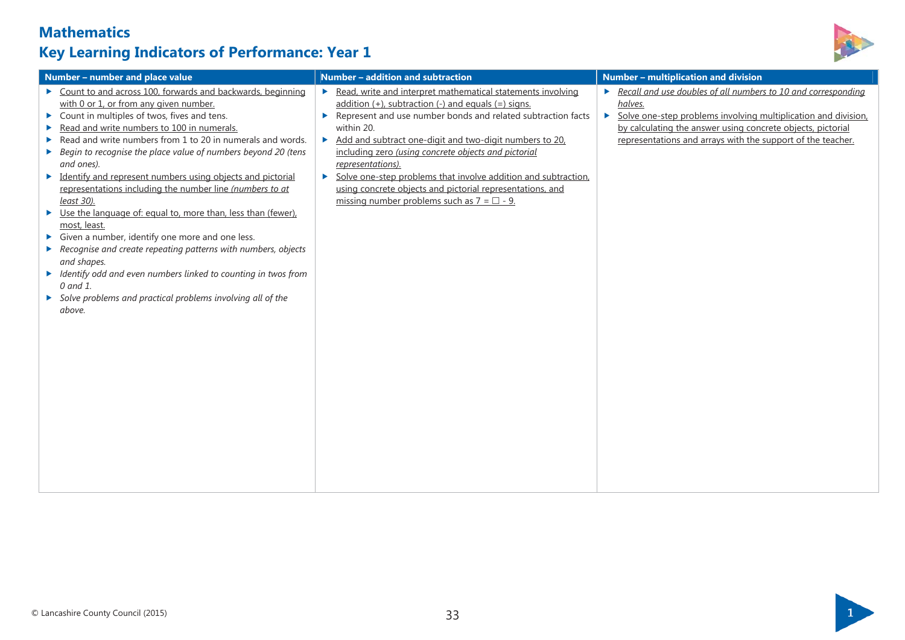# Mathematics

## Key Learning Indicators of Performance: Year 1

| Number – number and place value | Number – addition and subtraction | Number – multiplication and division |
|---|---|---|
| ▶ <u>Count to and across 100, forwards and backwards, beginning with 0 or 1, or from any given number.</u><br>▶ Count in multiples of twos, fives and tens.<br>▶ <u>Read and write numbers to 100 in numerals.</u><br>▶ Read and write numbers from 1 to 20 in numerals and words.<br>▶ *Begin to recognise the place value of numbers beyond 20 (tens and ones).*<br>▶ <u>Identify and represent numbers using objects and pictorial representations including the number line *(numbers to at least 30).*</u><br>▶ <u>Use the language of: equal to, more than, less than (fewer), most, least.</u><br>▶ Given a number, identify one more and one less.<br>▶ *Recognise and create repeating patterns with numbers, objects and shapes.*<br>▶ *Identify odd and even numbers linked to counting in twos from 0 and 1.*<br>▶ *Solve problems and practical problems involving all of the above.* | ▶ <u>Read, write and interpret mathematical statements involving addition (+), subtraction (-) and equals (=) signs.</u><br>▶ Represent and use number bonds and related subtraction facts within 20.<br>▶ <u>Add and subtract one-digit and two-digit numbers to 20, including zero *(using concrete objects and pictorial representations).*</u><br>▶ <u>Solve one-step problems that involve addition and subtraction, using concrete objects and pictorial representations, and missing number problems such as 7 = □ - 9.</u> | ▶ <u>*Recall and use doubles of all numbers to 10 and corresponding halves.*</u><br>▶ <u>Solve one-step problems involving multiplication and division, by calculating the answer using concrete objects, pictorial representations and arrays with the support of the teacher.</u> |

© Lancashire County Council (2015)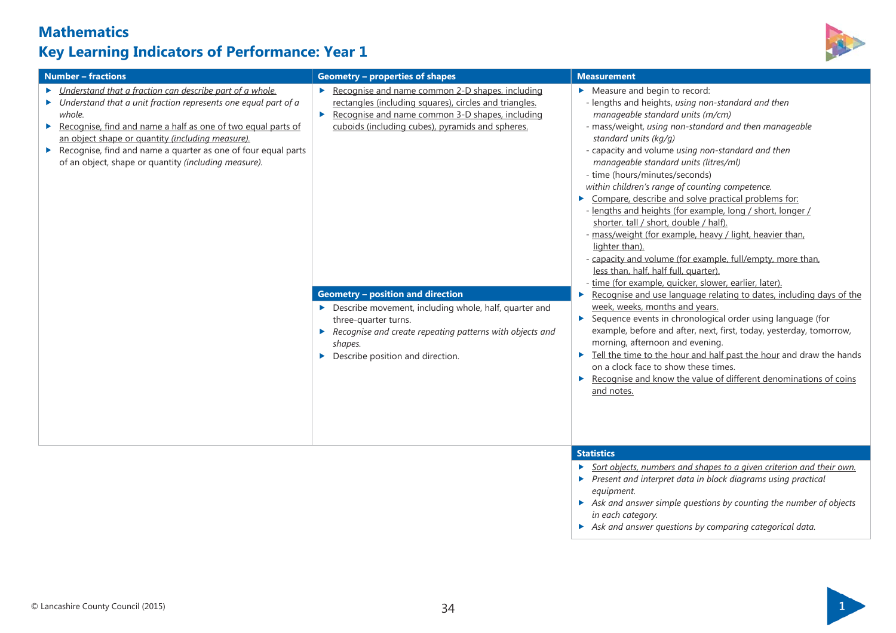# Mathematics

## Key Learning Indicators of Performance: Year 1

### Number – fractions

- *Understand that a fraction can describe part of a whole.*
- *Understand that a unit fraction represents one equal part of a whole.*
- Recognise, find and name a half as one of two equal parts of an object shape or quantity *(including measure).*
- Recognise, find and name a quarter as one of four equal parts of an object, shape or quantity *(including measure).*

### Geometry – properties of shapes

- Recognise and name common 2-D shapes, including rectangles (including squares), circles and triangles.
- Recognise and name common 3-D shapes, including cuboids (including cubes), pyramids and spheres.

### Geometry – position and direction

- Describe movement, including whole, half, quarter and three-quarter turns.
- *Recognise and create repeating patterns with objects and shapes.*
- Describe position and direction.

### Measurement

- Measure and begin to record:
  - lengths and heights, *using non-standard and then manageable standard units (m/cm)*
  - mass/weight, *using non-standard and then manageable standard units (kg/g)*
  - capacity and volume *using non-standard and then manageable standard units (litres/ml)*
  - time (hours/minutes/seconds)

  *within children's range of counting competence.*
- Compare, describe and solve practical problems for:
  - lengths and heights (for example, long / short, longer / shorter. tall / short, double / half).
  - mass/weight (for example, heavy / light, heavier than, lighter than).
  - capacity and volume (for example, full/empty, more than, less than, half, half full, quarter).
  - time (for example, quicker, slower, earlier, later).
- Recognise and use language relating to dates, including days of the week, weeks, months and years.
- Sequence events in chronological order using language (for example, before and after, next, first, today, yesterday, tomorrow, morning, afternoon and evening.
- Tell the time to the hour and half past the hour and draw the hands on a clock face to show these times.
- Recognise and know the value of different denominations of coins and notes.

### Statistics

- *Sort objects, numbers and shapes to a given criterion and their own.*
- *Present and interpret data in block diagrams using practical equipment.*
- *Ask and answer simple questions by counting the number of objects in each category.*
- *Ask and answer questions by comparing categorical data.*

© Lancashire County Council (2015)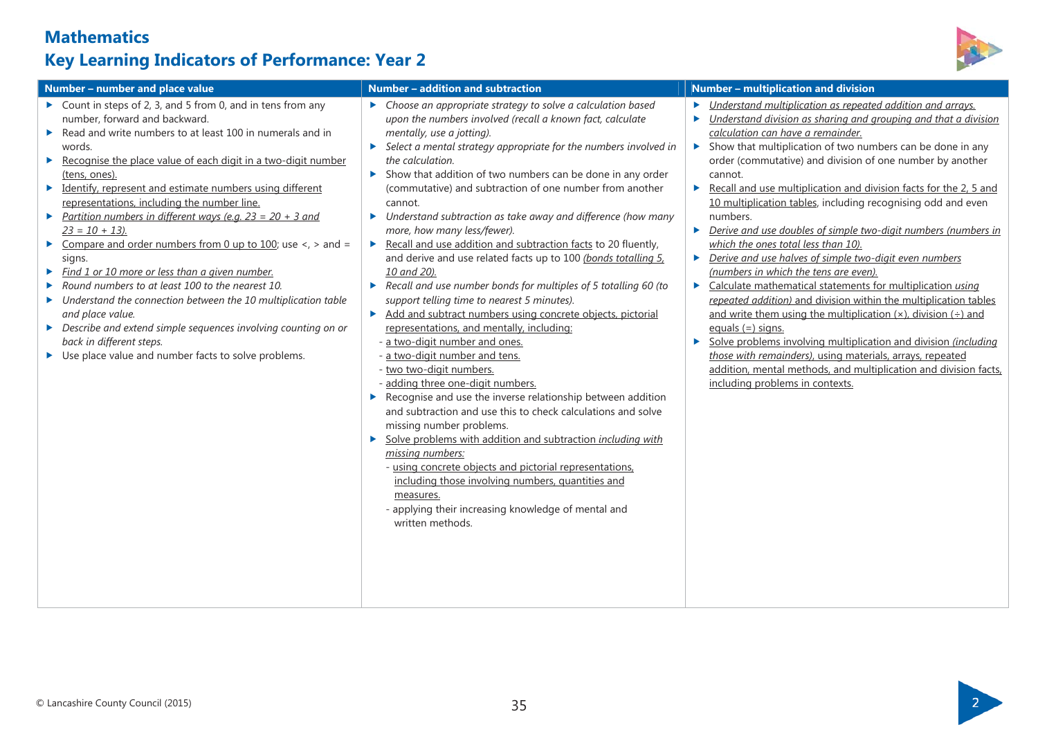# Mathematics

## Key Learning Indicators of Performance: Year 2

| Number – number and place value | Number – addition and subtraction | Number – multiplication and division |
|---|---|---|
| ▶ Count in steps of 2, 3, and 5 from 0, and in tens from any number, forward and backward.<br>▶ Read and write numbers to at least 100 in numerals and in words.<br>▶ <u>Recognise the place value of each digit in a two-digit number (tens, ones).</u><br>▶ <u>Identify, represent and estimate numbers using different representations, including the number line.</u><br>▶ <u>*Partition numbers in different ways (e.g. 23 = 20 + 3 and 23 = 10 + 13).*</u><br>▶ <u>Compare and order numbers from 0 up to 100</u>; use <, > and = signs.<br>▶ <u>*Find 1 or 10 more or less than a given number.*</u><br>▶ *Round numbers to at least 100 to the nearest 10.*<br>▶ *Understand the connection between the 10 multiplication table and place value.*<br>▶ *Describe and extend simple sequences involving counting on or back in different steps.*<br>▶ Use place value and number facts to solve problems. | ▶ *Choose an appropriate strategy to solve a calculation based upon the numbers involved (recall a known fact, calculate mentally, use a jotting).*<br>▶ *Select a mental strategy appropriate for the numbers involved in the calculation.*<br>▶ Show that addition of two numbers can be done in any order (commutative) and subtraction of one number from another cannot.<br>▶ *Understand subtraction as take away and difference (how many more, how many less/fewer).*<br>▶ <u>Recall and use addition and subtraction facts</u> to 20 fluently, and derive and use related facts up to 100 <u>*(bonds totalling 5, 10 and 20).*</u><br>▶ *Recall and use number bonds for multiples of 5 totalling 60 (to support telling time to nearest 5 minutes).*<br>▶ <u>Add and subtract numbers using concrete objects, pictorial representations, and mentally, including:</u><br>- <u>a two-digit number and ones.</u><br>- <u>a two-digit number and tens.</u><br>- <u>two two-digit numbers.</u><br>- <u>adding three one-digit numbers.</u><br>▶ Recognise and use the inverse relationship between addition and subtraction and use this to check calculations and solve missing number problems.<br>▶ <u>Solve problems with addition and subtraction *including with missing numbers:*</u><br>- <u>using concrete objects and pictorial representations, including those involving numbers, quantities and measures.</u><br>- applying their increasing knowledge of mental and written methods. | ▶ <u>*Understand multiplication as repeated addition and arrays.*</u><br>▶ <u>*Understand division as sharing and grouping and that a division calculation can have a remainder.*</u><br>▶ Show that multiplication of two numbers can be done in any order (commutative) and division of one number by another cannot.<br>▶ <u>Recall and use multiplication and division facts for the 2, 5 and 10 multiplication tables</u>, including recognising odd and even numbers.<br>▶ <u>*Derive and use doubles of simple two-digit numbers (numbers in which the ones total less than 10).*</u><br>▶ <u>*Derive and use halves of simple two-digit even numbers (numbers in which the tens are even).*</u><br>▶ <u>Calculate mathematical statements for multiplication *using repeated addition)* and division within the multiplication tables and write them using the multiplication (×), division (÷) and equals (=) signs.</u><br>▶ <u>Solve problems involving multiplication and division *(including those with remainders)*, using materials, arrays, repeated addition, mental methods, and multiplication and division facts, including problems in contexts.</u> |

© Lancashire County Council (2015)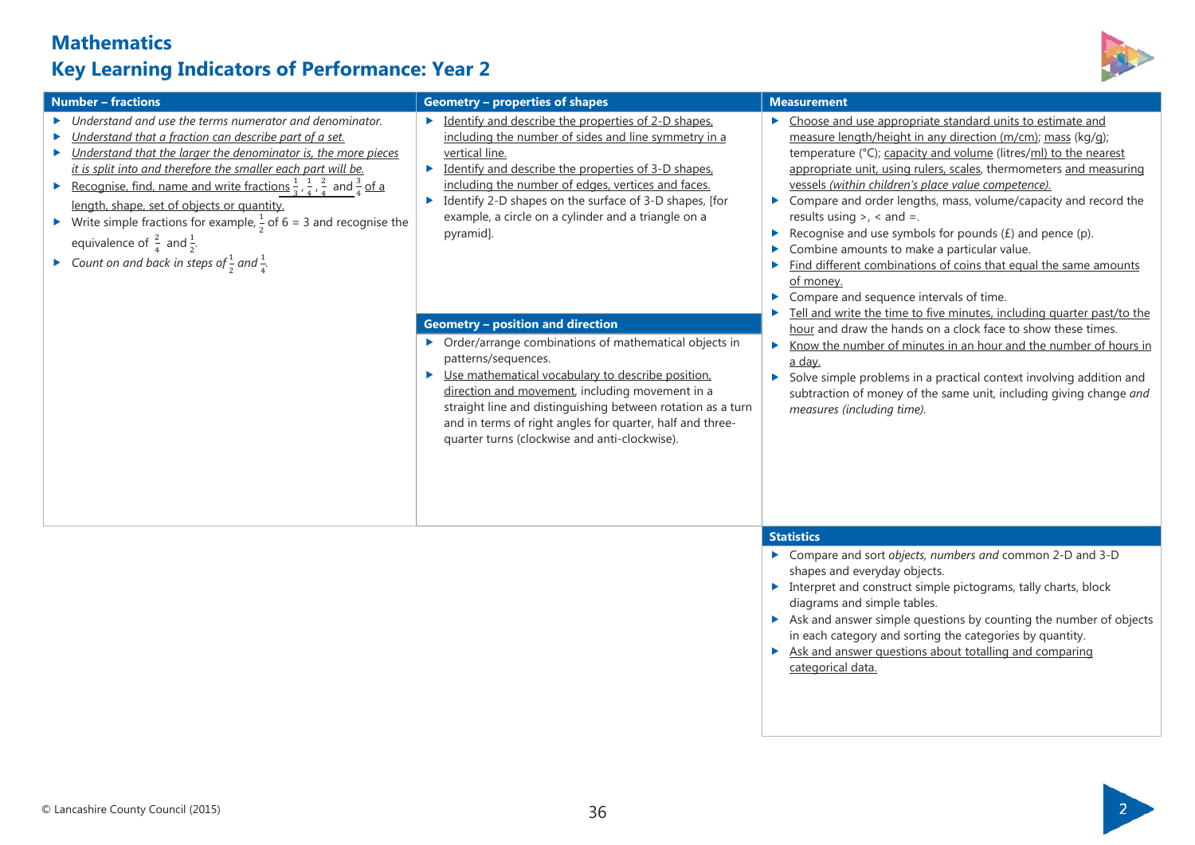# Mathematics

## Key Learning Indicators of Performance: Year 2

### Number – fractions

- *Understand and use the terms numerator and denominator.*
- *Understand that a fraction can describe part of a set.*
- *Understand that the larger the denominator is, the more pieces it is split into and therefore the smaller each part will be.*
- Recognise, find, name and write fractions $\frac{1}{3}$, $\frac{1}{4}$, $\frac{2}{4}$ and $\frac{3}{4}$ of a length, shape, set of objects or quantity.
- Write simple fractions for example, $\frac{1}{2}$ of 6 = 3 and recognise the equivalence of $\frac{2}{4}$ and $\frac{1}{2}$.
- *Count on and back in steps of* $\frac{1}{2}$ *and* $\frac{1}{4}$.

### Geometry – properties of shapes

- Identify and describe the properties of 2-D shapes, including the number of sides and line symmetry in a vertical line.
- Identify and describe the properties of 3-D shapes, including the number of edges, vertices and faces.
- Identify 2-D shapes on the surface of 3-D shapes, [for example, a circle on a cylinder and a triangle on a pyramid].

### Geometry – position and direction

- Order/arrange combinations of mathematical objects in patterns/sequences.
- Use mathematical vocabulary to describe position, direction and movement, including movement in a straight line and distinguishing between rotation as a turn and in terms of right angles for quarter, half and three-quarter turns (clockwise and anti-clockwise).

### Measurement

- Choose and use appropriate standard units to estimate and measure length/height in any direction (m/cm); mass (kg/g); temperature (°C); capacity and volume (litres/ml) to the nearest appropriate unit, using rulers, scales, thermometers and measuring vessels *(within children's place value competence).*
- Compare and order lengths, mass, volume/capacity and record the results using >, < and =.
- Recognise and use symbols for pounds (£) and pence (p).
- Combine amounts to make a particular value.
- Find different combinations of coins that equal the same amounts of money.
- Compare and sequence intervals of time.
- Tell and write the time to five minutes, including quarter past/to the hour and draw the hands on a clock face to show these times.
- Know the number of minutes in an hour and the number of hours in a day.
- Solve simple problems in a practical context involving addition and subtraction of money of the same unit, including giving change *and measures (including time).*

### Statistics

- Compare and sort *objects, numbers and* common 2-D and 3-D shapes and everyday objects.
- Interpret and construct simple pictograms, tally charts, block diagrams and simple tables.
- Ask and answer simple questions by counting the number of objects in each category and sorting the categories by quantity.
- Ask and answer questions about totalling and comparing categorical data.

© Lancashire County Council (2015)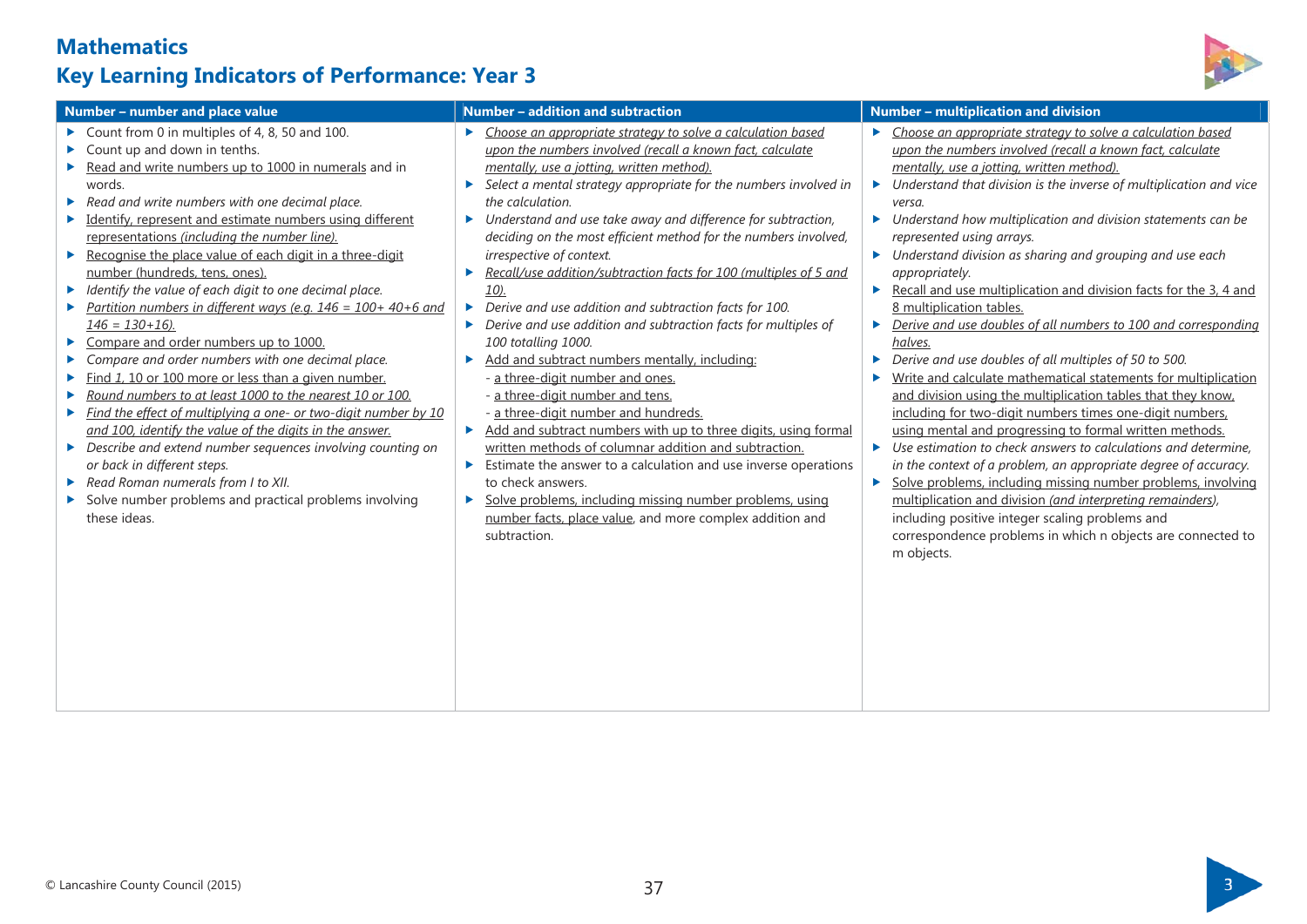# Mathematics

## Key Learning Indicators of Performance: Year 3

### Number – number and place value

- Count from 0 in multiples of 4, 8, 50 and 100.
- Count up and down in tenths.
- Read and write numbers up to 1000 in numerals and in words.
- *Read and write numbers with one decimal place.*
- Identify, represent and estimate numbers using different representations *(including the number line).*
- Recognise the place value of each digit in a three-digit number (hundreds, tens, ones).
- *Identify the value of each digit to one decimal place.*
- *Partition numbers in different ways (e.g. 146 = 100+ 40+6 and 146 = 130+16).*
- Compare and order numbers up to 1000.
- *Compare and order numbers with one decimal place.*
- Find *1*, 10 or 100 more or less than a given number.
- *Round numbers to at least 1000 to the nearest 10 or 100.*
- *Find the effect of multiplying a one- or two-digit number by 10 and 100, identify the value of the digits in the answer.*
- *Describe and extend number sequences involving counting on or back in different steps.*
- *Read Roman numerals from I to XII.*
- Solve number problems and practical problems involving these ideas.

### Number – addition and subtraction

- *Choose an appropriate strategy to solve a calculation based upon the numbers involved (recall a known fact, calculate mentally, use a jotting, written method).*
- *Select a mental strategy appropriate for the numbers involved in the calculation.*
- *Understand and use take away and difference for subtraction, deciding on the most efficient method for the numbers involved, irrespective of context.*
- *Recall/use addition/subtraction facts for 100 (multiples of 5 and 10).*
- *Derive and use addition and subtraction facts for 100.*
- *Derive and use addition and subtraction facts for multiples of 100 totalling 1000.*
- Add and subtract numbers mentally, including:
  - a three-digit number and ones.
  - a three-digit number and tens.
  - a three-digit number and hundreds.
- Add and subtract numbers with up to three digits, using formal written methods of columnar addition and subtraction.
- Estimate the answer to a calculation and use inverse operations to check answers.
- Solve problems, including missing number problems, using number facts, place value, and more complex addition and subtraction.

### Number – multiplication and division

- *Choose an appropriate strategy to solve a calculation based upon the numbers involved (recall a known fact, calculate mentally, use a jotting, written method).*
- *Understand that division is the inverse of multiplication and vice versa.*
- *Understand how multiplication and division statements can be represented using arrays.*
- *Understand division as sharing and grouping and use each appropriately.*
- Recall and use multiplication and division facts for the 3, 4 and 8 multiplication tables.
- *Derive and use doubles of all numbers to 100 and corresponding halves.*
- *Derive and use doubles of all multiples of 50 to 500.*
- Write and calculate mathematical statements for multiplication and division using the multiplication tables that they know, including for two-digit numbers times one-digit numbers, using mental and progressing to formal written methods.
- *Use estimation to check answers to calculations and determine, in the context of a problem, an appropriate degree of accuracy.*
- Solve problems, including missing number problems, involving multiplication and division *(and interpreting remainders)*, including positive integer scaling problems and correspondence problems in which n objects are connected to m objects.

© Lancashire County Council (2015)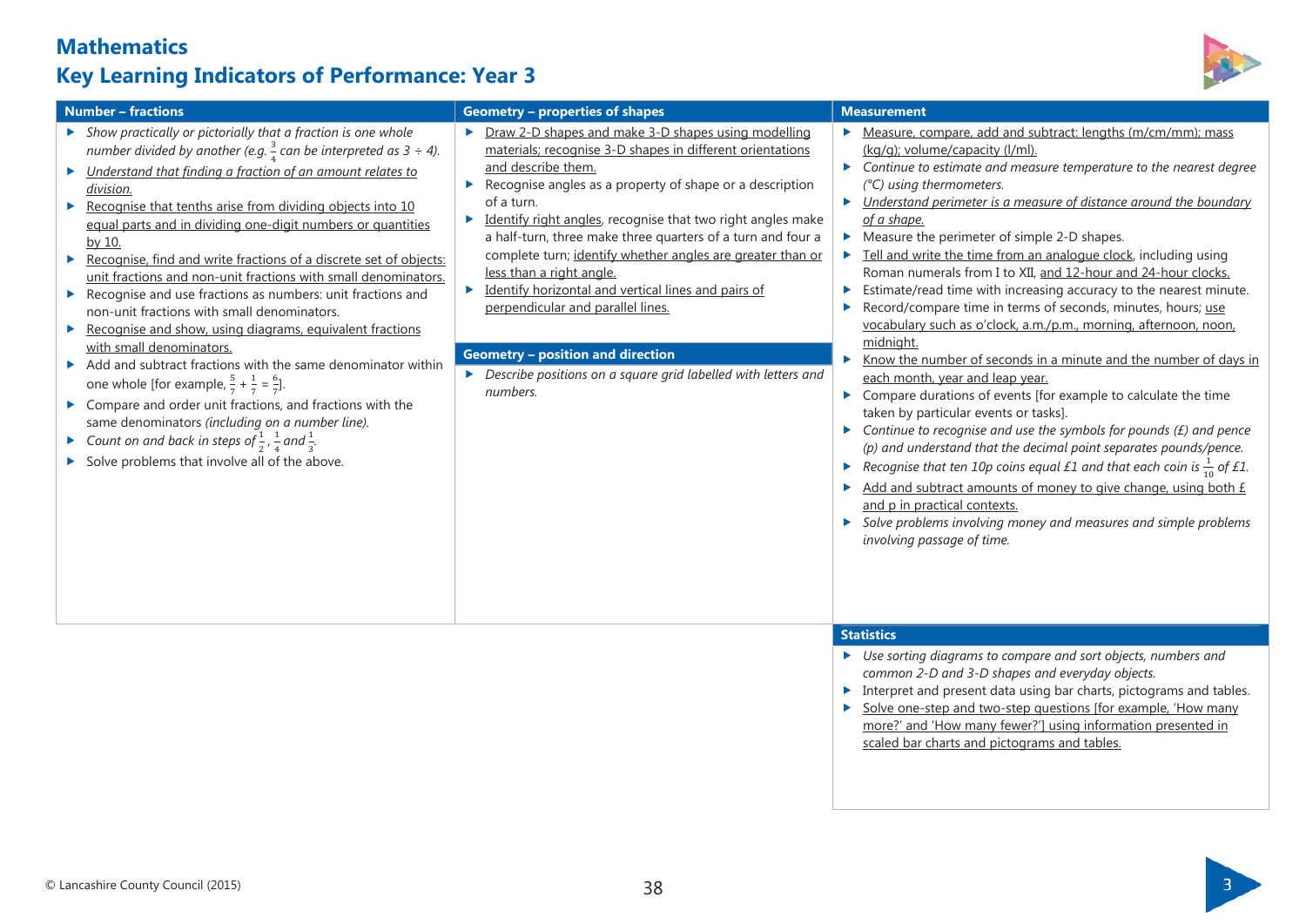# Mathematics

## Key Learning Indicators of Performance: Year 3

### Number – fractions

- *Show practically or pictorially that a fraction is one whole number divided by another (e.g. $\frac{3}{4}$ can be interpreted as $3 \div 4$).*
- *Understand that finding a fraction of an amount relates to division.*
- Recognise that tenths arise from dividing objects into 10 equal parts and in dividing one-digit numbers or quantities by 10.
- Recognise, find and write fractions of a discrete set of objects: unit fractions and non-unit fractions with small denominators.
- Recognise and use fractions as numbers: unit fractions and non-unit fractions with small denominators.
- Recognise and show, using diagrams, equivalent fractions with small denominators.
- Add and subtract fractions with the same denominator within one whole [for example, $\frac{5}{7} + \frac{1}{7} = \frac{6}{7}$].
- Compare and order unit fractions, and fractions with the same denominators *(including on a number line).*
- *Count on and back in steps of $\frac{1}{2}$, $\frac{1}{4}$ and $\frac{1}{3}$.*
- Solve problems that involve all of the above.

### Geometry – properties of shapes

- Draw 2-D shapes and make 3-D shapes using modelling materials; recognise 3-D shapes in different orientations and describe them.
- Recognise angles as a property of shape or a description of a turn.
- Identify right angles, recognise that two right angles make a half-turn, three make three quarters of a turn and four a complete turn; identify whether angles are greater than or less than a right angle.
- Identify horizontal and vertical lines and pairs of perpendicular and parallel lines.

### Geometry – position and direction

- *Describe positions on a square grid labelled with letters and numbers.*

### Measurement

- Measure, compare, add and subtract: lengths (m/cm/mm); mass (kg/g); volume/capacity (l/ml).
- *Continue to estimate and measure temperature to the nearest degree (°C) using thermometers.*
- *Understand perimeter is a measure of distance around the boundary of a shape.*
- Measure the perimeter of simple 2-D shapes.
- Tell and write the time from an analogue clock, including using Roman numerals from I to XII, and 12-hour and 24-hour clocks.
- Estimate/read time with increasing accuracy to the nearest minute.
- Record/compare time in terms of seconds, minutes, hours; use vocabulary such as o'clock, a.m./p.m., morning, afternoon, noon, midnight.
- Know the number of seconds in a minute and the number of days in each month, year and leap year.
- Compare durations of events [for example to calculate the time taken by particular events or tasks].
- *Continue to recognise and use the symbols for pounds (£) and pence (p) and understand that the decimal point separates pounds/pence.*
- *Recognise that ten 10p coins equal £1 and that each coin is $\frac{1}{10}$ of £1.*
- Add and subtract amounts of money to give change, using both £ and p in practical contexts.
- *Solve problems involving money and measures and simple problems involving passage of time.*

### Statistics

- *Use sorting diagrams to compare and sort objects, numbers and common 2-D and 3-D shapes and everyday objects.*
- Interpret and present data using bar charts, pictograms and tables.
- Solve one-step and two-step questions [for example, 'How many more?' and 'How many fewer?'] using information presented in scaled bar charts and pictograms and tables.

© Lancashire County Council (2015)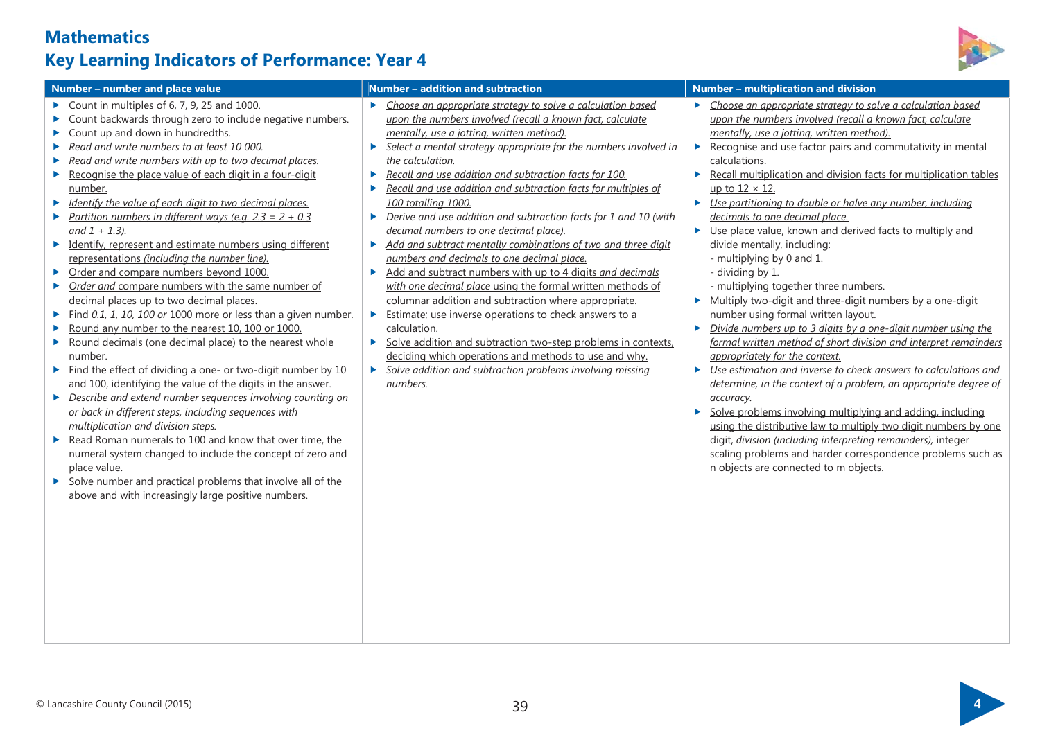# Mathematics

## Key Learning Indicators of Performance: Year 4

### Number – number and place value

- Count in multiples of 6, 7, 9, 25 and 1000.
- Count backwards through zero to include negative numbers.
- Count up and down in hundredths.
- *Read and write numbers to at least 10 000.*
- *Read and write numbers with up to two decimal places.*
- Recognise the place value of each digit in a four-digit number.
- *Identify the value of each digit to two decimal places.*
- *Partition numbers in different ways (e.g. 2.3 = 2 + 0.3 and 1 + 1.3).*
- Identify, represent and estimate numbers using different representations *(including the number line).*
- Order and compare numbers beyond 1000.
- *Order and* compare numbers with the same number of decimal places up to two decimal places.
- Find *0.1, 1, 10, 100 or* 1000 more or less than a given number.
- Round any number to the nearest 10, 100 or 1000.
- Round decimals (one decimal place) to the nearest whole number.
- Find the effect of dividing a one- or two-digit number by 10 and 100, identifying the value of the digits in the answer.
- *Describe and extend number sequences involving counting on or back in different steps, including sequences with multiplication and division steps.*
- Read Roman numerals to 100 and know that over time, the numeral system changed to include the concept of zero and place value.
- Solve number and practical problems that involve all of the above and with increasingly large positive numbers.

### Number – addition and subtraction

- *Choose an appropriate strategy to solve a calculation based upon the numbers involved (recall a known fact, calculate mentally, use a jotting, written method).*
- *Select a mental strategy appropriate for the numbers involved in the calculation.*
- *Recall and use addition and subtraction facts for 100.*
- *Recall and use addition and subtraction facts for multiples of 100 totalling 1000.*
- *Derive and use addition and subtraction facts for 1 and 10 (with decimal numbers to one decimal place).*
- *Add and subtract mentally combinations of two and three digit numbers and decimals to one decimal place.*
- Add and subtract numbers with up to 4 digits *and decimals with one decimal place* using the formal written methods of columnar addition and subtraction where appropriate.
- Estimate; use inverse operations to check answers to a calculation.
- Solve addition and subtraction two-step problems in contexts, deciding which operations and methods to use and why.
- *Solve addition and subtraction problems involving missing numbers.*

### Number – multiplication and division

- *Choose an appropriate strategy to solve a calculation based upon the numbers involved (recall a known fact, calculate mentally, use a jotting, written method).*
- Recognise and use factor pairs and commutativity in mental calculations.
- Recall multiplication and division facts for multiplication tables up to 12 × 12.
- *Use partitioning to double or halve any number, including decimals to one decimal place.*
- Use place value, known and derived facts to multiply and divide mentally, including:
  - multiplying by 0 and 1.
  - dividing by 1.
  - multiplying together three numbers.
- Multiply two-digit and three-digit numbers by a one-digit number using formal written layout.
- *Divide numbers up to 3 digits by a one-digit number using the formal written method of short division and interpret remainders appropriately for the context.*
- *Use estimation and inverse to check answers to calculations and determine, in the context of a problem, an appropriate degree of accuracy.*
- Solve problems involving multiplying and adding, including using the distributive law to multiply two digit numbers by one digit, *division (including interpreting remainders),* integer scaling problems and harder correspondence problems such as n objects are connected to m objects.

© Lancashire County Council (2015)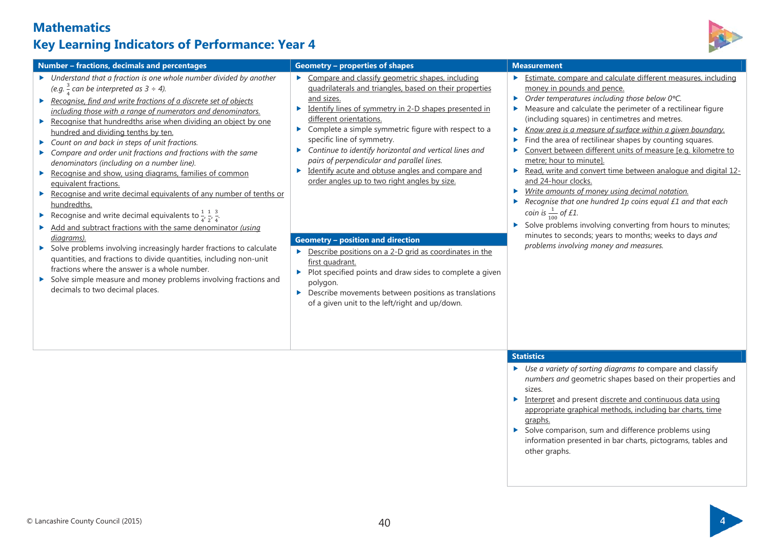# Mathematics

## Key Learning Indicators of Performance: Year 4

### Number – fractions, decimals and percentages

- *Understand that a fraction is one whole number divided by another (e.g. $\frac{3}{4}$ can be interpreted as 3 ÷ 4).*
- *Recognise, find and write fractions of a discrete set of objects including those with a range of numerators and denominators.*
- Recognise that hundredths arise when dividing an object by one hundred and dividing tenths by ten.
- *Count on and back in steps of unit fractions.*
- *Compare and order unit fractions and fractions with the same denominators (including on a number line).*
- Recognise and show, using diagrams, families of common equivalent fractions.
- Recognise and write decimal equivalents of any number of tenths or hundredths.
- Recognise and write decimal equivalents to $\frac{1}{4}$, $\frac{1}{2}$, $\frac{3}{4}$.
- Add and subtract fractions with the same denominator *(using diagrams).*
- Solve problems involving increasingly harder fractions to calculate quantities, and fractions to divide quantities, including non-unit fractions where the answer is a whole number.
- Solve simple measure and money problems involving fractions and decimals to two decimal places.

### Geometry – properties of shapes

- Compare and classify geometric shapes, including quadrilaterals and triangles, based on their properties and sizes.
- Identify lines of symmetry in 2-D shapes presented in different orientations.
- Complete a simple symmetric figure with respect to a specific line of symmetry.
- *Continue to identify horizontal and vertical lines and pairs of perpendicular and parallel lines.*
- Identify acute and obtuse angles and compare and order angles up to two right angles by size.

### Geometry – position and direction

- Describe positions on a 2-D grid as coordinates in the first quadrant.
- Plot specified points and draw sides to complete a given polygon.
- Describe movements between positions as translations of a given unit to the left/right and up/down.

### Measurement

- Estimate, compare and calculate different measures, including money in pounds and pence.
- *Order temperatures including those below 0°C.*
- Measure and calculate the perimeter of a rectilinear figure (including squares) in centimetres and metres.
- *Know area is a measure of surface within a given boundary.*
- Find the area of rectilinear shapes by counting squares.
- Convert between different units of measure [e.g. kilometre to metre; hour to minute].
- Read, write and convert time between analogue and digital 12- and 24-hour clocks.
- *Write amounts of money using decimal notation.*
- *Recognise that one hundred 1p coins equal £1 and that each coin is $\frac{1}{100}$ of £1.*
- Solve problems involving converting from hours to minutes; minutes to seconds; years to months; weeks to days *and problems involving money and measures.*

### Statistics

- *Use a variety of sorting diagrams to* compare and classify *numbers and* geometric shapes based on their properties and sizes.
- Interpret and present discrete and continuous data using appropriate graphical methods, including bar charts, time graphs.
- Solve comparison, sum and difference problems using information presented in bar charts, pictograms, tables and other graphs.

© Lancashire County Council (2015)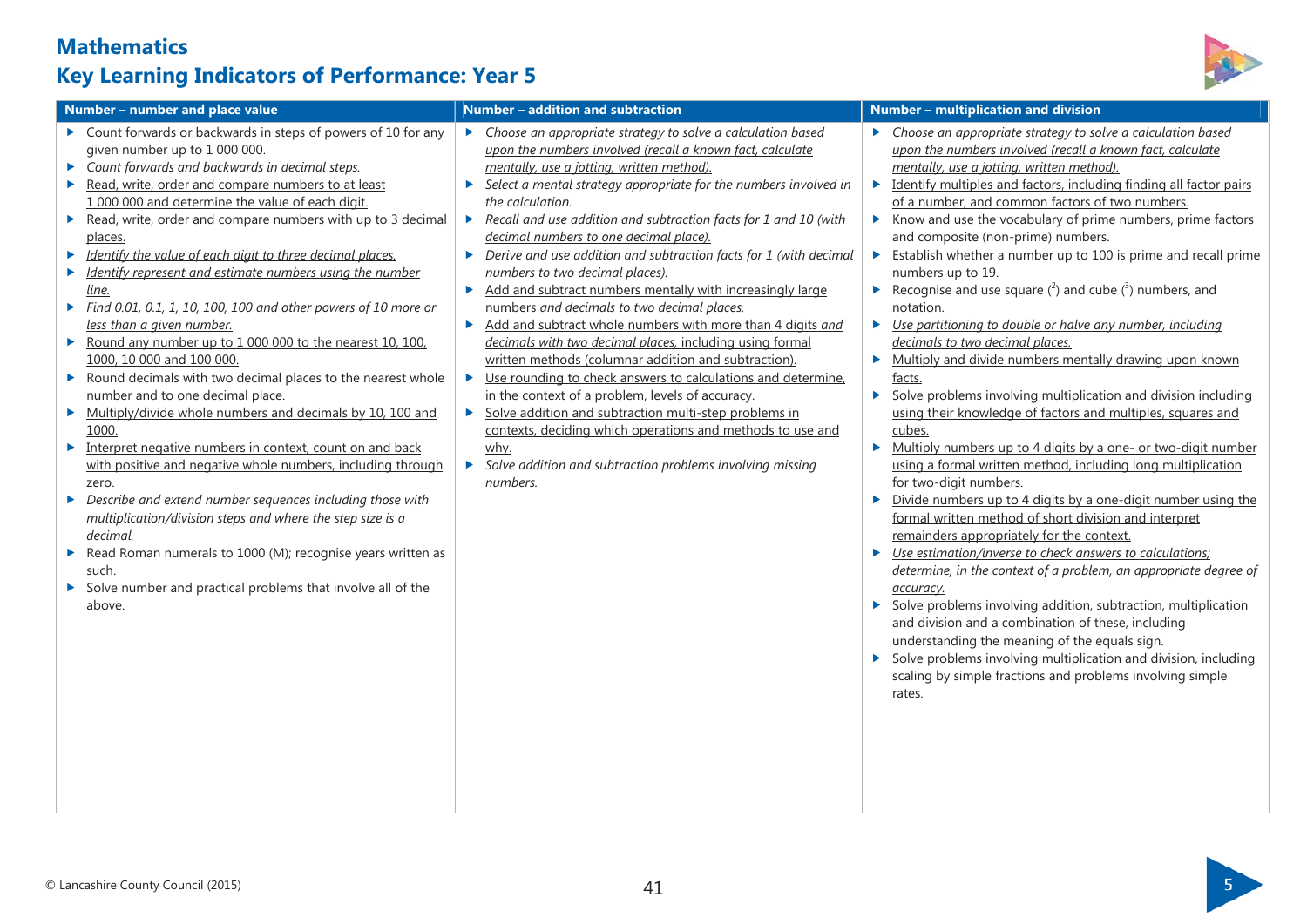# Mathematics

## Key Learning Indicators of Performance: Year 5

### Number – number and place value

- Count forwards or backwards in steps of powers of 10 for any given number up to 1 000 000.
- *Count forwards and backwards in decimal steps.*
- Read, write, order and compare numbers to at least 1 000 000 and determine the value of each digit.
- Read, write, order and compare numbers with up to 3 decimal places.
- *Identify the value of each digit to three decimal places.*
- *Identify represent and estimate numbers using the number line.*
- *Find 0.01, 0.1, 1, 10, 100, 100 and other powers of 10 more or less than a given number.*
- Round any number up to 1 000 000 to the nearest 10, 100, 1000, 10 000 and 100 000.
- Round decimals with two decimal places to the nearest whole number and to one decimal place.
- Multiply/divide whole numbers and decimals by 10, 100 and 1000.
- Interpret negative numbers in context, count on and back with positive and negative whole numbers, including through zero.
- *Describe and extend number sequences including those with multiplication/division steps and where the step size is a decimal.*
- Read Roman numerals to 1000 (M); recognise years written as such.
- Solve number and practical problems that involve all of the above.

### Number – addition and subtraction

- *Choose an appropriate strategy to solve a calculation based upon the numbers involved (recall a known fact, calculate mentally, use a jotting, written method).*
- *Select a mental strategy appropriate for the numbers involved in the calculation.*
- *Recall and use addition and subtraction facts for 1 and 10 (with decimal numbers to one decimal place).*
- *Derive and use addition and subtraction facts for 1 (with decimal numbers to two decimal places).*
- Add and subtract numbers mentally with increasingly large numbers *and decimals to two decimal places.*
- Add and subtract whole numbers with more than 4 digits *and decimals with two decimal places,* including using formal written methods (columnar addition and subtraction).
- Use rounding to check answers to calculations and determine, in the context of a problem, levels of accuracy.
- Solve addition and subtraction multi-step problems in contexts, deciding which operations and methods to use and why.
- *Solve addition and subtraction problems involving missing numbers.*

### Number – multiplication and division

- *Choose an appropriate strategy to solve a calculation based upon the numbers involved (recall a known fact, calculate mentally, use a jotting, written method).*
- Identify multiples and factors, including finding all factor pairs of a number, and common factors of two numbers.
- Know and use the vocabulary of prime numbers, prime factors and composite (non-prime) numbers.
- Establish whether a number up to 100 is prime and recall prime numbers up to 19.
- Recognise and use square ($^2$) and cube ($^3$) numbers, and notation.
- *Use partitioning to double or halve any number, including decimals to two decimal places.*
- Multiply and divide numbers mentally drawing upon known facts.
- Solve problems involving multiplication and division including using their knowledge of factors and multiples, squares and cubes.
- Multiply numbers up to 4 digits by a one- or two-digit number using a formal written method, including long multiplication for two-digit numbers.
- Divide numbers up to 4 digits by a one-digit number using the formal written method of short division and interpret remainders appropriately for the context.
- *Use estimation/inverse to check answers to calculations; determine, in the context of a problem, an appropriate degree of accuracy.*
- Solve problems involving addition, subtraction, multiplication and division and a combination of these, including understanding the meaning of the equals sign.
- Solve problems involving multiplication and division, including scaling by simple fractions and problems involving simple rates.

© Lancashire County Council (2015)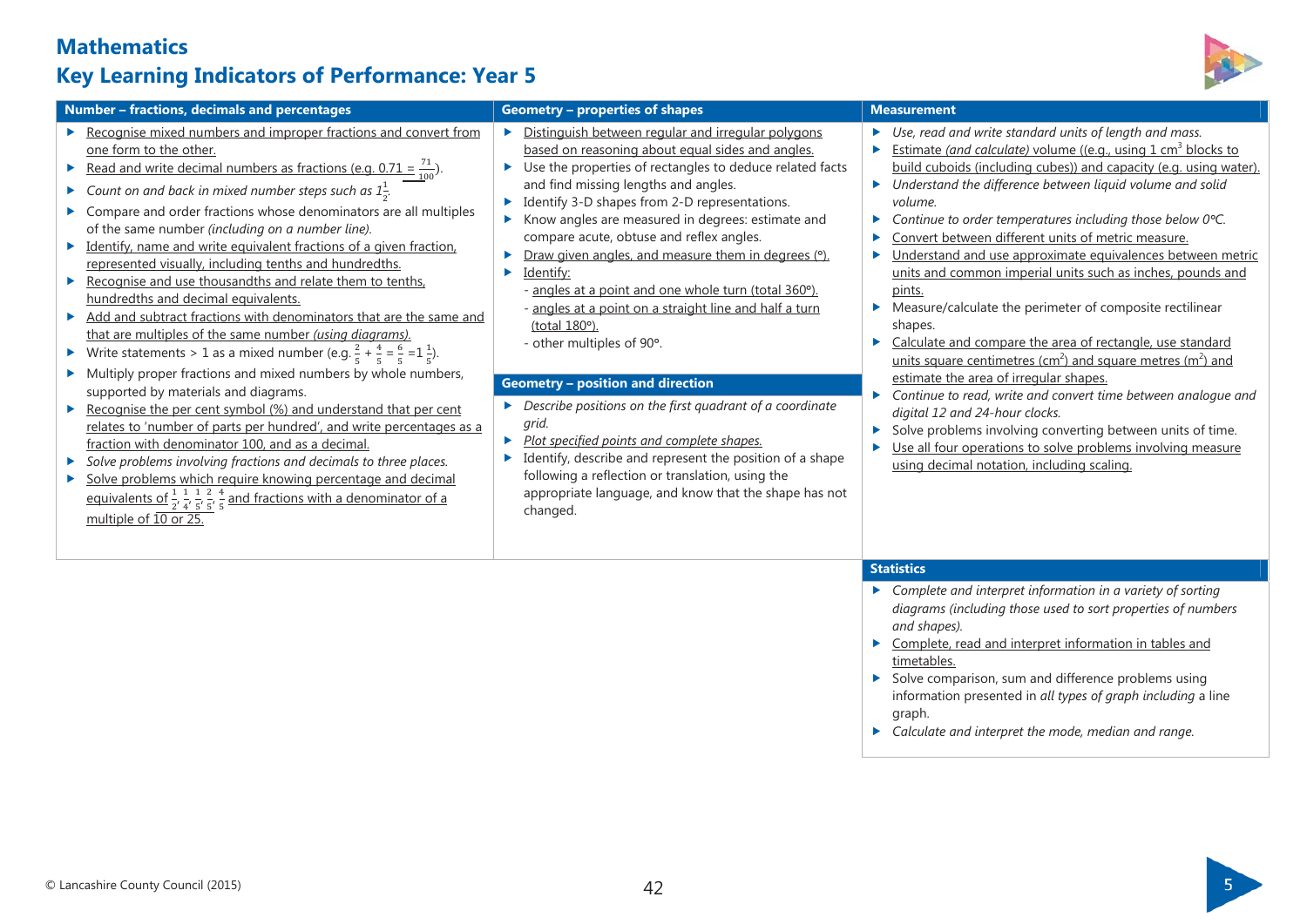# Mathematics

## Key Learning Indicators of Performance: Year 5

### Number – fractions, decimals and percentages

- Recognise mixed numbers and improper fractions and convert from one form to the other.
- Read and write decimal numbers as fractions (e.g. $0.71 = \frac{71}{100}$).
- *Count on and back in mixed number steps such as $1\frac{1}{2}$.*
- Compare and order fractions whose denominators are all multiples of the same number *(including on a number line).*
- Identify, name and write equivalent fractions of a given fraction, represented visually, including tenths and hundredths.
- Recognise and use thousandths and relate them to tenths, hundredths and decimal equivalents.
- Add and subtract fractions with denominators that are the same and that are multiples of the same number *(using diagrams).*
- Write statements > 1 as a mixed number (e.g. $\frac{2}{5} + \frac{4}{5} = \frac{6}{5} = 1\frac{1}{5}$).
- Multiply proper fractions and mixed numbers by whole numbers, supported by materials and diagrams.
- Recognise the per cent symbol (%) and understand that per cent relates to 'number of parts per hundred', and write percentages as a fraction with denominator 100, and as a decimal.
- *Solve problems involving fractions and decimals to three places.*
- Solve problems which require knowing percentage and decimal equivalents of $\frac{1}{2}, \frac{1}{4}, \frac{1}{5}, \frac{2}{5}, \frac{4}{5}$ and fractions with a denominator of a multiple of 10 or 25.

### Geometry – properties of shapes

- Distinguish between regular and irregular polygons based on reasoning about equal sides and angles.
- Use the properties of rectangles to deduce related facts and find missing lengths and angles.
- Identify 3-D shapes from 2-D representations.
- Know angles are measured in degrees: estimate and compare acute, obtuse and reflex angles.
- Draw given angles, and measure them in degrees (°).
- Identify:
  - angles at a point and one whole turn (total 360°).
  - angles at a point on a straight line and half a turn (total 180°).
  - other multiples of 90°.

### Geometry – position and direction

- *Describe positions on the first quadrant of a coordinate grid.*
- *Plot specified points and complete shapes.*
- Identify, describe and represent the position of a shape following a reflection or translation, using the appropriate language, and know that the shape has not changed.

### Measurement

- *Use, read and write standard units of length and mass.*
- Estimate *(and calculate)* volume ((e.g., using 1 cm$^3$ blocks to build cuboids (including cubes)) and capacity (e.g. using water).
- *Understand the difference between liquid volume and solid volume.*
- *Continue to order temperatures including those below 0°C.*
- Convert between different units of metric measure.
- Understand and use approximate equivalences between metric units and common imperial units such as inches, pounds and pints.
- Measure/calculate the perimeter of composite rectilinear shapes.
- Calculate and compare the area of rectangle, use standard units square centimetres (cm$^2$) and square metres (m$^2$) and estimate the area of irregular shapes.
- *Continue to read, write and convert time between analogue and digital 12 and 24-hour clocks.*
- Solve problems involving converting between units of time.
- Use all four operations to solve problems involving measure using decimal notation, including scaling.

### Statistics

- *Complete and interpret information in a variety of sorting diagrams (including those used to sort properties of numbers and shapes).*
- Complete, read and interpret information in tables and timetables.
- Solve comparison, sum and difference problems using information presented in *all types of graph including* a line graph.
- *Calculate and interpret the mode, median and range.*

© Lancashire County Council (2015)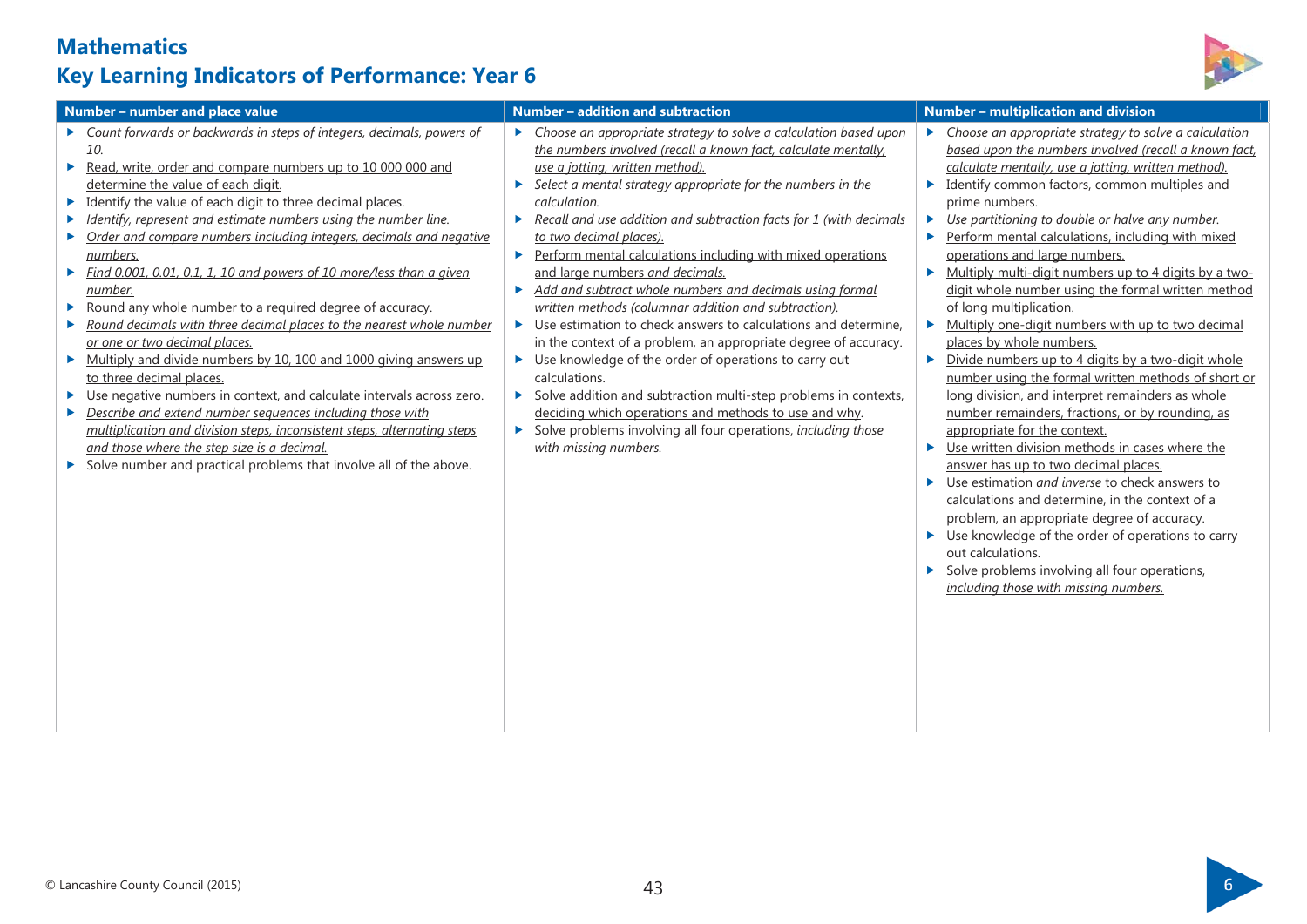# Mathematics

## Key Learning Indicators of Performance: Year 6

| Number – number and place value | Number – addition and subtraction | Number – multiplication and division |
|---|---|---|
| ▶ *Count forwards or backwards in steps of integers, decimals, powers of 10.*<br>▶ Read, write, order and compare numbers up to 10 000 000 and determine the value of each digit.<br>▶ Identify the value of each digit to three decimal places.<br>▶ *Identify, represent and estimate numbers using the number line.*<br>▶ *Order and compare numbers including integers, decimals and negative numbers.*<br>▶ *Find 0.001, 0.01, 0.1, 1, 10 and powers of 10 more/less than a given number.*<br>▶ Round any whole number to a required degree of accuracy.<br>▶ *Round decimals with three decimal places to the nearest whole number or one or two decimal places.*<br>▶ Multiply and divide numbers by 10, 100 and 1000 giving answers up to three decimal places.<br>▶ Use negative numbers in context, and calculate intervals across zero.<br>▶ *Describe and extend number sequences including those with multiplication and division steps, inconsistent steps, alternating steps and those where the step size is a decimal.*<br>▶ Solve number and practical problems that involve all of the above. | ▶ *Choose an appropriate strategy to solve a calculation based upon the numbers involved (recall a known fact, calculate mentally, use a jotting, written method).*<br>▶ *Select a mental strategy appropriate for the numbers in the calculation.*<br>▶ *Recall and use addition and subtraction facts for 1 (with decimals to two decimal places).*<br>▶ Perform mental calculations including with mixed operations and large numbers *and decimals.*<br>▶ *Add and subtract whole numbers and decimals using formal written methods (columnar addition and subtraction).*<br>▶ Use estimation to check answers to calculations and determine, in the context of a problem, an appropriate degree of accuracy.<br>▶ Use knowledge of the order of operations to carry out calculations.<br>▶ Solve addition and subtraction multi-step problems in contexts, deciding which operations and methods to use and why.<br>▶ Solve problems involving all four operations, *including those with missing numbers.* | ▶ *Choose an appropriate strategy to solve a calculation based upon the numbers involved (recall a known fact, calculate mentally, use a jotting, written method).*<br>▶ Identify common factors, common multiples and prime numbers.<br>▶ *Use partitioning to double or halve any number.*<br>▶ Perform mental calculations, including with mixed operations and large numbers.<br>▶ Multiply multi-digit numbers up to 4 digits by a two-digit whole number using the formal written method of long multiplication.<br>▶ Multiply one-digit numbers with up to two decimal places by whole numbers.<br>▶ Divide numbers up to 4 digits by a two-digit whole number using the formal written methods of short or long division, and interpret remainders as whole number remainders, fractions, or by rounding, as appropriate for the context.<br>▶ Use written division methods in cases where the answer has up to two decimal places.<br>▶ Use estimation *and inverse* to check answers to calculations and determine, in the context of a problem, an appropriate degree of accuracy.<br>▶ Use knowledge of the order of operations to carry out calculations.<br>▶ Solve problems involving all four operations, *including those with missing numbers.* |

© Lancashire County Council (2015)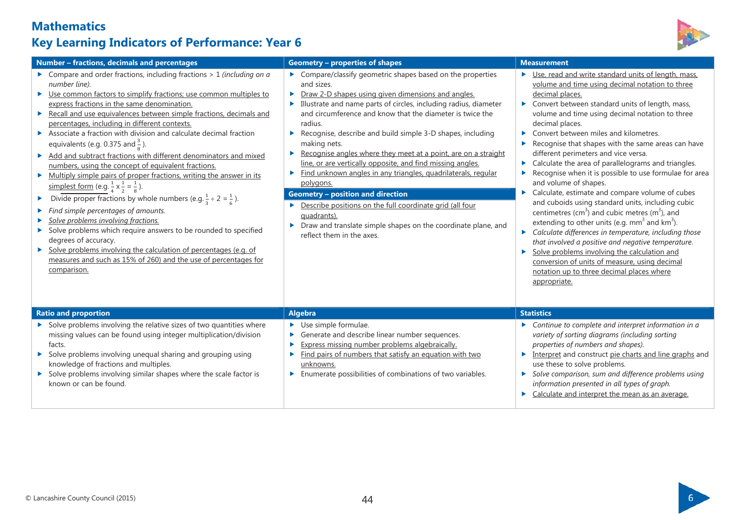# Mathematics

## Key Learning Indicators of Performance: Year 6

### Number – fractions, decimals and percentages

- Compare and order fractions, including fractions > 1 *(including on a number line).*
- Use common factors to simplify fractions; use common multiples to express fractions in the same denomination.
- Recall and use equivalences between simple fractions, decimals and percentages, including in different contexts.
- Associate a fraction with division and calculate decimal fraction equivalents (e.g. 0.375 and $\frac{3}{8}$).
- Add and subtract fractions with different denominators and mixed numbers, using the concept of equivalent fractions.
- Multiply simple pairs of proper fractions, writing the answer in its simplest form (e.g. $\frac{1}{4} \times \frac{1}{2} = \frac{1}{8}$).
- Divide proper fractions by whole numbers (e.g. $\frac{1}{3} \div 2 = \frac{1}{6}$).
- *Find simple percentages of amounts.*
- *Solve problems involving fractions.*
- Solve problems which require answers to be rounded to specified degrees of accuracy.
- Solve problems involving the calculation of percentages (e.g. of measures and such as 15% of 260) and the use of percentages for comparison.

### Geometry – properties of shapes

- Compare/classify geometric shapes based on the properties and sizes.
- Draw 2-D shapes using given dimensions and angles.
- Illustrate and name parts of circles, including radius, diameter and circumference and know that the diameter is twice the radius.
- Recognise, describe and build simple 3-D shapes, including making nets.
- Recognise angles where they meet at a point, are on a straight line, or are vertically opposite, and find missing angles.
- Find unknown angles in any triangles, quadrilaterals, regular polygons.

### Geometry – position and direction

- Describe positions on the full coordinate grid (all four quadrants).
- Draw and translate simple shapes on the coordinate plane, and reflect them in the axes.

### Measurement

- Use, read and write standard units of length, mass, volume and time using decimal notation to three decimal places.
- Convert between standard units of length, mass, volume and time using decimal notation to three decimal places.
- Convert between miles and kilometres.
- Recognise that shapes with the same areas can have different perimeters and vice versa.
- Calculate the area of parallelograms and triangles.
- Recognise when it is possible to use formulae for area and volume of shapes.
- Calculate, estimate and compare volume of cubes and cuboids using standard units, including cubic centimetres ($cm^3$) and cubic metres ($m^3$), and extending to other units (e.g. $mm^3$ and $km^3$).
- *Calculate differences in temperature, including those that involved a positive and negative temperature.*
- Solve problems involving the calculation and conversion of units of measure, using decimal notation up to three decimal places where appropriate.

### Ratio and proportion

- Solve problems involving the relative sizes of two quantities where missing values can be found using integer multiplication/division facts.
- Solve problems involving unequal sharing and grouping using knowledge of fractions and multiples.
- Solve problems involving similar shapes where the scale factor is known or can be found.

### Algebra

- Use simple formulae.
- Generate and describe linear number sequences.
- Express missing number problems algebraically.
- Find pairs of numbers that satisfy an equation with two unknowns.
- Enumerate possibilities of combinations of two variables.

### Statistics

- *Continue to complete and interpret information in a variety of sorting diagrams (including sorting properties of numbers and shapes).*
- Interpret and construct pie charts and line graphs and use these to solve problems.
- *Solve comparison, sum and difference problems using information presented in all types of graph.*
- Calculate and interpret the mean as an average.

© Lancashire County Council (2015)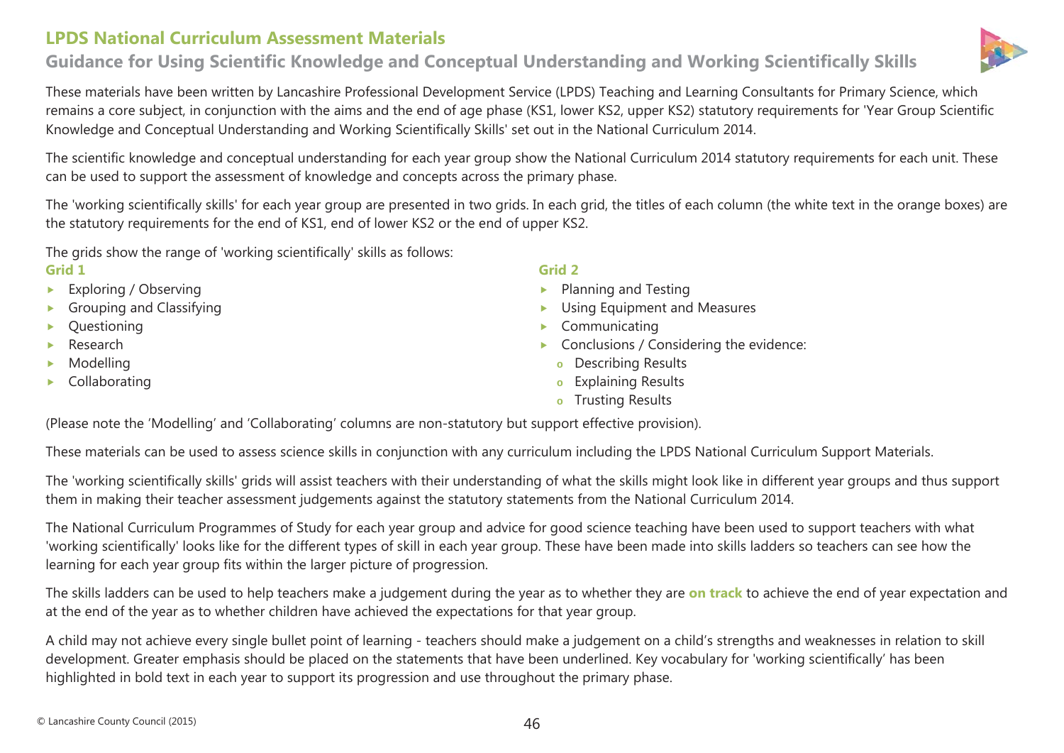# LPDS National Curriculum Assessment Materials

## Guidance for Using Scientific Knowledge and Conceptual Understanding and Working Scientifically Skills

These materials have been written by Lancashire Professional Development Service (LPDS) Teaching and Learning Consultants for Primary Science, which remains a core subject, in conjunction with the aims and the end of age phase (KS1, lower KS2, upper KS2) statutory requirements for 'Year Group Scientific Knowledge and Conceptual Understanding and Working Scientifically Skills' set out in the National Curriculum 2014.

The scientific knowledge and conceptual understanding for each year group show the National Curriculum 2014 statutory requirements for each unit. These can be used to support the assessment of knowledge and concepts across the primary phase.

The 'working scientifically skills' for each year group are presented in two grids. In each grid, the titles of each column (the white text in the orange boxes) are the statutory requirements for the end of KS1, end of lower KS2 or the end of upper KS2.

The grids show the range of 'working scientifically' skills as follows:

**Grid 1**

- Exploring / Observing
- Grouping and Classifying
- Questioning
- Research
- Modelling
- Collaborating

**Grid 2**

- Planning and Testing
- Using Equipment and Measures
- Communicating
- Conclusions / Considering the evidence:
  - Describing Results
  - Explaining Results
  - Trusting Results

(Please note the 'Modelling' and 'Collaborating' columns are non-statutory but support effective provision).

These materials can be used to assess science skills in conjunction with any curriculum including the LPDS National Curriculum Support Materials.

The 'working scientifically skills' grids will assist teachers with their understanding of what the skills might look like in different year groups and thus support them in making their teacher assessment judgements against the statutory statements from the National Curriculum 2014.

The National Curriculum Programmes of Study for each year group and advice for good science teaching have been used to support teachers with what 'working scientifically' looks like for the different types of skill in each year group. These have been made into skills ladders so teachers can see how the learning for each year group fits within the larger picture of progression.

The skills ladders can be used to help teachers make a judgement during the year as to whether they are **on track** to achieve the end of year expectation and at the end of the year as to whether children have achieved the expectations for that year group.

A child may not achieve every single bullet point of learning - teachers should make a judgement on a child's strengths and weaknesses in relation to skill development. Greater emphasis should be placed on the statements that have been underlined. Key vocabulary for 'working scientifically' has been highlighted in bold text in each year to support its progression and use throughout the primary phase.

© Lancashire County Council (2015)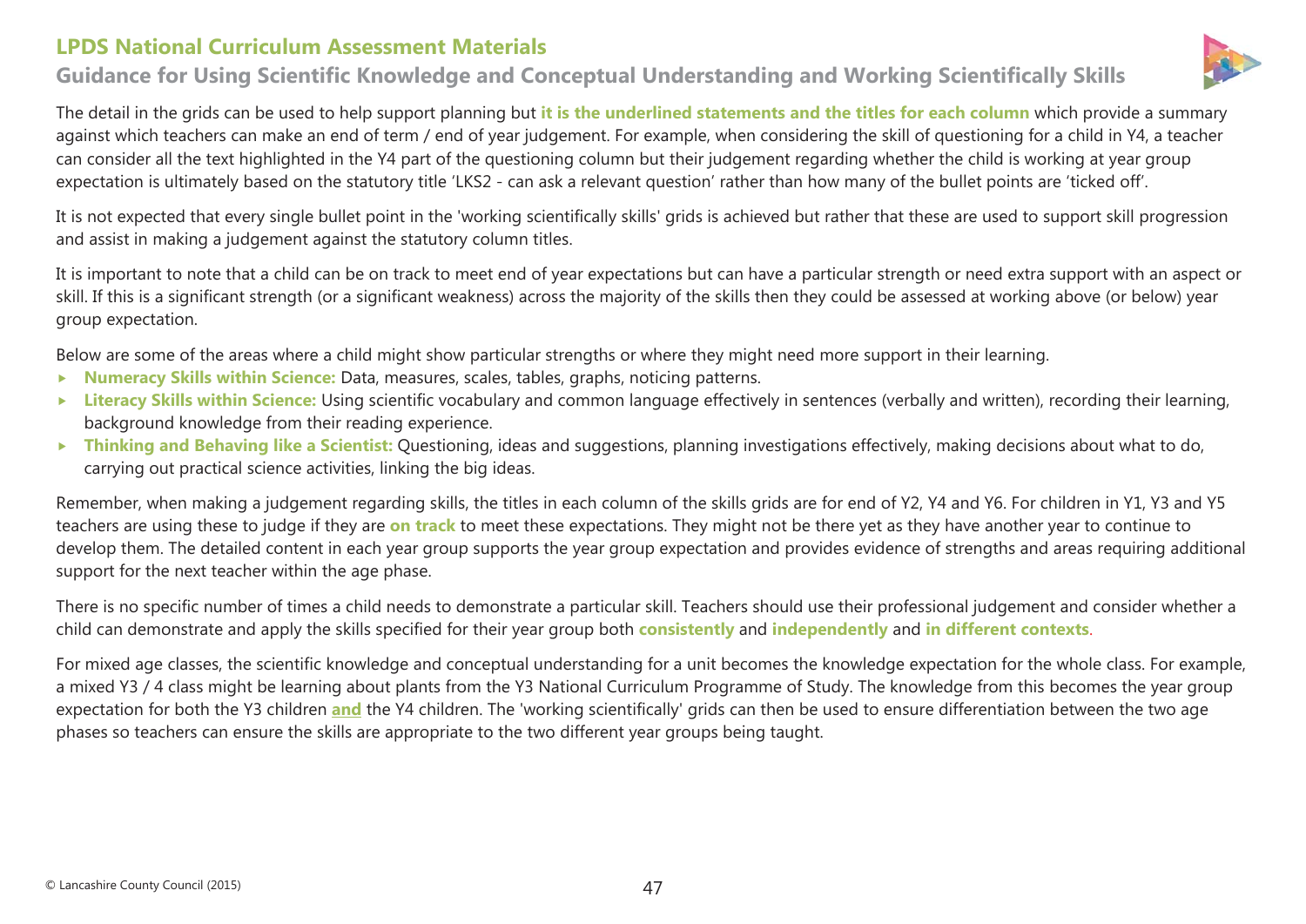# LPDS National Curriculum Assessment Materials

## Guidance for Using Scientific Knowledge and Conceptual Understanding and Working Scientifically Skills

The detail in the grids can be used to help support planning but **it is the underlined statements and the titles for each column** which provide a summary against which teachers can make an end of term / end of year judgement. For example, when considering the skill of questioning for a child in Y4, a teacher can consider all the text highlighted in the Y4 part of the questioning column but their judgement regarding whether the child is working at year group expectation is ultimately based on the statutory title 'LKS2 - can ask a relevant question' rather than how many of the bullet points are 'ticked off'.

It is not expected that every single bullet point in the 'working scientifically skills' grids is achieved but rather that these are used to support skill progression and assist in making a judgement against the statutory column titles.

It is important to note that a child can be on track to meet end of year expectations but can have a particular strength or need extra support with an aspect or skill. If this is a significant strength (or a significant weakness) across the majority of the skills then they could be assessed at working above (or below) year group expectation.

Below are some of the areas where a child might show particular strengths or where they might need more support in their learning.

- **Numeracy Skills within Science:** Data, measures, scales, tables, graphs, noticing patterns.
- **Literacy Skills within Science:** Using scientific vocabulary and common language effectively in sentences (verbally and written), recording their learning, background knowledge from their reading experience.
- **Thinking and Behaving like a Scientist:** Questioning, ideas and suggestions, planning investigations effectively, making decisions about what to do, carrying out practical science activities, linking the big ideas.

Remember, when making a judgement regarding skills, the titles in each column of the skills grids are for end of Y2, Y4 and Y6. For children in Y1, Y3 and Y5 teachers are using these to judge if they are **on track** to meet these expectations. They might not be there yet as they have another year to continue to develop them. The detailed content in each year group supports the year group expectation and provides evidence of strengths and areas requiring additional support for the next teacher within the age phase.

There is no specific number of times a child needs to demonstrate a particular skill. Teachers should use their professional judgement and consider whether a child can demonstrate and apply the skills specified for their year group both **consistently** and **independently** and **in different contexts**.

For mixed age classes, the scientific knowledge and conceptual understanding for a unit becomes the knowledge expectation for the whole class. For example, a mixed Y3 / 4 class might be learning about plants from the Y3 National Curriculum Programme of Study. The knowledge from this becomes the year group expectation for both the Y3 children **<u>and</u>** the Y4 children. The 'working scientifically' grids can then be used to ensure differentiation between the two age phases so teachers can ensure the skills are appropriate to the two different year groups being taught.

© Lancashire County Council (2015)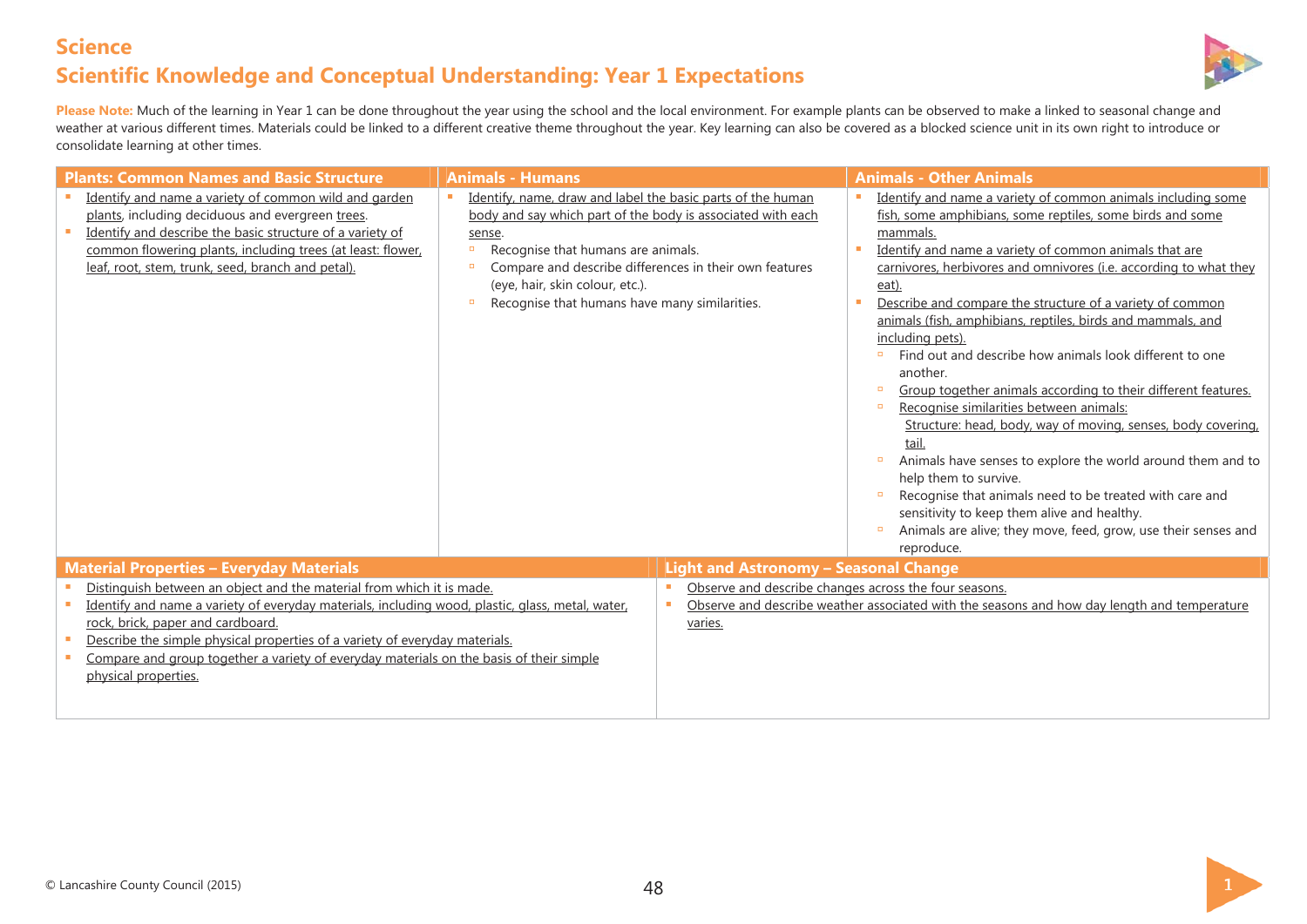# Science

## Scientific Knowledge and Conceptual Understanding: Year 1 Expectations

**Please Note:** Much of the learning in Year 1 can be done throughout the year using the school and the local environment. For example plants can be observed to make a linked to seasonal change and weather at various different times. Materials could be linked to a different creative theme throughout the year. Key learning can also be covered as a blocked science unit in its own right to introduce or consolidate learning at other times.

### Plants: Common Names and Basic Structure

- Identify and name a variety of common wild and garden plants, including deciduous and evergreen trees.
- Identify and describe the basic structure of a variety of common flowering plants, including trees (at least: flower, leaf, root, stem, trunk, seed, branch and petal).

### Animals - Humans

- Identify, name, draw and label the basic parts of the human body and say which part of the body is associated with each sense.
  - Recognise that humans are animals.
  - Compare and describe differences in their own features (eye, hair, skin colour, etc.).
  - Recognise that humans have many similarities.

### Animals - Other Animals

- Identify and name a variety of common animals including some fish, some amphibians, some reptiles, some birds and some mammals.
- Identify and name a variety of common animals that are carnivores, herbivores and omnivores (i.e. according to what they eat).
- Describe and compare the structure of a variety of common animals (fish, amphibians, reptiles, birds and mammals, and including pets).
  - Find out and describe how animals look different to one another.
  - Group together animals according to their different features.
  - Recognise similarities between animals:
    Structure: head, body, way of moving, senses, body covering, tail.
  - Animals have senses to explore the world around them and to help them to survive.
  - Recognise that animals need to be treated with care and sensitivity to keep them alive and healthy.
  - Animals are alive; they move, feed, grow, use their senses and reproduce.

### Material Properties – Everyday Materials

- Distinguish between an object and the material from which it is made.
- Identify and name a variety of everyday materials, including wood, plastic, glass, metal, water, rock, brick, paper and cardboard.
- Describe the simple physical properties of a variety of everyday materials.
- Compare and group together a variety of everyday materials on the basis of their simple physical properties.

### Light and Astronomy – Seasonal Change

- Observe and describe changes across the four seasons.
- Observe and describe weather associated with the seasons and how day length and temperature varies.

© Lancashire County Council (2015)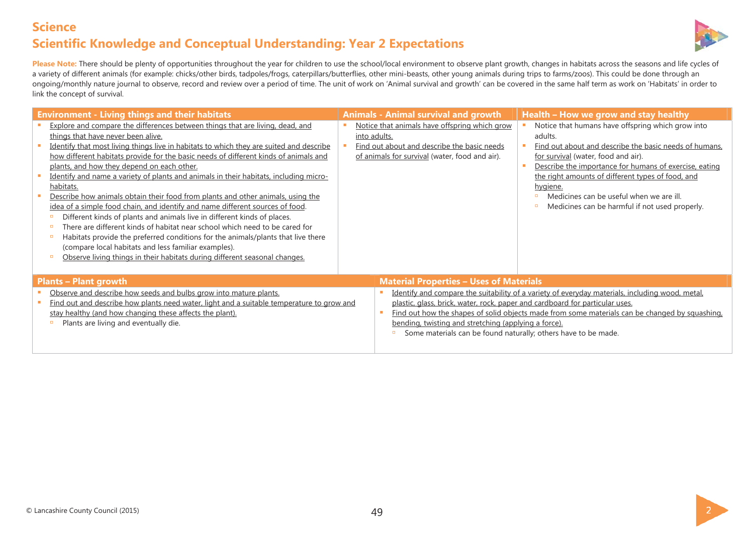# Science

## Scientific Knowledge and Conceptual Understanding: Year 2 Expectations

**Please Note:** There should be plenty of opportunities throughout the year for children to use the school/local environment to observe plant growth, changes in habitats across the seasons and life cycles of a variety of different animals (for example: chicks/other birds, tadpoles/frogs, caterpillars/butterflies, other mini-beasts, other young animals during trips to farms/zoos). This could be done through an ongoing/monthly nature journal to observe, record and review over a period of time. The unit of work on 'Animal survival and growth' can be covered in the same half term as work on 'Habitats' in order to link the concept of survival.

### Environment - Living things and their habitats

- Explore and compare the differences between things that are living, dead, and things that have never been alive.
- Identify that most living things live in habitats to which they are suited and describe how different habitats provide for the basic needs of different kinds of animals and plants, and how they depend on each other.
- Identify and name a variety of plants and animals in their habitats, including micro-habitats.
- Describe how animals obtain their food from plants and other animals, using the idea of a simple food chain, and identify and name different sources of food.
  - Different kinds of plants and animals live in different kinds of places.
  - There are different kinds of habitat near school which need to be cared for
  - Habitats provide the preferred conditions for the animals/plants that live there (compare local habitats and less familiar examples).
  - Observe living things in their habitats during different seasonal changes.

### Animals - Animal survival and growth

- Notice that animals have offspring which grow into adults.
- Find out about and describe the basic needs of animals for survival (water, food and air).

### Health – How we grow and stay healthy

- Notice that humans have offspring which grow into adults.
- Find out about and describe the basic needs of humans, for survival (water, food and air).
- Describe the importance for humans of exercise, eating the right amounts of different types of food, and hygiene.
  - Medicines can be useful when we are ill.
  - Medicines can be harmful if not used properly.

### Plants – Plant growth

- Observe and describe how seeds and bulbs grow into mature plants.
- Find out and describe how plants need water, light and a suitable temperature to grow and stay healthy (and how changing these affects the plant).
  - Plants are living and eventually die.

### Material Properties – Uses of Materials

- Identify and compare the suitability of a variety of everyday materials, including wood, metal, plastic, glass, brick, water, rock, paper and cardboard for particular uses.
- Find out how the shapes of solid objects made from some materials can be changed by squashing, bending, twisting and stretching (applying a force).
  - Some materials can be found naturally; others have to be made.

© Lancashire County Council (2015)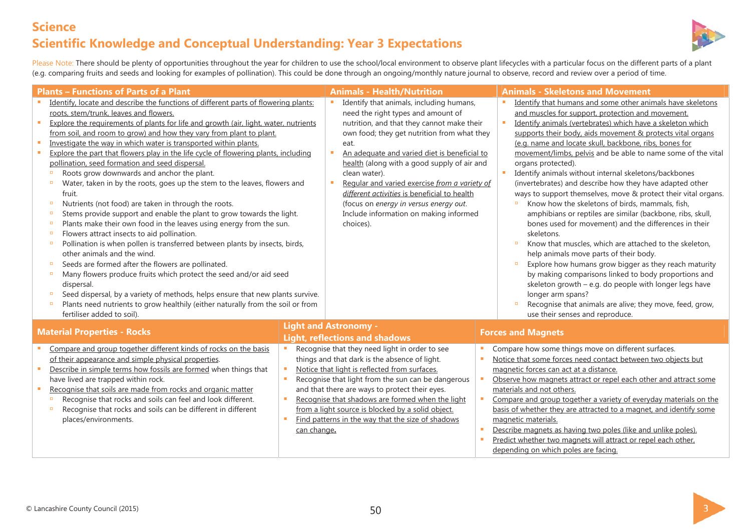# Science

## Scientific Knowledge and Conceptual Understanding: Year 3 Expectations

Please Note: There should be plenty of opportunities throughout the year for children to use the school/local environment to observe plant lifecycles with a particular focus on the different parts of a plant (e.g. comparing fruits and seeds and looking for examples of pollination). This could be done through an ongoing/monthly nature journal to observe, record and review over a period of time.

### Plants – Functions of Parts of a Plant

- Identify, locate and describe the functions of different parts of flowering plants: roots, stem/trunk, leaves and flowers.
- Explore the requirements of plants for life and growth (air, light, water, nutrients from soil, and room to grow) and how they vary from plant to plant.
- Investigate the way in which water is transported within plants.
- Explore the part that flowers play in the life cycle of flowering plants, including pollination, seed formation and seed dispersal.
  - Roots grow downwards and anchor the plant.
  - Water, taken in by the roots, goes up the stem to the leaves, flowers and fruit.
  - Nutrients (not food) are taken in through the roots.
  - Stems provide support and enable the plant to grow towards the light.
  - Plants make their own food in the leaves using energy from the sun.
  - Flowers attract insects to aid pollination.
  - Pollination is when pollen is transferred between plants by insects, birds, other animals and the wind.
  - Seeds are formed after the flowers are pollinated.
  - Many flowers produce fruits which protect the seed and/or aid seed dispersal.
  - Seed dispersal, by a variety of methods, helps ensure that new plants survive.
  - Plants need nutrients to grow healthily (either naturally from the soil or from fertiliser added to soil).

### Animals - Health/Nutrition

- Identify that animals, including humans, need the right types and amount of nutrition, and that they cannot make their own food; they get nutrition from what they eat.
- An adequate and varied diet is beneficial to health (along with a good supply of air and clean water).
- Regular and varied exercise *from a variety of different activities* is beneficial to health (focus on *energy in versus energy out*. Include information on making informed choices).

### Animals - Skeletons and Movement

- Identify that humans and some other animals have skeletons and muscles for support, protection and movement.
- Identify animals (vertebrates) which have a skeleton which supports their body, aids movement & protects vital organs (e.g. name and locate skull, backbone, ribs, bones for movement/limbs, pelvis and be able to name some of the vital organs protected).
- Identify animals without internal skeletons/backbones (invertebrates) and describe how they have adapted other ways to support themselves, move & protect their vital organs.
  - Know how the skeletons of birds, mammals, fish, amphibians or reptiles are similar (backbone, ribs, skull, bones used for movement) and the differences in their skeletons.
  - Know that muscles, which are attached to the skeleton, help animals move parts of their body.
  - Explore how humans grow bigger as they reach maturity by making comparisons linked to body proportions and skeleton growth – e.g. do people with longer legs have longer arm spans?
  - Recognise that animals are alive; they move, feed, grow, use their senses and reproduce.

### Material Properties - Rocks

- Compare and group together different kinds of rocks on the basis of their appearance and simple physical properties.
- Describe in simple terms how fossils are formed when things that have lived are trapped within rock.
- Recognise that soils are made from rocks and organic matter
  - Recognise that rocks and soils can feel and look different.
  - Recognise that rocks and soils can be different in different places/environments.

### Light and Astronomy - Light, reflections and shadows

- Recognise that they need light in order to see things and that dark is the absence of light.
- Notice that light is reflected from surfaces.
- Recognise that light from the sun can be dangerous and that there are ways to protect their eyes.
- Recognise that shadows are formed when the light from a light source is blocked by a solid object.
- Find patterns in the way that the size of shadows can change.

### Forces and Magnets

- Compare how some things move on different surfaces.
- Notice that some forces need contact between two objects but magnetic forces can act at a distance.
- Observe how magnets attract or repel each other and attract some materials and not others.
- Compare and group together a variety of everyday materials on the basis of whether they are attracted to a magnet, and identify some magnetic materials.
- Describe magnets as having two poles (like and unlike poles).
- Predict whether two magnets will attract or repel each other, depending on which poles are facing.

© Lancashire County Council (2015)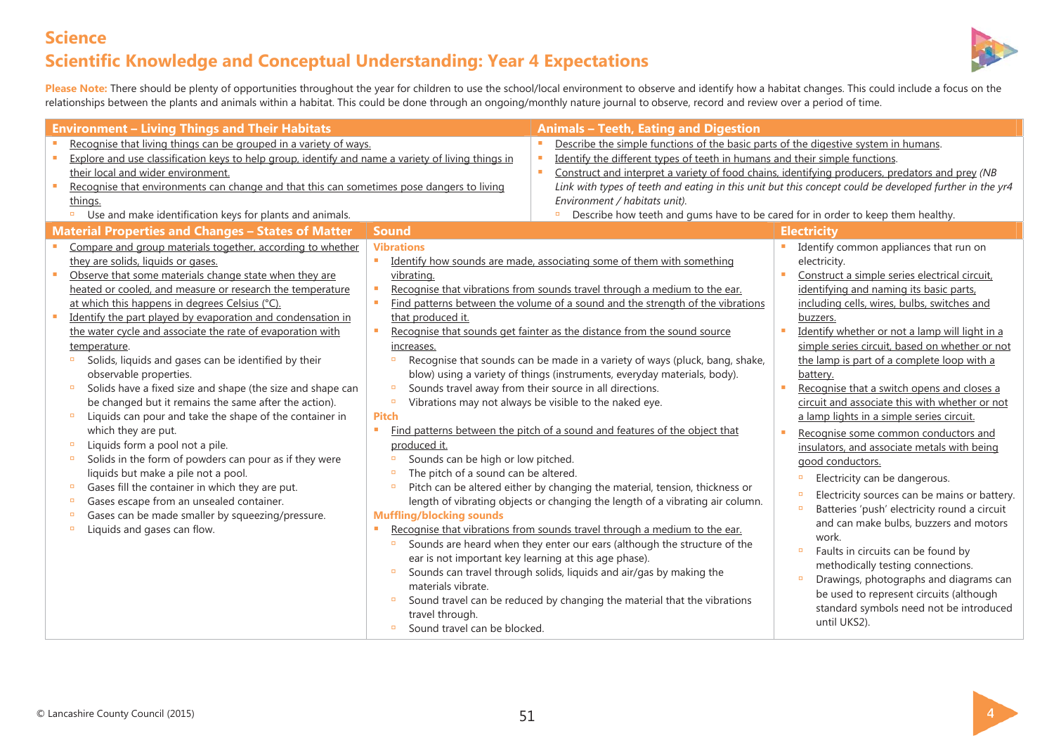# Science

## Scientific Knowledge and Conceptual Understanding: Year 4 Expectations

**Please Note:** There should be plenty of opportunities throughout the year for children to use the school/local environment to observe and identify how a habitat changes. This could include a focus on the relationships between the plants and animals within a habitat. This could be done through an ongoing/monthly nature journal to observe, record and review over a period of time.

### Environment – Living Things and Their Habitats

- Recognise that living things can be grouped in a variety of ways.
- Explore and use classification keys to help group, identify and name a variety of living things in their local and wider environment.
- Recognise that environments can change and that this can sometimes pose dangers to living things.
  - Use and make identification keys for plants and animals.

### Animals – Teeth, Eating and Digestion

- Describe the simple functions of the basic parts of the digestive system in humans.
- Identify the different types of teeth in humans and their simple functions.
- Construct and interpret a variety of food chains, identifying producers, predators and prey *(NB Link with types of teeth and eating in this unit but this concept could be developed further in the yr4 Environment / habitats unit).*
  - Describe how teeth and gums have to be cared for in order to keep them healthy.

### Material Properties and Changes – States of Matter

- Compare and group materials together, according to whether they are solids, liquids or gases.
- Observe that some materials change state when they are heated or cooled, and measure or research the temperature at which this happens in degrees Celsius (°C).
- Identify the part played by evaporation and condensation in the water cycle and associate the rate of evaporation with temperature.
  - Solids, liquids and gases can be identified by their observable properties.
  - Solids have a fixed size and shape (the size and shape can be changed but it remains the same after the action).
  - Liquids can pour and take the shape of the container in which they are put.
  - Liquids form a pool not a pile.
  - Solids in the form of powders can pour as if they were liquids but make a pile not a pool.
  - Gases fill the container in which they are put.
  - Gases escape from an unsealed container.
  - Gases can be made smaller by squeezing/pressure.
  - Liquids and gases can flow.

### Sound

**Vibrations**

- Identify how sounds are made, associating some of them with something vibrating.
- Recognise that vibrations from sounds travel through a medium to the ear.
- Find patterns between the volume of a sound and the strength of the vibrations that produced it.
- Recognise that sounds get fainter as the distance from the sound source increases.
  - Recognise that sounds can be made in a variety of ways (pluck, bang, shake, blow) using a variety of things (instruments, everyday materials, body).
  - Sounds travel away from their source in all directions.
  - Vibrations may not always be visible to the naked eye.

**Pitch**

- Find patterns between the pitch of a sound and features of the object that produced it.
  - Sounds can be high or low pitched.
  - The pitch of a sound can be altered.
  - Pitch can be altered either by changing the material, tension, thickness or length of vibrating objects or changing the length of a vibrating air column.

**Muffling/blocking sounds**

- Recognise that vibrations from sounds travel through a medium to the ear.
  - Sounds are heard when they enter our ears (although the structure of the ear is not important key learning at this age phase).
  - Sounds can travel through solids, liquids and air/gas by making the materials vibrate.
  - Sound travel can be reduced by changing the material that the vibrations travel through.
  - Sound travel can be blocked.

### Electricity

- Identify common appliances that run on electricity.
- Construct a simple series electrical circuit, identifying and naming its basic parts, including cells, wires, bulbs, switches and buzzers.
- Identify whether or not a lamp will light in a simple series circuit, based on whether or not the lamp is part of a complete loop with a battery.
- Recognise that a switch opens and closes a circuit and associate this with whether or not a lamp lights in a simple series circuit.
- Recognise some common conductors and insulators, and associate metals with being good conductors.
  - Electricity can be dangerous.
  - Electricity sources can be mains or battery.
  - Batteries 'push' electricity round a circuit and can make bulbs, buzzers and motors work.
  - Faults in circuits can be found by methodically testing connections.
  - Drawings, photographs and diagrams can be used to represent circuits (although standard symbols need not be introduced until UKS2).

© Lancashire County Council (2015)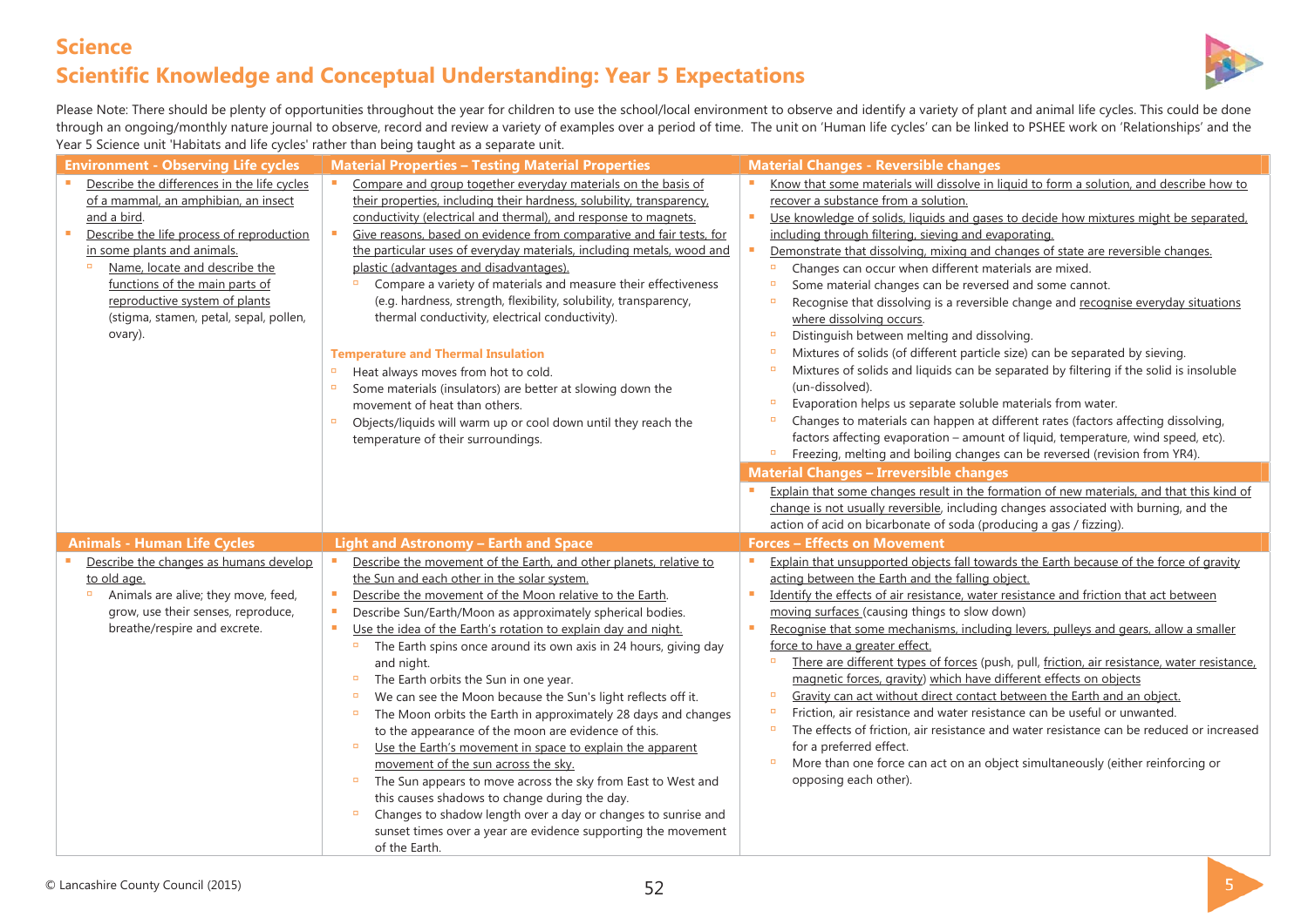# Science

## Scientific Knowledge and Conceptual Understanding: Year 5 Expectations

Please Note: There should be plenty of opportunities throughout the year for children to use the school/local environment to observe and identify a variety of plant and animal life cycles. This could be done through an ongoing/monthly nature journal to observe, record and review a variety of examples over a period of time. The unit on 'Human life cycles' can be linked to PSHEE work on 'Relationships' and the Year 5 Science unit 'Habitats and life cycles' rather than being taught as a separate unit.

### Environment - Observing Life cycles

- Describe the differences in the life cycles of a mammal, an amphibian, an insect and a bird.
- Describe the life process of reproduction in some plants and animals.
  - Name, locate and describe the functions of the main parts of reproductive system of plants (stigma, stamen, petal, sepal, pollen, ovary).

### Material Properties – Testing Material Properties

- Compare and group together everyday materials on the basis of their properties, including their hardness, solubility, transparency, conductivity (electrical and thermal), and response to magnets.
- Give reasons, based on evidence from comparative and fair tests, for the particular uses of everyday materials, including metals, wood and plastic (advantages and disadvantages).
  - Compare a variety of materials and measure their effectiveness (e.g. hardness, strength, flexibility, solubility, transparency, thermal conductivity, electrical conductivity).

**Temperature and Thermal Insulation**

- Heat always moves from hot to cold.
- Some materials (insulators) are better at slowing down the movement of heat than others.
- Objects/liquids will warm up or cool down until they reach the temperature of their surroundings.

### Material Changes - Reversible changes

- Know that some materials will dissolve in liquid to form a solution, and describe how to recover a substance from a solution.
- Use knowledge of solids, liquids and gases to decide how mixtures might be separated, including through filtering, sieving and evaporating.
- Demonstrate that dissolving, mixing and changes of state are reversible changes.
  - Changes can occur when different materials are mixed.
  - Some material changes can be reversed and some cannot.
  - Recognise that dissolving is a reversible change and recognise everyday situations where dissolving occurs.
  - Distinguish between melting and dissolving.
  - Mixtures of solids (of different particle size) can be separated by sieving.
  - Mixtures of solids and liquids can be separated by filtering if the solid is insoluble (un-dissolved).
  - Evaporation helps us separate soluble materials from water.
  - Changes to materials can happen at different rates (factors affecting dissolving, factors affecting evaporation – amount of liquid, temperature, wind speed, etc).
  - Freezing, melting and boiling changes can be reversed (revision from YR4).

### Material Changes – Irreversible changes

- Explain that some changes result in the formation of new materials, and that this kind of change is not usually reversible, including changes associated with burning, and the action of acid on bicarbonate of soda (producing a gas / fizzing).

### Animals - Human Life Cycles

- Describe the changes as humans develop to old age.
  - Animals are alive; they move, feed, grow, use their senses, reproduce, breathe/respire and excrete.

### Light and Astronomy – Earth and Space

- Describe the movement of the Earth, and other planets, relative to the Sun and each other in the solar system.
- Describe the movement of the Moon relative to the Earth.
- Describe Sun/Earth/Moon as approximately spherical bodies.
- Use the idea of the Earth's rotation to explain day and night.
  - The Earth spins once around its own axis in 24 hours, giving day and night.
  - The Earth orbits the Sun in one year.
  - We can see the Moon because the Sun's light reflects off it.
  - The Moon orbits the Earth in approximately 28 days and changes to the appearance of the moon are evidence of this.
  - Use the Earth's movement in space to explain the apparent movement of the sun across the sky.
  - The Sun appears to move across the sky from East to West and this causes shadows to change during the day.
  - Changes to shadow length over a day or changes to sunrise and sunset times over a year are evidence supporting the movement of the Earth.

### Forces – Effects on Movement

- Explain that unsupported objects fall towards the Earth because of the force of gravity acting between the Earth and the falling object.
- Identify the effects of air resistance, water resistance and friction that act between moving surfaces (causing things to slow down)
- Recognise that some mechanisms, including levers, pulleys and gears, allow a smaller force to have a greater effect.
  - There are different types of forces (push, pull, friction, air resistance, water resistance, magnetic forces, gravity) which have different effects on objects
  - Gravity can act without direct contact between the Earth and an object.
  - Friction, air resistance and water resistance can be useful or unwanted.
  - The effects of friction, air resistance and water resistance can be reduced or increased for a preferred effect.
  - More than one force can act on an object simultaneously (either reinforcing or opposing each other).

© Lancashire County Council (2015)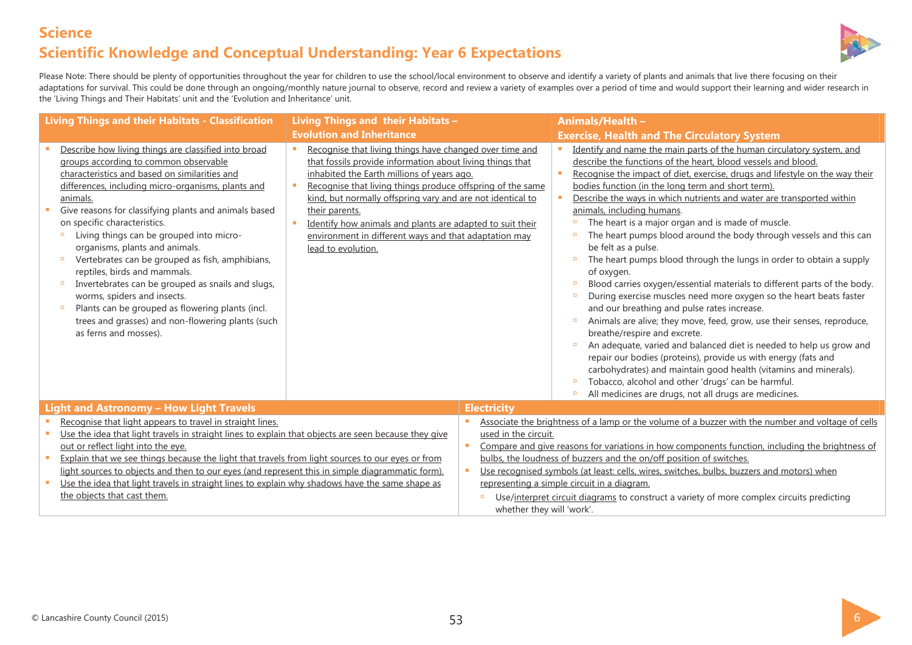# Science

## Scientific Knowledge and Conceptual Understanding: Year 6 Expectations

Please Note: There should be plenty of opportunities throughout the year for children to use the school/local environment to observe and identify a variety of plants and animals that live there focusing on their adaptations for survival. This could be done through an ongoing/monthly nature journal to observe, record and review a variety of examples over a period of time and would support their learning and wider research in the 'Living Things and Their Habitats' unit and the 'Evolution and Inheritance' unit.

### Living Things and their Habitats - Classification

- Describe how living things are classified into broad groups according to common observable characteristics and based on similarities and differences, including micro-organisms, plants and animals.
- Give reasons for classifying plants and animals based on specific characteristics.
  - Living things can be grouped into micro-organisms, plants and animals.
  - Vertebrates can be grouped as fish, amphibians, reptiles, birds and mammals.
  - Invertebrates can be grouped as snails and slugs, worms, spiders and insects.
  - Plants can be grouped as flowering plants (incl. trees and grasses) and non-flowering plants (such as ferns and mosses).

### Living Things and their Habitats – Evolution and Inheritance

- Recognise that living things have changed over time and that fossils provide information about living things that inhabited the Earth millions of years ago.
- Recognise that living things produce offspring of the same kind, but normally offspring vary and are not identical to their parents.
- Identify how animals and plants are adapted to suit their environment in different ways and that adaptation may lead to evolution.

### Animals/Health – Exercise, Health and The Circulatory System

- Identify and name the main parts of the human circulatory system, and describe the functions of the heart, blood vessels and blood.
- Recognise the impact of diet, exercise, drugs and lifestyle on the way their bodies function (in the long term and short term).
- Describe the ways in which nutrients and water are transported within animals, including humans.
  - The heart is a major organ and is made of muscle.
  - The heart pumps blood around the body through vessels and this can be felt as a pulse.
  - The heart pumps blood through the lungs in order to obtain a supply of oxygen.
  - Blood carries oxygen/essential materials to different parts of the body.
  - During exercise muscles need more oxygen so the heart beats faster and our breathing and pulse rates increase.
  - Animals are alive; they move, feed, grow, use their senses, reproduce, breathe/respire and excrete.
  - An adequate, varied and balanced diet is needed to help us grow and repair our bodies (proteins), provide us with energy (fats and carbohydrates) and maintain good health (vitamins and minerals).
  - Tobacco, alcohol and other 'drugs' can be harmful.
  - All medicines are drugs, not all drugs are medicines.

### Light and Astronomy – How Light Travels

- Recognise that light appears to travel in straight lines.
- Use the idea that light travels in straight lines to explain that objects are seen because they give out or reflect light into the eye.
- Explain that we see things because the light that travels from light sources to our eyes or from light sources to objects and then to our eyes (and represent this in simple diagrammatic form).
- Use the idea that light travels in straight lines to explain why shadows have the same shape as the objects that cast them.

### Electricity

- Associate the brightness of a lamp or the volume of a buzzer with the number and voltage of cells used in the circuit.
- Compare and give reasons for variations in how components function, including the brightness of bulbs, the loudness of buzzers and the on/off position of switches.
- Use recognised symbols (at least: cells, wires, switches, bulbs, buzzers and motors) when representing a simple circuit in a diagram.
  - Use/interpret circuit diagrams to construct a variety of more complex circuits predicting whether they will 'work'.

© Lancashire County Council (2015)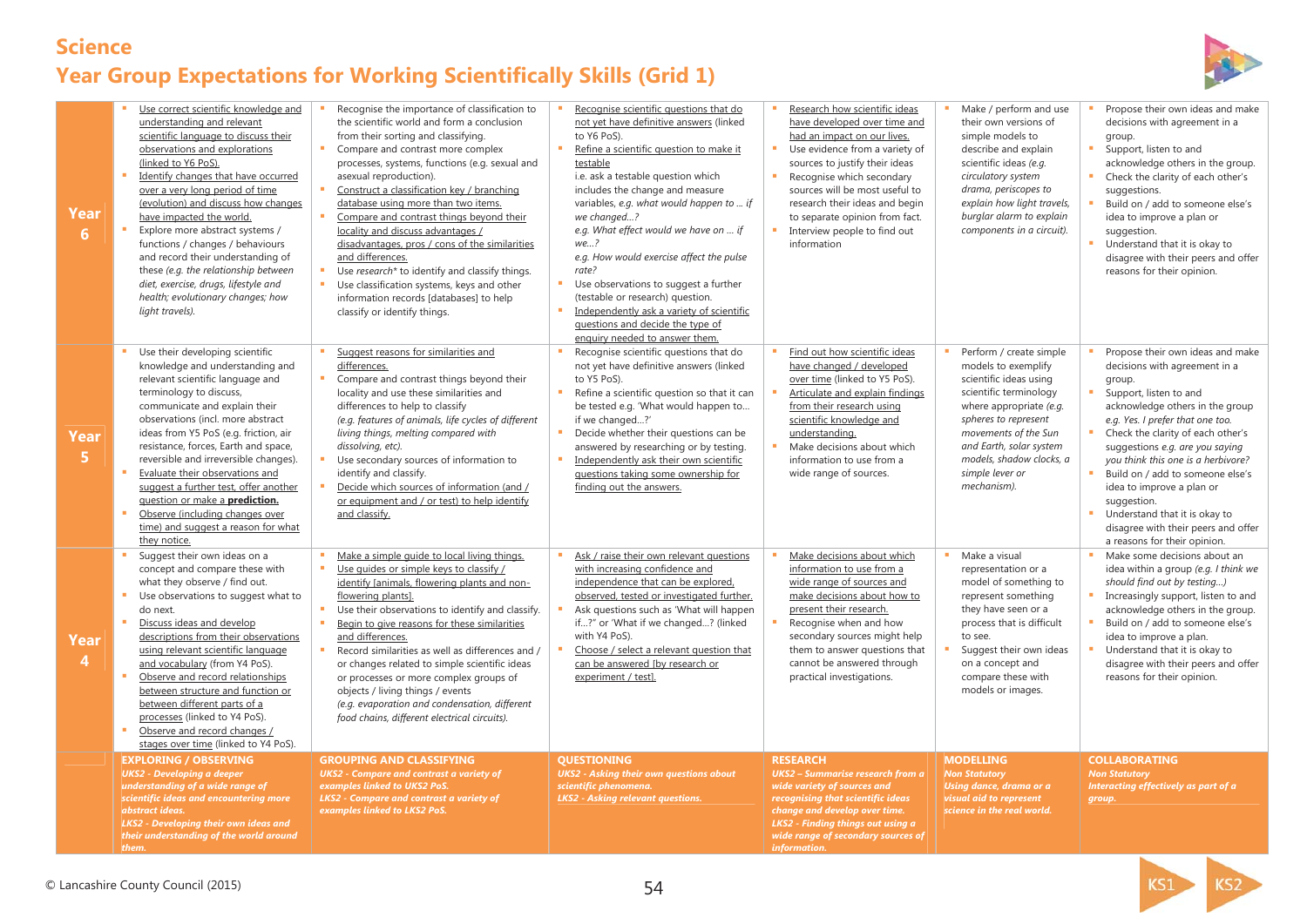# Science

## Year Group Expectations for Working Scientifically Skills (Grid 1)

| | | | | | | |
|---|---|---|---|---|---|---|
| **Year 6** | ▪ Use correct scientific knowledge and understanding and relevant scientific language to discuss their observations and explorations (linked to Y6 PoS).<br>▪ Identify changes that have occurred over a very long period of time (evolution) and discuss how changes have impacted the world.<br>▪ Explore more abstract systems / functions / changes / behaviours and record their understanding of these *(e.g. the relationship between diet, exercise, drugs, lifestyle and health; evolutionary changes; how light travels).* | ▪ Recognise the importance of classification to the scientific world and form a conclusion from their sorting and classifying.<br>▪ Compare and contrast more complex processes, systems, functions (e.g. sexual and asexual reproduction).<br>▪ Construct a classification key / branching database using more than two items.<br>▪ Compare and contrast things beyond their locality and discuss advantages / disadvantages, pros / cons of the similarities and differences.<br>▪ Use *research** to identify and classify things.<br>▪ Use classification systems, keys and other information records [databases] to help classify or identify things. | ▪ Recognise scientific questions that do not yet have definitive answers (linked to Y6 PoS).<br>▪ Refine a scientific question to make it testable i.e. ask a testable question which includes the change and measure variables, *e.g. what would happen to … if we changed…?* *e.g. What effect would we have on … if we…?* *e.g. How would exercise affect the pulse rate?*<br>▪ Use observations to suggest a further (testable or research) question.<br>▪ Independently ask a variety of scientific questions and decide the type of enquiry needed to answer them. | ▪ Research how scientific ideas have developed over time and had an impact on our lives.<br>▪ Use evidence from a variety of sources to justify their ideas<br>▪ Recognise which secondary sources will be most useful to research their ideas and begin to separate opinion from fact.<br>▪ Interview people to find out information | ▪ Make / perform and use their own versions of simple models to describe and explain scientific ideas *(e.g. circulatory system drama, periscopes to explain how light travels, burglar alarm to explain components in a circuit).* | ▪ Propose their own ideas and make decisions with agreement in a group.<br>▪ Support, listen to and acknowledge others in the group.<br>▪ Check the clarity of each other's suggestions.<br>▪ Build on / add to someone else's idea to improve a plan or suggestion.<br>▪ Understand that it is okay to disagree with their peers and offer reasons for their opinion. |
| **Year 5** | ▪ Use their developing scientific knowledge and understanding and relevant scientific language and terminology to discuss, communicate and explain their observations (incl. more abstract ideas from Y5 PoS (e.g. friction, air resistance, forces, Earth and space, reversible and irreversible changes).<br>▪ Evaluate their observations and suggest a further test, offer another question or make a **prediction.**<br>▪ Observe (including changes over time) and suggest a reason for what they notice. | ▪ Suggest reasons for similarities and differences.<br>▪ Compare and contrast things beyond their locality and use these similarities and differences to help to classify *(e.g. features of animals, life cycles of different living things, melting compared with dissolving, etc).*<br>▪ Use secondary sources of information to identify and classify.<br>▪ Decide which sources of information (and / or equipment and / or test) to help identify and classify. | ▪ Recognise scientific questions that do not yet have definitive answers (linked to Y5 PoS).<br>▪ Refine a scientific question so that it can be tested e.g. 'What would happen to… if we changed…?'<br>▪ Decide whether their questions can be answered by researching or by testing.<br>▪ Independently ask their own scientific questions taking some ownership for finding out the answers. | ▪ Find out how scientific ideas have changed / developed over time (linked to Y5 PoS).<br>▪ Articulate and explain findings from their research using scientific knowledge and understanding.<br>▪ Make decisions about which information to use from a wide range of sources. | ▪ Perform / create simple models to exemplify scientific ideas using scientific terminology where appropriate *(e.g. spheres to represent movements of the Sun and Earth, solar system models, shadow clocks, a simple lever or mechanism).* | ▪ Propose their own ideas and make decisions with agreement in a group.<br>▪ Support, listen to and acknowledge others in the group *e.g. Yes. I prefer that one too.*<br>▪ Check the clarity of each other's suggestions *e.g. are you saying you think this one is a herbivore?*<br>▪ Build on / add to someone else's idea to improve a plan or suggestion.<br>▪ Understand that it is okay to disagree with their peers and offer a reasons for their opinion. |
| **Year 4** | ▪ Suggest their own ideas on a concept and compare these with what they observe / find out.<br>▪ Use observations to suggest what to do next.<br>▪ Discuss ideas and develop descriptions from their observations using relevant scientific language and vocabulary (from Y4 PoS).<br>▪ Observe and record relationships between structure and function or between different parts of a processes (linked to Y4 PoS).<br>▪ Observe and record changes / stages over time (linked to Y4 PoS). | ▪ Make a simple guide to local living things.<br>▪ Use guides or simple keys to classify / identify [animals, flowering plants and non-flowering plants].<br>▪ Use their observations to identify and classify.<br>▪ Begin to give reasons for these similarities and differences.<br>▪ Record similarities as well as differences and / or changes related to simple scientific ideas or processes or more complex groups of objects / living things / events *(e.g. evaporation and condensation, different food chains, different electrical circuits).* | ▪ Ask / raise their own relevant questions with increasing confidence and independence that can be explored, observed, tested or investigated further.<br>▪ Ask questions such as 'What will happen if…?' or 'What if we changed…? (linked with Y4 PoS).<br>▪ Choose / select a relevant question that can be answered [by research or experiment / test]. | ▪ Make decisions about which information to use from a wide range of sources and make decisions about how to present their research.<br>▪ Recognise when and how secondary sources might help them to answer questions that cannot be answered through practical investigations. | ▪ Make a visual representation or a model of something to represent something they have seen or a process that is difficult to see.<br>▪ Suggest their own ideas on a concept and compare these with models or images. | ▪ Make some decisions about an idea within a group *(e.g. I think we should find out by testing…)*<br>▪ Increasingly support, listen to and acknowledge others in the group.<br>▪ Build on / add to someone else's idea to improve a plan.<br>▪ Understand that it is okay to disagree with their peers and offer reasons for their opinion. |
| | **EXPLORING / OBSERVING**<br>***UKS2 - Developing a deeper understanding of a wide range of scientific ideas and encountering more abstract ideas.***<br>***LKS2 - Developing their own ideas and their understanding of the world around them.*** | **GROUPING AND CLASSIFYING**<br>***UKS2 - Compare and contrast a variety of examples linked to UKS2 PoS.***<br>***LKS2 - Compare and contrast a variety of examples linked to LKS2 PoS.*** | **QUESTIONING**<br>***UKS2 - Asking their own questions about scientific phenomena.***<br>***LKS2 - Asking relevant questions.*** | **RESEARCH**<br>***UKS2 – Summarise research from a wide variety of sources and recognising that scientific ideas change and develop over time.***<br>***LKS2 - Finding things out using a wide range of secondary sources of information.*** | **MODELLING**<br>***Non Statutory***<br>***Using dance, drama or a visual aid to represent science in the real world.*** | **COLLABORATING**<br>***Non Statutory***<br>***Interacting effectively as part of a group.*** |

© Lancashire County Council (2015)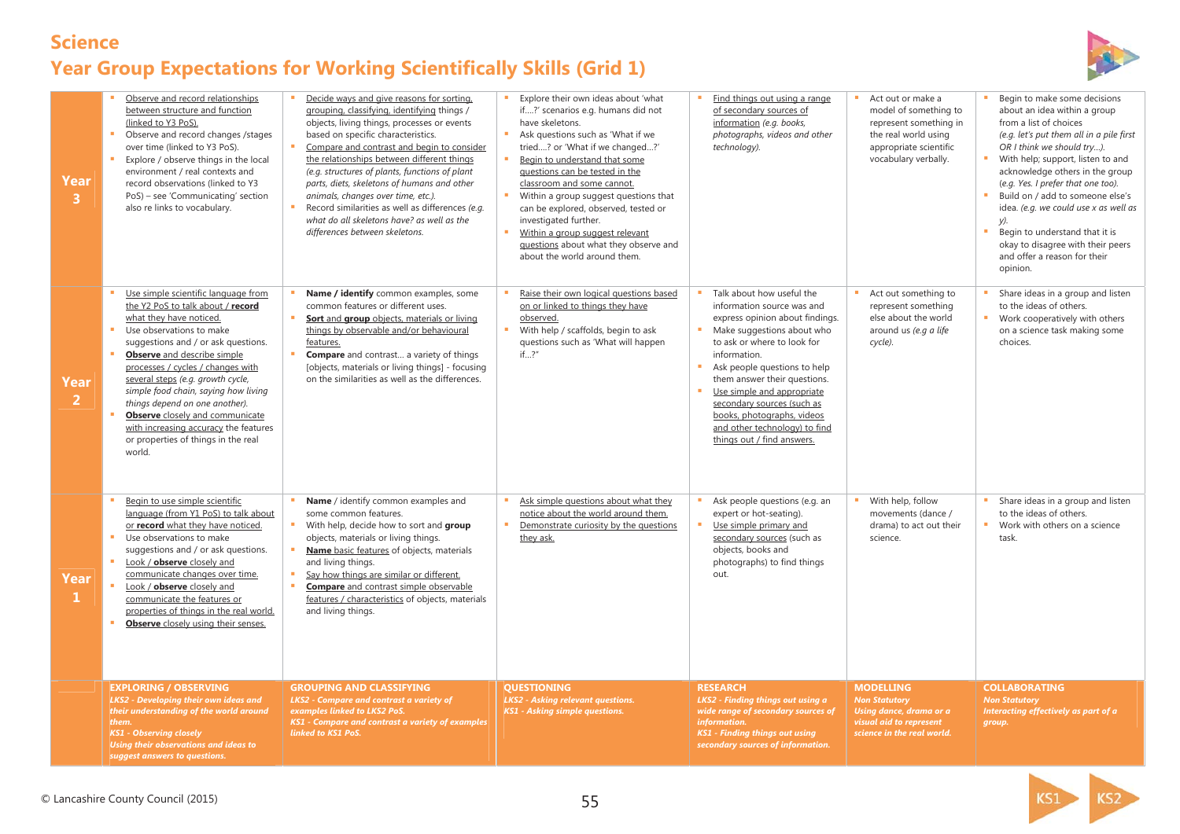# Science

## Year Group Expectations for Working Scientifically Skills (Grid 1)

| | EXPLORING / OBSERVING | GROUPING AND CLASSIFYING | QUESTIONING | RESEARCH | MODELLING | COLLABORATING |
|---|---|---|---|---|---|---|
| **Year 3** | • Observe and record relationships between structure and function (linked to Y3 PoS).<br>• Observe and record changes /stages over time (linked to Y3 PoS).<br>• Explore / observe things in the local environment / real contexts and record observations (linked to Y3 PoS) – see 'Communicating' section also re links to vocabulary. | • Decide ways and give reasons for sorting, grouping, classifying, identifying things / objects, living things, processes or events based on specific characteristics.<br>• Compare and contrast and begin to consider the relationships between different things *(e.g. structures of plants, functions of plant parts, diets, skeletons of humans and other animals, changes over time, etc.).*<br>• Record similarities as well as differences *(e.g. what do all skeletons have? as well as the differences between skeletons.* | • Explore their own ideas about 'what if….?' scenarios e.g. humans did not have skeletons.<br>• Ask questions such as 'What if we tried….? or 'What if we changed…?'<br>• Begin to understand that some questions can be tested in the classroom and some cannot.<br>• Within a group suggest questions that can be explored, observed, tested or investigated further.<br>• Within a group suggest relevant questions about what they observe and about the world around them. | • Find things out using a range of secondary sources of information *(e.g. books, photographs, videos and other technology).* | • Act out or make a model of something to represent something in the real world using appropriate scientific vocabulary verbally. | • Begin to make some decisions about an idea within a group from a list of choices *(e.g. let's put them all in a pile first OR I think we should try…).*<br>• With help; begin to listen to and acknowledge others in the group *(e.g. Yes. I prefer that one too).*<br>• Build on / add to someone else's idea. *(e.g. we could use x as well as y).*<br>• Begin to understand that it is okay to disagree with their peers and offer a reason for their opinion. |
| **Year 2** | • Use simple scientific language from the Y2 PoS to talk about / **record** what they have noticed.<br>• Use observations to make suggestions and / or ask questions.<br>• **Observe** and describe simple processes / cycles / changes with several steps *(e.g. growth cycle, simple food chain, saying how living things depend on one another).*<br>• **Observe** closely and communicate with increasing accuracy the features or properties of things in the real world. | • **Name / identify** common examples, some common features or different uses.<br>• **Sort** and **group** objects, materials or living things by observable and/or behavioural features.<br>• **Compare** and contrast… a variety of things [objects, materials or living things] - focusing on the similarities as well as the differences. | • Raise their own logical questions based on or linked to things they have observed.<br>• With help / scaffolds, begin to ask questions such as 'What will happen if…?" | • Talk about how useful the information source was and express opinion about findings.<br>• Make suggestions about who to ask or where to look for information.<br>• Ask people questions to help them answer their questions.<br>• Use simple and appropriate secondary sources (such as books, photographs, videos and other technology) to find things out / find answers. | • Act out something to represent something else about the world around us *(e.g a life cycle).* | • Share ideas in a group and listen to the ideas of others.<br>• Work cooperatively with others on a science task making some choices. |
| **Year 1** | • Begin to use simple scientific language (from Y1 PoS) to talk about or **record** what they have noticed.<br>• Use observations to make suggestions and / or ask questions.<br>• Look / **observe** closely and communicate changes over time.<br>• Look / **observe** closely and communicate the features or properties of things in the real world.<br>• **Observe** closely using their senses. | • **Name** / identify common examples and some common features.<br>• With help, decide how to sort and **group** objects, materials or living things.<br>• **Name** basic features of objects, materials and living things.<br>• Say how things are similar or different.<br>• **Compare** and contrast simple observable features / characteristics of objects, materials and living things. | • Ask simple questions about what they notice about the world around them.<br>• Demonstrate curiosity by the questions they ask. | • Ask people questions (e.g. an expert or hot-seating).<br>• Use simple primary and secondary sources (such as objects, books and photographs) to find things out. | • With help, follow movements (dance / drama) to act out their science. | • Share ideas in a group and listen to the ideas of others.<br>• Work with others on a science task. |
| | **EXPLORING / OBSERVING**<br>***LKS2 - Developing their own ideas and their understanding of the world around them.***<br>***KS1 - Observing closely***<br>***Using their observations and ideas to suggest answers to questions.*** | **GROUPING AND CLASSIFYING**<br>***LKS2 - Compare and contrast a variety of examples linked to LKS2 PoS.***<br>***KS1 - Compare and contrast a variety of examples linked to KS1 PoS.*** | **QUESTIONING**<br>***LKS2 - Asking relevant questions.***<br>***KS1 - Asking simple questions.*** | **RESEARCH**<br>***LKS2 - Finding things out using a wide range of secondary sources of information.***<br>***KS1 - Finding things out using secondary sources of information.*** | **MODELLING**<br>***Non Statutory***<br>***Using dance, drama or a visual aid to represent science in the real world.*** | **COLLABORATING**<br>***Non Statutory***<br>***Interacting effectively as part of a group.*** |

© Lancashire County Council (2015)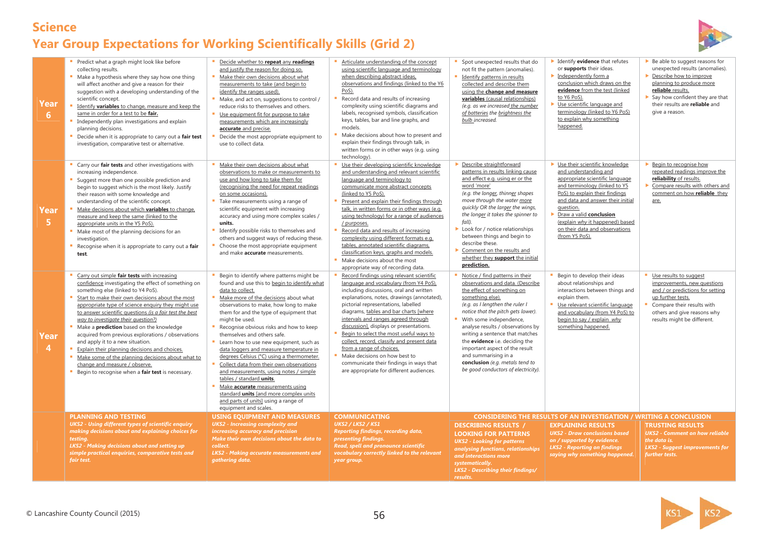# Science

## Year Group Expectations for Working Scientifically Skills (Grid 2)

| | PLANNING AND TESTING | USING EQUIPMENT AND MEASURES | COMMUNICATING | DESCRIBING RESULTS / LOOKING FOR PATTERNS | EXPLAINING RESULTS | TRUSTING RESULTS |
|---|---|---|---|---|---|---|
| **Year 6** | • Predict what a graph might look like before collecting results.<br>• Make a hypothesis where they say how one thing will affect another and give a reason for their suggestion with a developing understanding of the scientific concept.<br>• Identify **variables** to change, measure and keep the same in order for a test to be **fair.**<br>• Independently plan investigations and explain planning decisions.<br>• Decide when it is appropriate to carry out a **fair test** investigation, comparative test or alternative. | • Decide whether to **repeat** any **readings** and justify the reason for doing so.<br>• Make their own decisions about what measurements to take (and begin to identify the ranges used).<br>• Make, and act on, suggestions to control / reduce risks to themselves and others.<br>• Use equipment fit for purpose to take measurements which are increasingly **accurate** and precise.<br>• Decide the most appropriate equipment to use to collect data. | • Articulate understanding of the concept using scientific language and terminology when describing abstract ideas, observations and findings (linked to the Y6 PoS).<br>• Record data and results of increasing complexity using scientific diagrams and labels, recognised symbols, classification keys, tables, bar and line graphs, and models.<br>• Make decisions about how to present and explain their findings through talk, in written forms or in other ways (e.g. using technology). | • Spot unexpected results that do not fit the pattern (anomalies).<br>• Identify patterns in results collected and describe them using the **change and measure variables** (causal relationships) *(e.g. as we increased the number of batteries the brightness the bulb increased.* | • Identify **evidence** that refutes or **supports** their ideas.<br>• Independently form a conclusion which draws on the **evidence** from the test (linked to Y6 PoS).<br>• Use scientific language and terminology (linked to Y6 PoS) to explain why something happened. | • Be able to suggest reasons for unexpected results (anomalies).<br>• Describe how to improve planning to produce more **reliable** results.<br>• Say how confident they are that their results are **reliable** and give a reason. |
| **Year 5** | • Carry our **fair tests** and other investigations with increasing independence.<br>• Suggest more than one possible prediction and begin to suggest which is the most likely. Justify their reason with some knowledge and understanding of the scientific concept.<br>• Make decisions about which **variables** to change, measure and keep the same (linked to the appropriate units in the Y5 PoS).<br>• Make most of the planning decisions for an investigation.<br>• Recognise when it is appropriate to carry out a **fair test**. | • Make their own decisions about what observations to make or measurements to use and how long to take them for (recognising the need for repeat readings on some occasions).<br>• Take measurements using a range of scientific equipment with increasing accuracy and using more complex scales / **units.**<br>• Identify possible risks to themselves and others and suggest ways of reducing these.<br>• Choose the most appropriate equipment and make **accurate** measurements. | • Use their developing scientific knowledge and understanding and relevant scientific language and terminology to communicate more abstract concepts (linked to Y5 PoS).<br>• Present and explain their findings through talk, in written forms or in other ways (e.g. using technology) for a range of audiences / purposes.<br>• Record data and results of increasing complexity using different formats e.g. tables, annotated scientific diagrams, classification keys, graphs and models.<br>• Make decisions about the most appropriate way of recording data. | • Describe straightforward patterns in results linking cause and effect e.g. using er or the word 'more' *(e.g. the longer, thinner shapes move through the water more quickly OR the larger the wings, the longer it takes the spinner to fall).*<br>• Look for / notice relationships between things and begin to describe these.<br>• Comment on the results and whether they **support** the initial **prediction.** | • Use their scientific knowledge and understanding and appropriate scientific language and terminology (linked to Y5 PoS) to explain their findings and data and answer their initial question.<br>• Draw a valid **conclusion** (explain *why* it happened) based on their data and observations (from Y5 PoS). | • Begin to recognise how repeated readings improve the **reliability** of results.<br>• Compare results with others and comment on how **reliable** they are. |
| **Year 4** | • Carry out simple **fair tests** with increasing confidence investigating the effect of something on something else (linked to Y4 PoS).<br>• Start to make their own decisions about the most appropriate type of science enquiry they might use to answer scientific questions *(is a fair test the best way to investigate their question?)*<br>• Make a **prediction** based on the knowledge acquired from previous explorations / observations and apply it to a new situation.<br>• Explain their planning decisions and choices.<br>• Make some of the planning decisions about what to change and measure / observe.<br>• Begin to recognise when a **fair test** is necessary. | • Begin to identify where patterns might be found and use this to begin to identify what data to collect.<br>• Make more of the decisions about what observations to make, how long to make them for and the type of equipment that might be used.<br>• Recognise obvious risks and how to keep themselves and others safe.<br>• Learn how to use new equipment, such as data loggers and measure temperature in degrees Celsius (°C) using a thermometer.<br>• Collect data from their own observations and measurements, using notes / simple tables / standard **units**.<br>• Make **accurate** measurements using standard **units** [and more complex units and parts of units] using a range of equipment and scales. | • Record findings using relevant scientific language and vocabulary (from Y4 PoS), including discussions, oral and written explanations, notes, drawings (annotated), pictorial representations, labelled diagrams, tables and bar charts [where intervals and ranges agreed through discussion], displays or presentations.<br>• Begin to select the most useful ways to collect, record, classify and present data from a range of choices.<br>• Make decisions on how best to communicate their findings in ways that are appropriate for different audiences. | • Notice / find patterns in their observations and data. (Describe the effect of something on something else).<br>*(e.g. as I lengthen the ruler I notice that the pitch gets lower).*<br>• With some independence, analyse results / observations by writing a sentence that matches the **evidence** i.e. deciding the important aspect of the result and summarising in a **conclusion** *(e.g. metals tend to be good conductors of electricity).* | • Begin to develop their ideas about relationships and interactions between things and explain them.<br>• Use relevant scientific language and vocabulary (from Y4 PoS) to begin to say / explain *why* something happened. | • Use results to suggest improvements, new questions and / or predictions for setting up further tests.<br>• Compare their results with others and give reasons why results might be different. |
| | **PLANNING AND TESTING**<br>***UKS2 - Using different types of scientific enquiry making decisions about and explaining choices for testing.***<br>***LKS2 - Making decisions about and setting up simple practical enquiries, comparative tests and fair test.*** | **USING EQUIPMENT AND MEASURES**<br>***UKS2 - Increasing complexity and increasing accuracy and precision Make their own decisions about the data to collect.***<br>***LKS2 - Making accurate measurements and gathering data.*** | **COMMUNICATING**<br>***UKS2 / LKS2 / KS1 Reporting findings, recording data, presenting findings. Read, spell and pronounce scientific vocabulary correctly linked to the relevant year group.*** | **CONSIDERING THE RESULTS OF AN INVESTIGATION / WRITING A CONCLUSION**<br>**DESCRIBING RESULTS / LOOKING FOR PATTERNS**<br>***UKS2 - Looking for patterns analysing functions, relationships and interactions more systematically.***<br>***LKS2 - Describing their findings/ results.*** | **EXPLAINING RESULTS**<br>***UKS2 - Draw conclusions based on / supported by evidence.***<br>***LKS2 - Reporting on findings saying why something happened.*** | **TRUSTING RESULTS**<br>***UKS2 - Comment on how reliable the data is.***<br>***LKS2 - Suggest improvements for further tests.*** |

© Lancashire County Council (2015)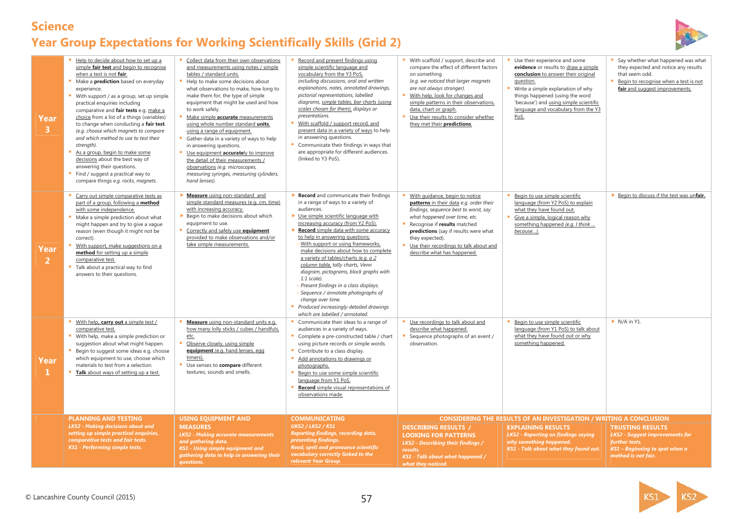# Science

## Year Group Expectations for Working Scientifically Skills (Grid 2)

| | PLANNING AND TESTING<br>*LKS2 - Making decisions about and setting up simple practical enquiries, comparative tests and fair tests.*<br>*KS1 - Performing simple tests.* | USING EQUIPMENT AND MEASURES<br>*LKS2 - Making accurate measurements and gathering data.*<br>*KS1 - Using simple equipment and gathering data to help in answering their questions.* | COMMUNICATING<br>*UKS2 / LKS2 / KS1*<br>*Reporting findings, recording data, presenting findings.*<br>*Read, spell and pronounce scientific vocabulary correctly linked to the relevant Year Group.* | CONSIDERING THE RESULTS OF AN INVESTIGATION / WRITING A CONCLUSION<br>DESCRIBING RESULTS / LOOKING FOR PATTERNS<br>*LKS2 - Describing their findings / results.*<br>*KS1 - Talk about what happened / what they noticed.* | EXPLAINING RESULTS<br>*LKS2 - Reporting on findings saying why something happened.*<br>*KS1 - Talk about what they found out.* | TRUSTING RESULTS<br>*LKS2 - Suggest improvements for further tests.*<br>*KS1 – Beginning to spot when a method is not fair.* |
|---|---|---|---|---|---|---|
| **Year 3** | ▪ Help to decide about how to set up a simple **fair test** and begin to recognise when a test is not **fair**.<br>▪ Make a **prediction** based on everyday experience.<br>▪ With support / as a group, set up simple practical enquiries including comparative and **fair tests** e.g. make a choice from a list of a things (variables) to change when conducting a **fair test**. *(e.g. choose which magnets to compare and which method to use to test their strength).*<br>▪ As a group, begin to make some decisions about the best way of answering their questions.<br>▪ Find / suggest a practical way to compare things *e.g. rocks, magnets.* | ▪ Collect data from their own observations and measurements using notes / simple tables / standard units.<br>▪ Help to make some decisions about what observations to make, how long to make them for, the type of simple equipment that might be used and how to work safely.<br>▪ Make simple **accurate** measurements using whole number standard **units**, using a range of equipment.<br>▪ Gather data in a variety of ways to help in answering questions.<br>▪ Use equipment **accurate**ly to improve the detail of their measurements / observations *(e.g. microscopes, measuring syringes, measuring cylinders, hand lenses).* | ▪ Record and present findings using simple scientific language and vocabulary from the Y3 PoS, *including discussions, oral and written explanations, notes, annotated drawings, pictorial representations, labelled diagrams, simple tables, bar charts (using scales chosen for them), displays or presentations.*<br>▪ With scaffold / support record, and present data in a variety of ways to help in answering questions.<br>▪ Communicate their findings in ways that are appropriate for different audiences. (linked to Y3 PoS). | ▪ With scaffold / support, describe and compare the effect of different factors on something *(e.g. we noticed that larger magnets are not always stronger).*<br>▪ With help, look for changes and simple patterns in their observations, data, chart or graph.<br>▪ Use their results to consider whether they met their **predictions**. | ▪ Use their experience and some **evidence** or results to draw a simple **conclusion** to answer their original question.<br>▪ Write a simple explanation of why things happened (using the word 'because') and using simple scientific language and vocabulary from the Y3 PoS. | ▪ Say whether what happened was what they expected and notice any results that seem odd.<br>▪ Begin to recognise when a test is not **fair** and suggest improvements. |
| **Year 2** | ▪ Carry out simple comparative tests as part of a group, following a **method** with some independence.<br>▪ Make a simple prediction about what might happen and try to give a vague reason (even though it might not be correct).<br>▪ With support, make suggestions on a **method** for setting up a simple comparative test.<br>▪ Talk about a practical way to find answers to their questions. | ▸ **Measure** using non-standard and simple standard measures (e.g. cm, time) with increasing accuracy.<br>▸ Begin to make decisions about which equipment to use.<br>▪ Correctly and safely use **equipment** provided to make observations and/or take simple measurements. | ▸ **Record** and communicate their findings in a range of ways to a variety of audiences.<br>▸ Use simple scientific language with increasing accuracy (from Y2 PoS).<br>▸ **Record** simple data with some accuracy to help in answering questions;<br>- With support or using frameworks, make decisions about how to complete a variety of tables/charts *(e.g. a 2 column table, tally charts, Venn diagram, pictograms, block graphs with 1:1 scale).*<br>- *Present findings in a class displays.*<br>- *Sequence / annotate photographs of change over time.*<br>▪ *Produced increasingly detailed drawings which are labelled / annotated.* | ▪ With guidance, begin to notice **patterns** in their data *e.g. order their findings, sequence best to worst, say what happened over time, etc.*<br>▪ Recognise if **results** matched **predictions** (say if results were what they expected).<br>▪ Use their recordings to talk about and describe what has happened. | ▪ Begin to use simple scientific language (from Y2 PoS) to explain what they have found out.<br>▪ Give a simple, logical reason why something happened *(e.g. I think … because…).* | ▸ Begin to discuss if the test was un**fair.** |
| **Year 1** | ▪ With help, **carry out** a simple test / comparative test.<br>▪ With help, make a simple prediction or suggestion about what might happen.<br>▪ Begin to suggest some ideas e.g. choose which equipment to use, choose which materials to test from a selection.<br>▪ **Talk** about ways of setting up a test. | ▪ **Measure** using non-standard units e.g. how many lolly sticks / cubes / handfuls, etc.<br>▪ Observe closely, using simple **equipment** (e.g. hand lenses, egg timers).<br>▪ Use senses to **compare** different textures, sounds and smells. | ▪ Communicate their ideas to a range of audiences in a variety of ways.<br>▪ Complete a pre-constructed table / chart using picture records or simple words.<br>▪ Contribute to a class display.<br>▪ Add annotations to drawings or photographs.<br>▪ Begin to use some simple scientific language from Y1 PoS.<br>▪ **Record** simple visual representations of observations made. | ▪ Use recordings to talk about and describe what happened.<br>▪ Sequence photographs of an event / observation. | ▪ Begin to use simple scientific language (from Y1 PoS) to talk about what they have found out or why something happened. | ▸ N/A in Y1. |

© Lancashire County Council (2015)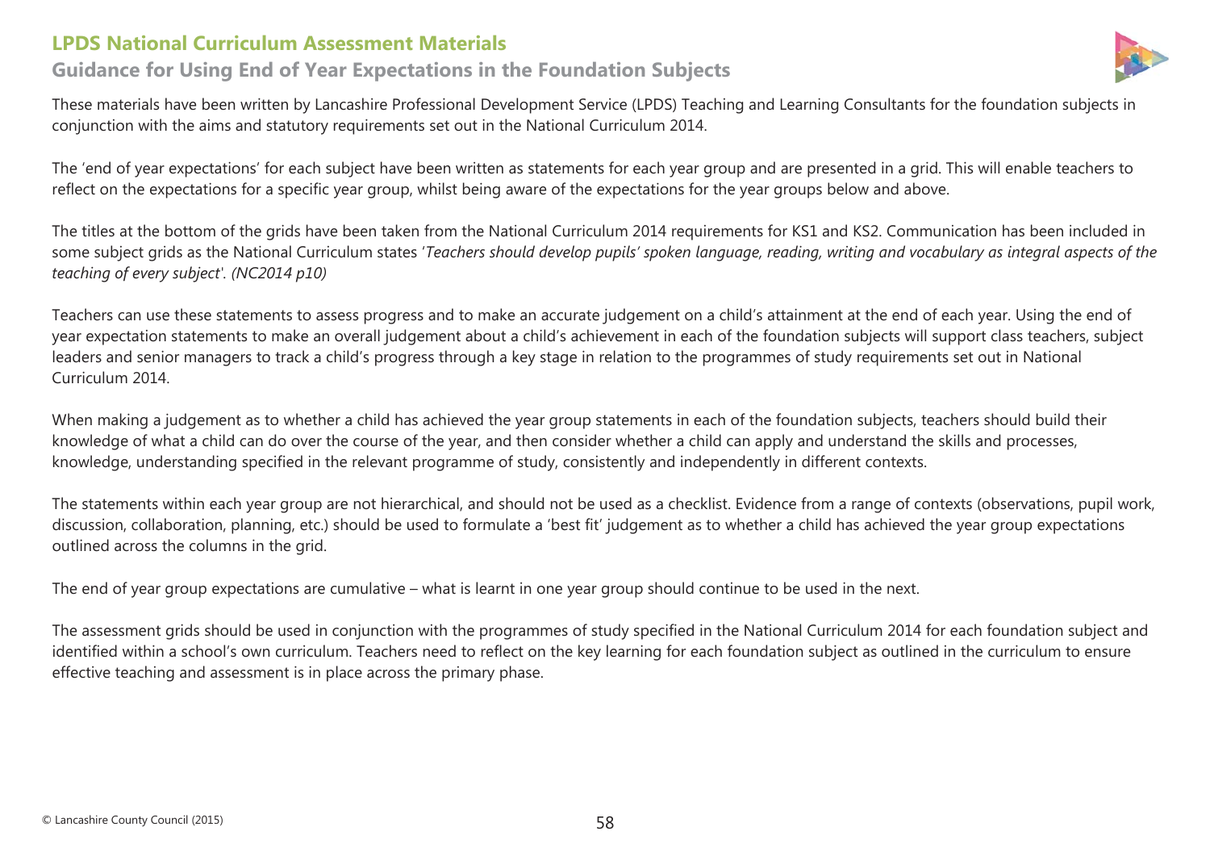# LPDS National Curriculum Assessment Materials

## Guidance for Using End of Year Expectations in the Foundation Subjects

These materials have been written by Lancashire Professional Development Service (LPDS) Teaching and Learning Consultants for the foundation subjects in conjunction with the aims and statutory requirements set out in the National Curriculum 2014.

The 'end of year expectations' for each subject have been written as statements for each year group and are presented in a grid. This will enable teachers to reflect on the expectations for a specific year group, whilst being aware of the expectations for the year groups below and above.

The titles at the bottom of the grids have been taken from the National Curriculum 2014 requirements for KS1 and KS2. Communication has been included in some subject grids as the National Curriculum states '*Teachers should develop pupils' spoken language, reading, writing and vocabulary as integral aspects of the teaching of every subject'. (NC2014 p10)*

Teachers can use these statements to assess progress and to make an accurate judgement on a child's attainment at the end of each year. Using the end of year expectation statements to make an overall judgement about a child's achievement in each of the foundation subjects will support class teachers, subject leaders and senior managers to track a child's progress through a key stage in relation to the programmes of study requirements set out in National Curriculum 2014.

When making a judgement as to whether a child has achieved the year group statements in each of the foundation subjects, teachers should build their knowledge of what a child can do over the course of the year, and then consider whether a child can apply and understand the skills and processes, knowledge, understanding specified in the relevant programme of study, consistently and independently in different contexts.

The statements within each year group are not hierarchical, and should not be used as a checklist. Evidence from a range of contexts (observations, pupil work, discussion, collaboration, planning, etc.) should be used to formulate a 'best fit' judgement as to whether a child has achieved the year group expectations outlined across the columns in the grid.

The end of year group expectations are cumulative – what is learnt in one year group should continue to be used in the next.

The assessment grids should be used in conjunction with the programmes of study specified in the National Curriculum 2014 for each foundation subject and identified within a school's own curriculum. Teachers need to reflect on the key learning for each foundation subject as outlined in the curriculum to ensure effective teaching and assessment is in place across the primary phase.

© Lancashire County Council (2015)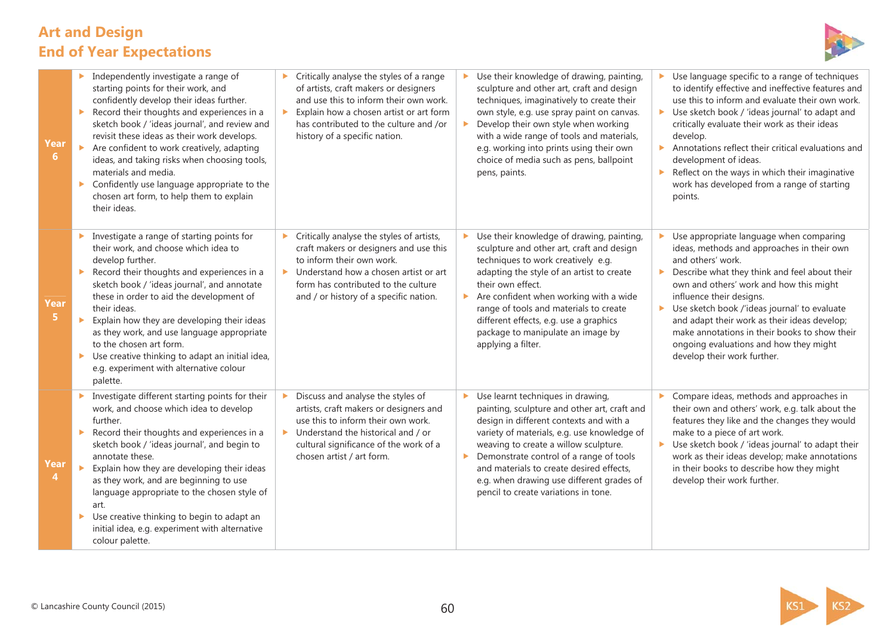# Art and Design
## End of Year Expectations

| | | | | |
|---|---|---|---|---|
| **Year 6** | ▸ Independently investigate a range of starting points for their work, and confidently develop their ideas further.<br>▸ Record their thoughts and experiences in a sketch book / 'ideas journal', and review and revisit these ideas as their work develops.<br>▸ Are confident to work creatively, adapting ideas, and taking risks when choosing tools, materials and media.<br>▸ Confidently use language appropriate to the chosen art form, to help them to explain their ideas. | ▸ Critically analyse the styles of a range of artists, craft makers or designers and use this to inform their own work.<br>▸ Explain how a chosen artist or art form has contributed to the culture and /or history of a specific nation. | ▸ Use their knowledge of drawing, painting, sculpture and other art, craft and design techniques, imaginatively to create their own style, e.g. use spray paint on canvas.<br>▸ Develop their own style when working with a wide range of tools and materials, e.g. working into prints using their own choice of media such as pens, ballpoint pens, paints. | ▸ Use language specific to a range of techniques to identify effective and ineffective features and use this to inform and evaluate their own work.<br>▸ Use sketch book / 'ideas journal' to adapt and critically evaluate their work as their ideas develop.<br>▸ Annotations reflect their critical evaluations and development of ideas.<br>▸ Reflect on the ways in which their imaginative work has developed from a range of starting points. |
| **Year 5** | ▸ Investigate a range of starting points for their work, and choose which idea to develop further.<br>▸ Record their thoughts and experiences in a sketch book / 'ideas journal', and annotate these in order to aid the development of their ideas.<br>▸ Explain how they are developing their ideas as they work, and use language appropriate to the chosen art form.<br>▸ Use creative thinking to adapt an initial idea, e.g. experiment with alternative colour palette. | ▸ Critically analyse the styles of artists, craft makers or designers and use this to inform their own work.<br>▸ Understand how a chosen artist or art form has contributed to the culture and / or history of a specific nation. | ▸ Use their knowledge of drawing, painting, sculpture and other art, craft and design techniques to work creatively e.g. adapting the style of an artist to create their own effect.<br>▸ Are confident when working with a wide range of tools and materials to create different effects, e.g. use a graphics package to manipulate an image by applying a filter. | ▸ Use appropriate language when comparing ideas, methods and approaches in their own and others' work.<br>▸ Describe what they think and feel about their own and others' work and how this might influence their designs.<br>▸ Use sketch book /'ideas journal' to evaluate and adapt their work as their ideas develop; make annotations in their books to show their ongoing evaluations and how they might develop their work further. |
| **Year 4** | ▸ Investigate different starting points for their work, and choose which idea to develop further.<br>▸ Record their thoughts and experiences in a sketch book / 'ideas journal', and begin to annotate these.<br>▸ Explain how they are developing their ideas as they work, and are beginning to use language appropriate to the chosen style of art.<br>▸ Use creative thinking to begin to adapt an initial idea, e.g. experiment with alternative colour palette. | ▸ Discuss and analyse the styles of artists, craft makers or designers and use this to inform their own work.<br>▸ Understand the historical and / or cultural significance of the work of a chosen artist / art form. | ▸ Use learnt techniques in drawing, painting, sculpture and other art, craft and design in different contexts and with a variety of materials, e.g. use knowledge of weaving to create a willow sculpture.<br>▸ Demonstrate control of a range of tools and materials to create desired effects, e.g. when drawing use different grades of pencil to create variations in tone. | ▸ Compare ideas, methods and approaches in their own and others' work, e.g. talk about the features they like and the changes they would make to a piece of art work.<br>▸ Use sketch book / 'ideas journal' to adapt their work as their ideas develop; make annotations in their books to describe how they might develop their work further. |

© Lancashire County Council (2015)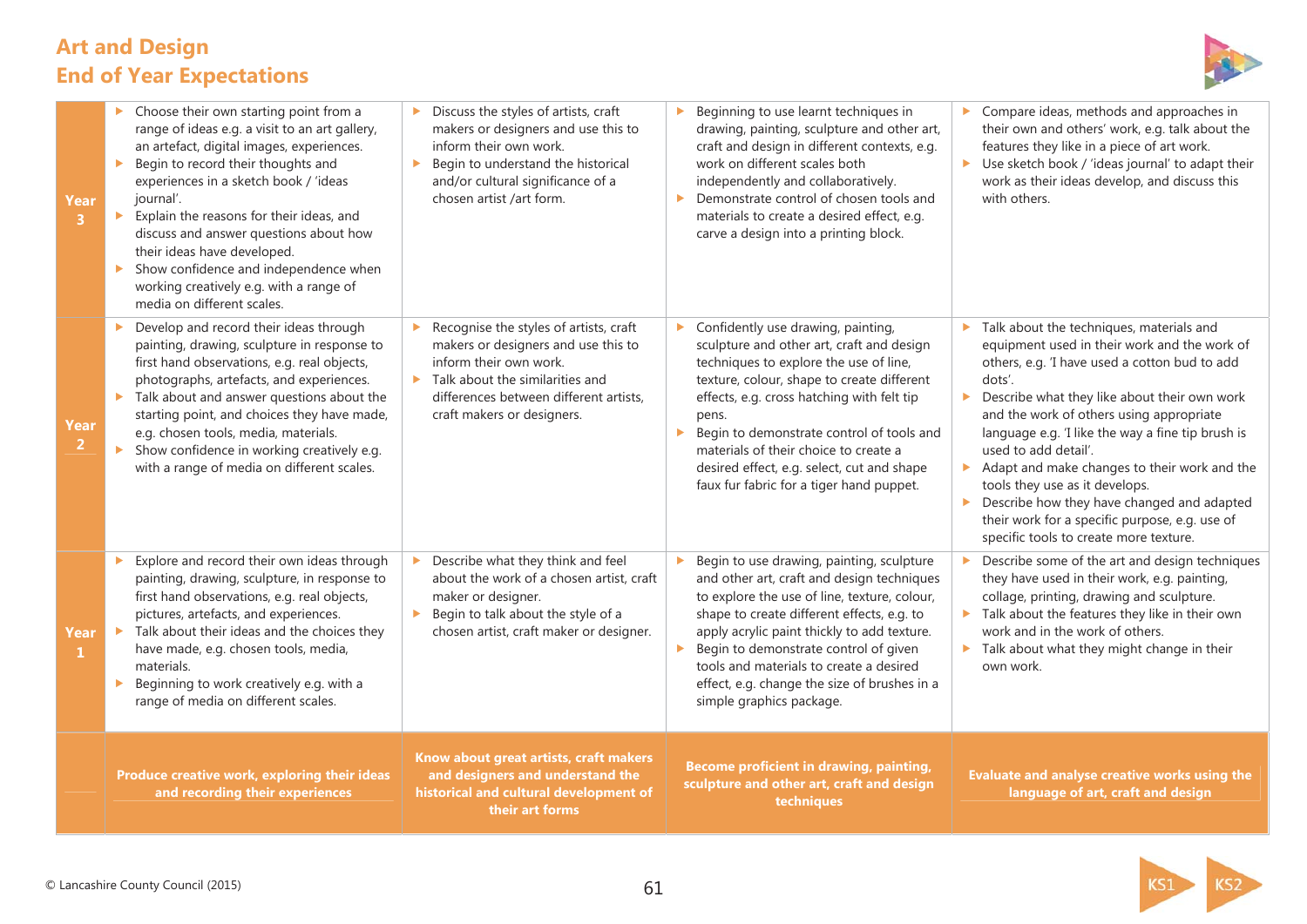# Art and Design
# End of Year Expectations

| | Produce creative work, exploring their ideas and recording their experiences | Know about great artists, craft makers and designers and understand the historical and cultural development of their art forms | Become proficient in drawing, painting, sculpture and other art, craft and design techniques | Evaluate and analyse creative works using the language of art, craft and design |
|---|---|---|---|---|
| **Year 3** | ▸ Choose their own starting point from a range of ideas e.g. a visit to an art gallery, an artefact, digital images, experiences.<br>▸ Begin to record their thoughts and experiences in a sketch book / 'ideas journal'.<br>▸ Explain the reasons for their ideas, and discuss and answer questions about how their ideas have developed.<br>▸ Show confidence and independence when working creatively e.g. with a range of media on different scales. | ▸ Discuss the styles of artists, craft makers or designers and use this to inform their own work.<br>▸ Begin to understand the historical and/or cultural significance of a chosen artist /art form. | ▸ Beginning to use learnt techniques in drawing, painting, sculpture and other art, craft and design in different contexts, e.g. work on different scales both independently and collaboratively.<br>▸ Demonstrate control of chosen tools and materials to create a desired effect, e.g. carve a design into a printing block. | ▸ Compare ideas, methods and approaches in their own and others' work, e.g. talk about the features they like in a piece of art work.<br>▸ Use sketch book / 'ideas journal' to adapt their work as their ideas develop, and discuss this with others. |
| **Year 2** | ▸ Develop and record their ideas through painting, drawing, sculpture in response to first hand observations, e.g. real objects, photographs, artefacts, and experiences.<br>▸ Talk about and answer questions about the starting point, and choices they have made, e.g. chosen tools, media, materials.<br>▸ Show confidence in working creatively e.g. with a range of media on different scales. | ▸ Recognise the styles of artists, craft makers or designers and use this to inform their own work.<br>▸ Talk about the similarities and differences between different artists, craft makers or designers. | ▸ Confidently use drawing, painting, sculpture and other art, craft and design techniques to explore the use of line, texture, colour, shape to create different effects, e.g. cross hatching with felt tip pens.<br>▸ Begin to demonstrate control of tools and materials of their choice to create a desired effect, e.g. select, cut and shape faux fur fabric for a tiger hand puppet. | ▸ Talk about the techniques, materials and equipment used in their work and the work of others, e.g. 'I have used a cotton bud to add dots'.<br>▸ Describe what they like about their own work and the work of others using appropriate language e.g. 'I like the way a fine tip brush is used to add detail'.<br>▸ Adapt and make changes to their work and the tools they use as it develops.<br>▸ Describe how they have changed and adapted their work for a specific purpose, e.g. use of specific tools to create more texture. |
| **Year 1** | ▸ Explore and record their own ideas through painting, drawing, sculpture, in response to first hand observations, e.g. real objects, pictures, artefacts, and experiences.<br>▸ Talk about their ideas and the choices they have made, e.g. chosen tools, media, materials.<br>▸ Beginning to work creatively e.g. with a range of media on different scales. | ▸ Describe what they think and feel about the work of a chosen artist, craft maker or designer.<br>▸ Begin to talk about the style of a chosen artist, craft maker or designer. | ▸ Begin to use drawing, painting, sculpture and other art, craft and design techniques to explore the use of line, texture, colour, shape to create different effects, e.g. to apply acrylic paint thickly to add texture.<br>▸ Begin to demonstrate control of given tools and materials to create a desired effect, e.g. change the size of brushes in a simple graphics package. | ▸ Describe some of the art and design techniques they have used in their work, e.g. painting, collage, printing, drawing and sculpture.<br>▸ Talk about the features they like in their own work and in the work of others.<br>▸ Talk about what they might change in their own work. |

© Lancashire County Council (2015)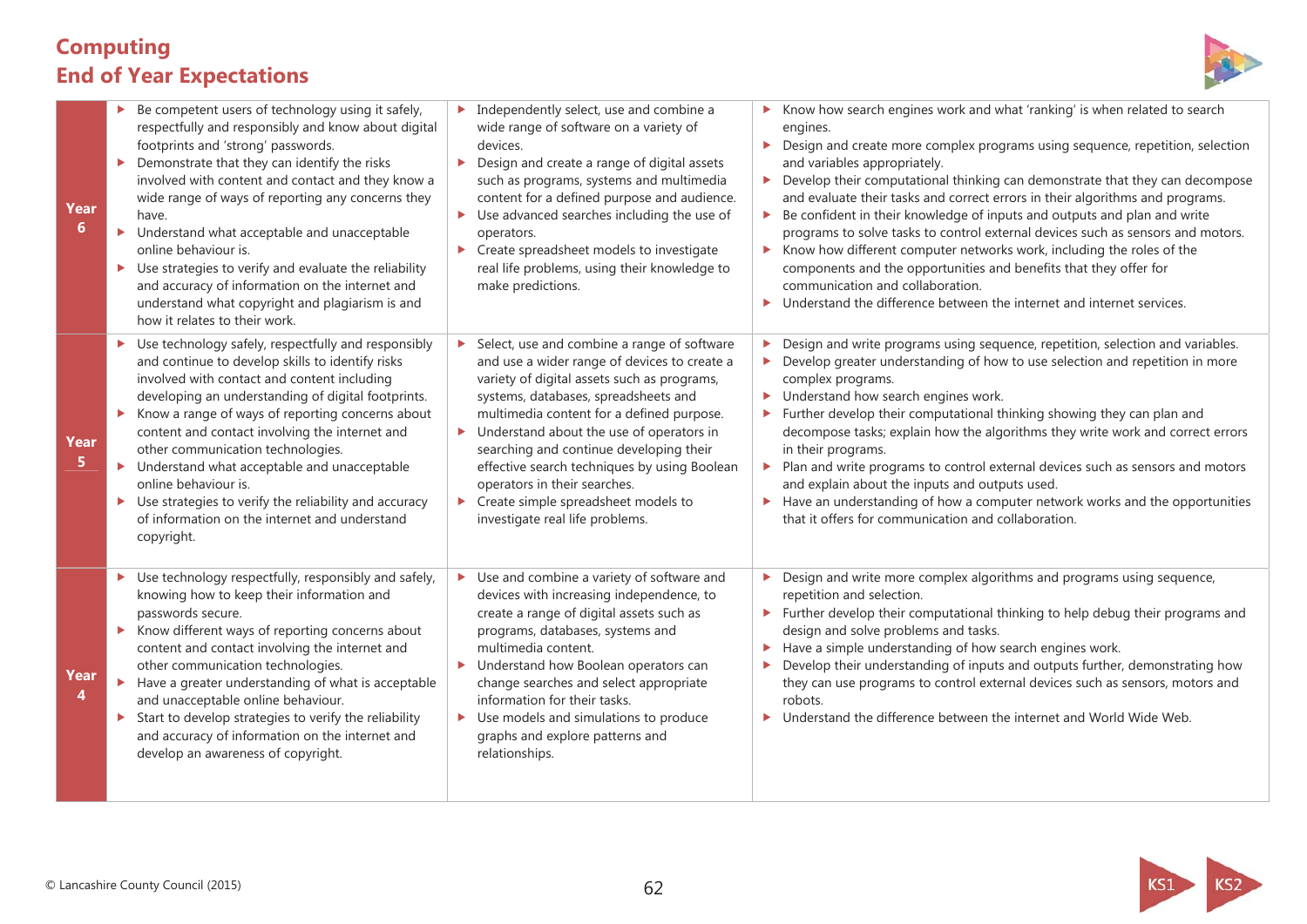# Computing
## End of Year Expectations

| Year | | | |
|---|---|---|---|
| **Year 6** | ▶ Be competent users of technology using it safely, respectfully and responsibly and know about digital footprints and 'strong' passwords.<br>▶ Demonstrate that they can identify the risks involved with content and contact and they know a wide range of ways of reporting any concerns they have.<br>▶ Understand what acceptable and unacceptable online behaviour is.<br>▶ Use strategies to verify and evaluate the reliability and accuracy of information on the internet and understand what copyright and plagiarism is and how it relates to their work. | ▶ Independently select, use and combine a wide range of software on a variety of devices.<br>▶ Design and create a range of digital assets such as programs, systems and multimedia content for a defined purpose and audience.<br>▶ Use advanced searches including the use of operators.<br>▶ Create spreadsheet models to investigate real life problems, using their knowledge to make predictions. | ▶ Know how search engines work and what 'ranking' is when related to search engines.<br>▶ Design and create more complex programs using sequence, repetition, selection and variables appropriately.<br>▶ Develop their computational thinking can demonstrate that they can decompose and evaluate their tasks and correct errors in their algorithms and programs.<br>▶ Be confident in their knowledge of inputs and outputs and plan and write programs to solve tasks to control external devices such as sensors and motors.<br>▶ Know how different computer networks work, including the roles of the components and the opportunities and benefits that they offer for communication and collaboration.<br>▶ Understand the difference between the internet and internet services. |
| **Year 5** | ▶ Use technology safely, respectfully and responsibly and continue to develop skills to identify risks involved with contact and content including developing an understanding of digital footprints.<br>▶ Know a range of ways of reporting concerns about content and contact involving the internet and other communication technologies.<br>▶ Understand what acceptable and unacceptable online behaviour is.<br>▶ Use strategies to verify the reliability and accuracy of information on the internet and understand copyright. | ▶ Select, use and combine a range of software and use a wider range of devices to create a variety of digital assets such as programs, systems, databases, spreadsheets and multimedia content for a defined purpose.<br>▶ Understand about the use of operators in searching and continue developing their effective search techniques by using Boolean operators in their searches.<br>▶ Create simple spreadsheet models to investigate real life problems. | ▶ Design and write programs using sequence, repetition, selection and variables.<br>▶ Develop greater understanding of how to use selection and repetition in more complex programs.<br>▶ Understand how search engines work.<br>▶ Further develop their computational thinking showing they can plan and decompose tasks; explain how the algorithms they write work and correct errors in their programs.<br>▶ Plan and write programs to control external devices such as sensors and motors and explain about the inputs and outputs used.<br>▶ Have an understanding of how a computer network works and the opportunities that it offers for communication and collaboration. |
| **Year 4** | ▶ Use technology respectfully, responsibly and safely, knowing how to keep their information and passwords secure.<br>▶ Know different ways of reporting concerns about content and contact involving the internet and other communication technologies.<br>▶ Have a greater understanding of what is acceptable and unacceptable online behaviour.<br>▶ Start to develop strategies to verify the reliability and accuracy of information on the internet and develop an awareness of copyright. | ▶ Use and combine a variety of software and devices with increasing independence, to create a range of digital assets such as programs, databases, systems and multimedia content.<br>▶ Understand how Boolean operators can change searches and select appropriate information for their tasks.<br>▶ Use models and simulations to produce graphs and explore patterns and relationships. | ▶ Design and write more complex algorithms and programs using sequence, repetition and selection.<br>▶ Further develop their computational thinking to help debug their programs and design and solve problems and tasks.<br>▶ Have a simple understanding of how search engines work.<br>▶ Develop their understanding of inputs and outputs further, demonstrating how they can use programs to control external devices such as sensors, motors and robots.<br>▶ Understand the difference between the internet and World Wide Web. |

© Lancashire County Council (2015)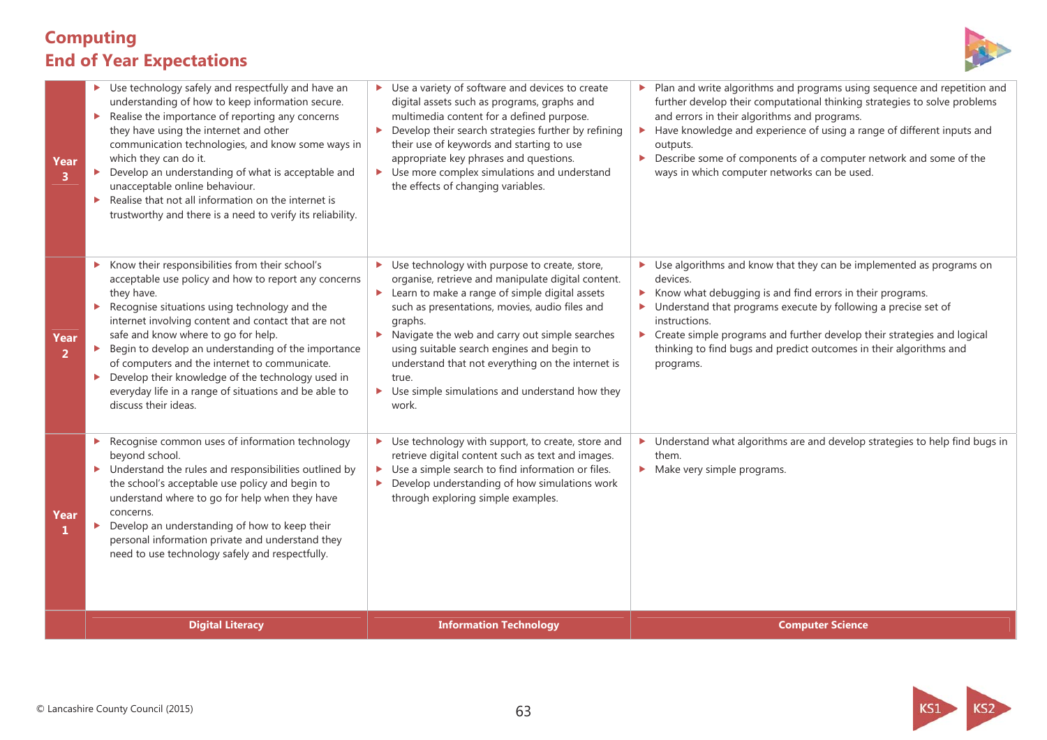# Computing
# End of Year Expectations

| | Digital Literacy | Information Technology | Computer Science |
|---|---|---|---|
| **Year 3** | ▶ Use technology safely and respectfully and have an understanding of how to keep information secure.<br>▶ Realise the importance of reporting any concerns they have using the internet and other communication technologies, and know some ways in which they can do it.<br>▶ Develop an understanding of what is acceptable and unacceptable online behaviour.<br>▶ Realise that not all information on the internet is trustworthy and there is a need to verify its reliability. | ▶ Use a variety of software and devices to create digital assets such as programs, graphs and multimedia content for a defined purpose.<br>▶ Develop their search strategies further by refining their use of keywords and starting to use appropriate key phrases and questions.<br>▶ Use more complex simulations and understand the effects of changing variables. | ▶ Plan and write algorithms and programs using sequence and repetition and further develop their computational thinking strategies to solve problems and errors in their algorithms and programs.<br>▶ Have knowledge and experience of using a range of different inputs and outputs.<br>▶ Describe some of components of a computer network and some of the ways in which computer networks can be used. |
| **Year 2** | ▶ Know their responsibilities from their school's acceptable use policy and how to report any concerns they have.<br>▶ Recognise situations using technology and the internet involving content and contact that are not safe and know where to go for help.<br>▶ Begin to develop an understanding of the importance of computers and the internet to communicate.<br>▶ Develop their knowledge of the technology used in everyday life in a range of situations and be able to discuss their ideas. | ▶ Use technology with purpose to create, store, organise, retrieve and manipulate digital content.<br>▶ Learn to make a range of simple digital assets such as presentations, movies, audio files and graphs.<br>▶ Navigate the web and carry out simple searches using suitable search engines and begin to understand that not everything on the internet is true.<br>▶ Use simple simulations and understand how they work. | ▶ Use algorithms and know that they can be implemented as programs on devices.<br>▶ Know what debugging is and find errors in their programs.<br>▶ Understand that programs execute by following a precise set of instructions.<br>▶ Create simple programs and further develop their strategies and logical thinking to find bugs and predict outcomes in their algorithms and programs. |
| **Year 1** | ▶ Recognise common uses of information technology beyond school.<br>▶ Understand the rules and responsibilities outlined by the school's acceptable use policy and begin to understand where to go for help when they have concerns.<br>▶ Develop an understanding of how to keep their personal information private and understand they need to use technology safely and respectfully. | ▶ Use technology with support, to create, store and retrieve digital content such as text and images.<br>▶ Use a simple search to find information or files.<br>▶ Develop understanding of how simulations work through exploring simple examples. | ▶ Understand what algorithms are and develop strategies to help find bugs in them.<br>▶ Make very simple programs. |

© Lancashire County Council (2015)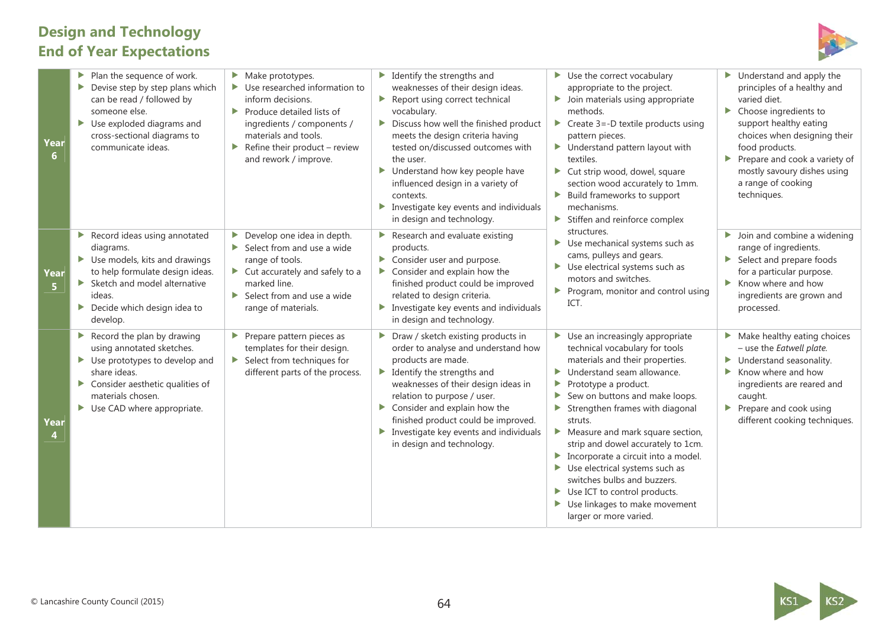# Design and Technology
## End of Year Expectations

| | | | | | |
|---|---|---|---|---|---|
| **Year 6** | ▶ Plan the sequence of work.<br>▶ Devise step by step plans which can be read / followed by someone else.<br>▶ Use exploded diagrams and cross-sectional diagrams to communicate ideas. | ▶ Make prototypes.<br>▶ Use researched information to inform decisions.<br>▶ Produce detailed lists of ingredients / components / materials and tools.<br>▶ Refine their product – review and rework / improve. | ▶ Identify the strengths and weaknesses of their design ideas.<br>▶ Report using correct technical vocabulary.<br>▶ Discuss how well the finished product meets the design criteria having tested on/discussed outcomes with the user.<br>▶ Understand how key people have influenced design in a variety of contexts.<br>▶ Investigate key events and individuals in design and technology. | ▶ Use the correct vocabulary appropriate to the project.<br>▶ Join materials using appropriate methods.<br>▶ Create 3=-D textile products using pattern pieces.<br>▶ Understand pattern layout with textiles.<br>▶ Cut strip wood, dowel, square section wood accurately to 1mm.<br>▶ Build frameworks to support mechanisms.<br>▶ Stiffen and reinforce complex structures.<br>▶ Use mechanical systems such as cams, pulleys and gears.<br>▶ Use electrical systems such as motors and switches.<br>▶ Program, monitor and control using ICT. | ▶ Understand and apply the principles of a healthy and varied diet.<br>▶ Choose ingredients to support healthy eating choices when designing their food products.<br>▶ Prepare and cook a variety of mostly savoury dishes using a range of cooking techniques. |
| **Year 5** | ▶ Record ideas using annotated diagrams.<br>▶ Use models, kits and drawings to help formulate design ideas.<br>▶ Sketch and model alternative ideas.<br>▶ Decide which design idea to develop. | ▶ Develop one idea in depth.<br>▶ Select from and use a wide range of tools.<br>▶ Cut accurately and safely to a marked line.<br>▶ Select from and use a wide range of materials. | ▶ Research and evaluate existing products.<br>▶ Consider user and purpose.<br>▶ Consider and explain how the finished product could be improved related to design criteria.<br>▶ Investigate key events and individuals in design and technology. | | ▶ Join and combine a widening range of ingredients.<br>▶ Select and prepare foods for a particular purpose.<br>▶ Know where and how ingredients are grown and processed. |
| **Year 4** | ▶ Record the plan by drawing using annotated sketches.<br>▶ Use prototypes to develop and share ideas.<br>▶ Consider aesthetic qualities of materials chosen.<br>▶ Use CAD where appropriate. | ▶ Prepare pattern pieces as templates for their design.<br>▶ Select from techniques for different parts of the process. | ▶ Draw / sketch existing products in order to analyse and understand how products are made.<br>▶ Identify the strengths and weaknesses of their design ideas in relation to purpose / user.<br>▶ Consider and explain how the finished product could be improved.<br>▶ Investigate key events and individuals in design and technology. | ▶ Use an increasingly appropriate technical vocabulary for tools materials and their properties.<br>▶ Understand seam allowance.<br>▶ Prototype a product.<br>▶ Sew on buttons and make loops.<br>▶ Strengthen frames with diagonal struts.<br>▶ Measure and mark square section, strip and dowel accurately to 1cm.<br>▶ Incorporate a circuit into a model.<br>▶ Use electrical systems such as switches bulbs and buzzers.<br>▶ Use ICT to control products.<br>▶ Use linkages to make movement larger or more varied. | ▶ Make healthy eating choices – use the *Eatwell plate.*<br>▶ Understand seasonality.<br>▶ Know where and how ingredients are reared and caught.<br>▶ Prepare and cook using different cooking techniques. |

© Lancashire County Council (2015)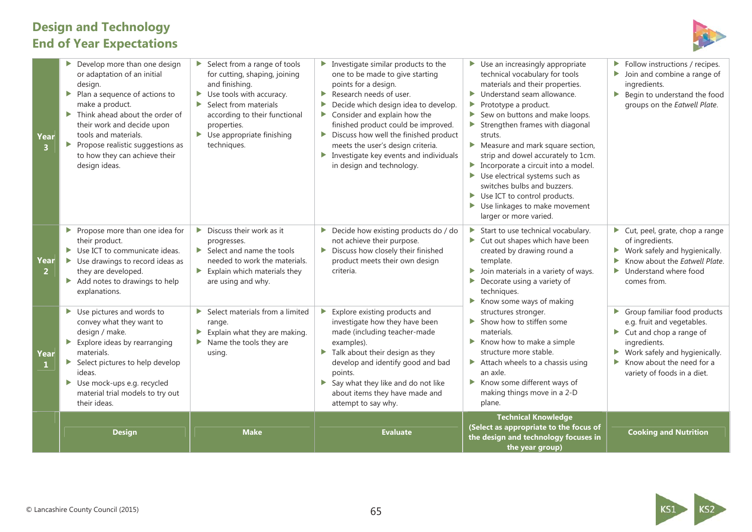# Design and Technology
# End of Year Expectations

| | Design | Make | Evaluate | Technical Knowledge (Select as appropriate to the focus of the design and technology focuses in the year group) | Cooking and Nutrition |
|---|---|---|---|---|---|
| Year 3 | ▶ Develop more than one design or adaptation of an initial design.<br>▶ Plan a sequence of actions to make a product.<br>▶ Think ahead about the order of their work and decide upon tools and materials.<br>▶ Propose realistic suggestions as to how they can achieve their design ideas. | ▶ Select from a range of tools for cutting, shaping, joining and finishing.<br>▶ Use tools with accuracy.<br>▶ Select from materials according to their functional properties.<br>▶ Use appropriate finishing techniques. | ▶ Investigate similar products to the one to be made to give starting points for a design.<br>▶ Research needs of user.<br>▶ Decide which design idea to develop.<br>▶ Consider and explain how the finished product could be improved.<br>▶ Discuss how well the finished product meets the user's design criteria.<br>▶ Investigate key events and individuals in design and technology. | ▶ Use an increasingly appropriate technical vocabulary for tools materials and their properties.<br>▶ Understand seam allowance.<br>▶ Prototype a product.<br>▶ Sew on buttons and make loops.<br>▶ Strengthen frames with diagonal struts.<br>▶ Measure and mark square section, strip and dowel accurately to 1cm.<br>▶ Incorporate a circuit into a model.<br>▶ Use electrical systems such as switches bulbs and buzzers.<br>▶ Use ICT to control products.<br>▶ Use linkages to make movement larger or more varied. | ▶ Follow instructions / recipes.<br>▶ Join and combine a range of ingredients.<br>▶ Begin to understand the food groups on the *Eatwell Plate*. |
| Year 2 | ▶ Propose more than one idea for their product.<br>▶ Use ICT to communicate ideas.<br>▶ Use drawings to record ideas as they are developed.<br>▶ Add notes to drawings to help explanations. | ▶ Discuss their work as it progresses.<br>▶ Select and name the tools needed to work the materials.<br>▶ Explain which materials they are using and why. | ▶ Decide how existing products do / do not achieve their purpose.<br>▶ Discuss how closely their finished product meets their own design criteria. | ▶ Start to use technical vocabulary.<br>▶ Cut out shapes which have been created by drawing round a template.<br>▶ Join materials in a variety of ways.<br>▶ Decorate using a variety of techniques.<br>▶ Know some ways of making structures stronger.<br>▶ Show how to stiffen some materials.<br>▶ Know how to make a simple structure more stable.<br>▶ Attach wheels to a chassis using an axle.<br>▶ Know some different ways of making things move in a 2-D plane. | ▶ Cut, peel, grate, chop a range of ingredients.<br>▶ Work safely and hygienically.<br>▶ Know about the *Eatwell Plate*.<br>▶ Understand where food comes from. |
| Year 1 | ▶ Use pictures and words to convey what they want to design / make.<br>▶ Explore ideas by rearranging materials.<br>▶ Select pictures to help develop ideas.<br>▶ Use mock-ups e.g. recycled material trial models to try out their ideas. | ▶ Select materials from a limited range.<br>▶ Explain what they are making.<br>▶ Name the tools they are using. | ▶ Explore existing products and investigate how they have been made (including teacher-made examples).<br>▶ Talk about their design as they develop and identify good and bad points.<br>▶ Say what they like and do not like about items they have made and attempt to say why. | | ▶ Group familiar food products e.g. fruit and vegetables.<br>▶ Cut and chop a range of ingredients.<br>▶ Work safely and hygienically.<br>▶ Know about the need for a variety of foods in a diet. |

© Lancashire County Council (2015)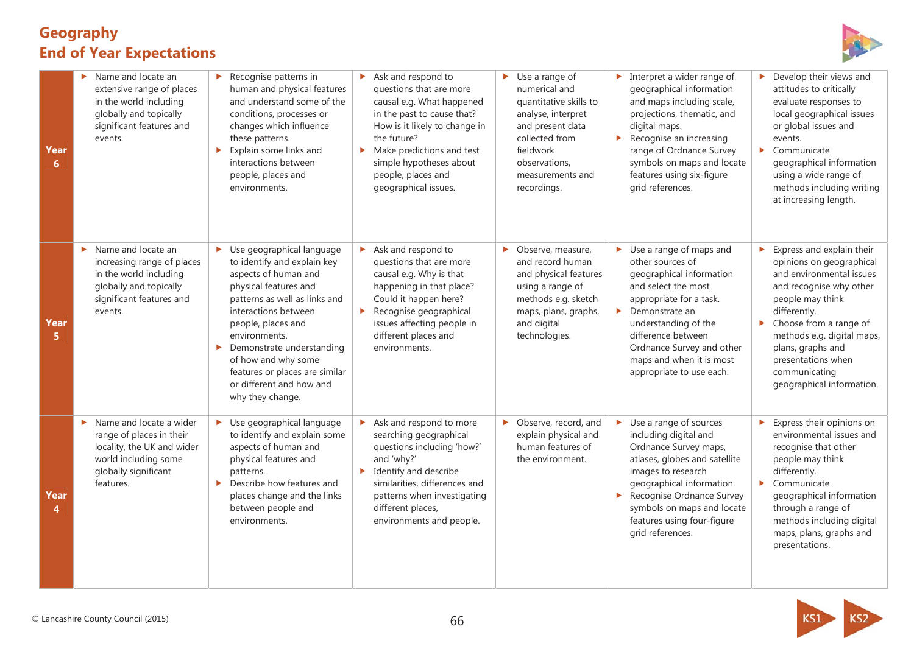# Geography
# End of Year Expectations

| | | | | | | |
|---|---|---|---|---|---|---|
| **Year 6** | ▸ Name and locate an extensive range of places in the world including globally and topically significant features and events. | ▸ Recognise patterns in human and physical features and understand some of the conditions, processes or changes which influence these patterns.<br>▸ Explain some links and interactions between people, places and environments. | ▸ Ask and respond to questions that are more causal e.g. What happened in the past to cause that? How is it likely to change in the future?<br>▸ Make predictions and test simple hypotheses about people, places and geographical issues. | ▸ Use a range of numerical and quantitative skills to analyse, interpret and present data collected from fieldwork observations, measurements and recordings. | ▸ Interpret a wider range of geographical information and maps including scale, projections, thematic, and digital maps.<br>▸ Recognise an increasing range of Ordnance Survey symbols on maps and locate features using six-figure grid references. | ▸ Develop their views and attitudes to critically evaluate responses to local geographical issues or global issues and events.<br>▸ Communicate geographical information using a wide range of methods including writing at increasing length. |
| **Year 5** | ▸ Name and locate an increasing range of places in the world including globally and topically significant features and events. | ▸ Use geographical language to identify and explain key aspects of human and physical features and patterns as well as links and interactions between people, places and environments.<br>▸ Demonstrate understanding of how and why some features or places are similar or different and how and why they change. | ▸ Ask and respond to questions that are more causal e.g. Why is that happening in that place? Could it happen here?<br>▸ Recognise geographical issues affecting people in different places and environments. | ▸ Observe, measure, and record human and physical features using a range of methods e.g. sketch maps, plans, graphs, and digital technologies. | ▸ Use a range of maps and other sources of geographical information and select the most appropriate for a task.<br>▸ Demonstrate an understanding of the difference between Ordnance Survey and other maps and when it is most appropriate to use each. | ▸ Express and explain their opinions on geographical and environmental issues and recognise why other people may think differently.<br>▸ Choose from a range of methods e.g. digital maps, plans, graphs and presentations when communicating geographical information. |
| **Year 4** | ▸ Name and locate a wider range of places in their locality, the UK and wider world including some globally significant features. | ▸ Use geographical language to identify and explain some aspects of human and physical features and patterns.<br>▸ Describe how features and places change and the links between people and environments. | ▸ Ask and respond to more searching geographical questions including 'how?' and 'why?'<br>▸ Identify and describe similarities, differences and patterns when investigating different places, environments and people. | ▸ Observe, record, and explain physical and human features of the environment. | ▸ Use a range of sources including digital and Ordnance Survey maps, atlases, globes and satellite images to research geographical information.<br>▸ Recognise Ordnance Survey symbols on maps and locate features using four-figure grid references. | ▸ Express their opinions on environmental issues and recognise that other people may think differently.<br>▸ Communicate geographical information through a range of methods including digital maps, plans, graphs and presentations. |

© Lancashire County Council (2015)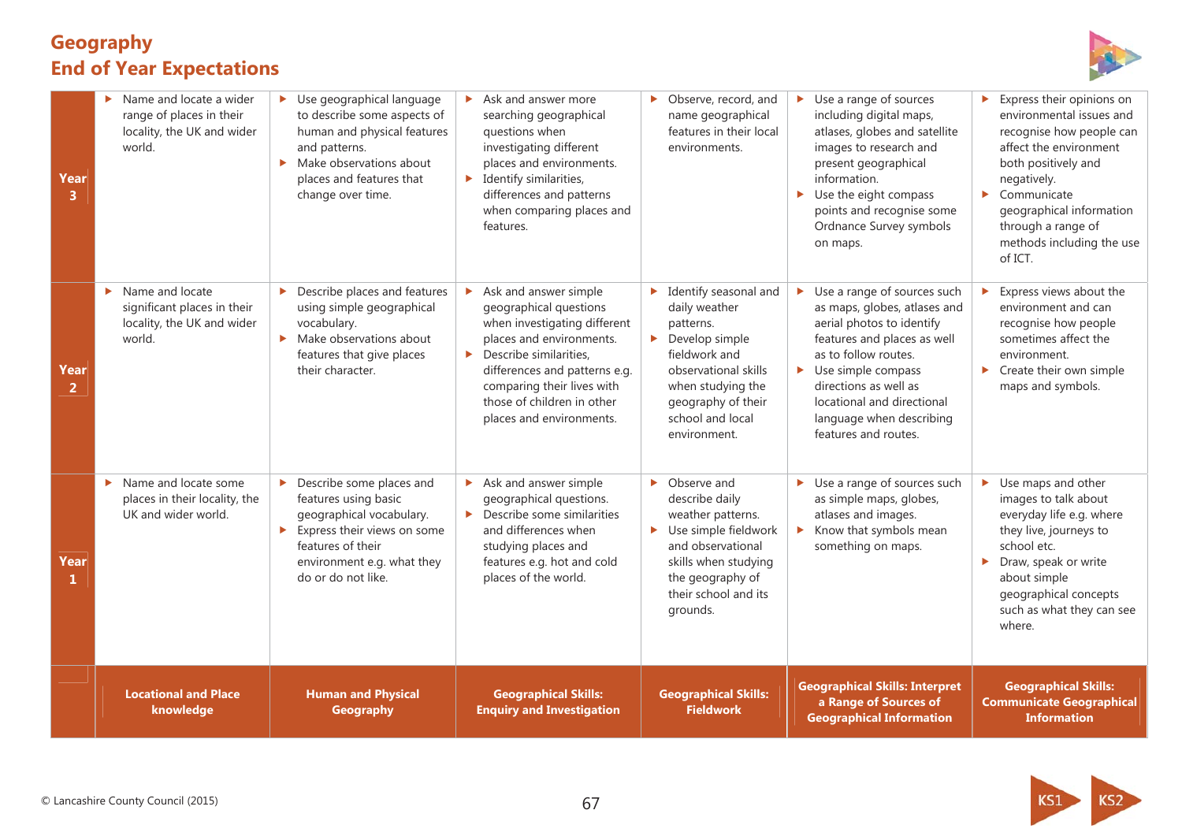# Geography
## End of Year Expectations

| | Locational and Place knowledge | Human and Physical Geography | Geographical Skills: Enquiry and Investigation | Geographical Skills: Fieldwork | Geographical Skills: Interpret a Range of Sources of Geographical Information | Geographical Skills: Communicate Geographical Information |
|---|---|---|---|---|---|---|
| **Year 3** | ▶ Name and locate a wider range of places in their locality, the UK and wider world. | ▶ Use geographical language to describe some aspects of human and physical features and patterns.<br>▶ Make observations about places and features that change over time. | ▶ Ask and answer more searching geographical questions when investigating different places and environments.<br>▶ Identify similarities, differences and patterns when comparing places and features. | ▶ Observe, record, and name geographical features in their local environments. | ▶ Use a range of sources including digital maps, atlases, globes and satellite images to research and present geographical information.<br>▶ Use the eight compass points and recognise some Ordnance Survey symbols on maps. | ▶ Express their opinions on environmental issues and recognise how people can affect the environment both positively and negatively.<br>▶ Communicate geographical information through a range of methods including the use of ICT. |
| **Year 2** | ▶ Name and locate significant places in their locality, the UK and wider world. | ▶ Describe places and features using simple geographical vocabulary.<br>▶ Make observations about features that give places their character. | ▶ Ask and answer simple geographical questions when investigating different places and environments.<br>▶ Describe similarities, differences and patterns e.g. comparing their lives with those of children in other places and environments. | ▶ Identify seasonal and daily weather patterns.<br>▶ Develop simple fieldwork and observational skills when studying the geography of their school and local environment. | ▶ Use a range of sources such as maps, globes, atlases and aerial photos to identify features and places as well as to follow routes.<br>▶ Use simple compass directions as well as locational and directional language when describing features and routes. | ▶ Express views about the environment and can recognise how people sometimes affect the environment.<br>▶ Create their own simple maps and symbols. |
| **Year 1** | ▶ Name and locate some places in their locality, the UK and wider world. | ▶ Describe some places and features using basic geographical vocabulary.<br>▶ Express their views on some features of their environment e.g. what they do or do not like. | ▶ Ask and answer simple geographical questions.<br>▶ Describe some similarities and differences when studying places and features e.g. hot and cold places of the world. | ▶ Observe and describe daily weather patterns.<br>▶ Use simple fieldwork and observational skills when studying the geography of their school and its grounds. | ▶ Use a range of sources such as simple maps, globes, atlases and images.<br>▶ Know that symbols mean something on maps. | ▶ Use maps and other images to talk about everyday life e.g. where they live, journeys to school etc.<br>▶ Draw, speak or write about simple geographical concepts such as what they can see where. |

© Lancashire County Council (2015)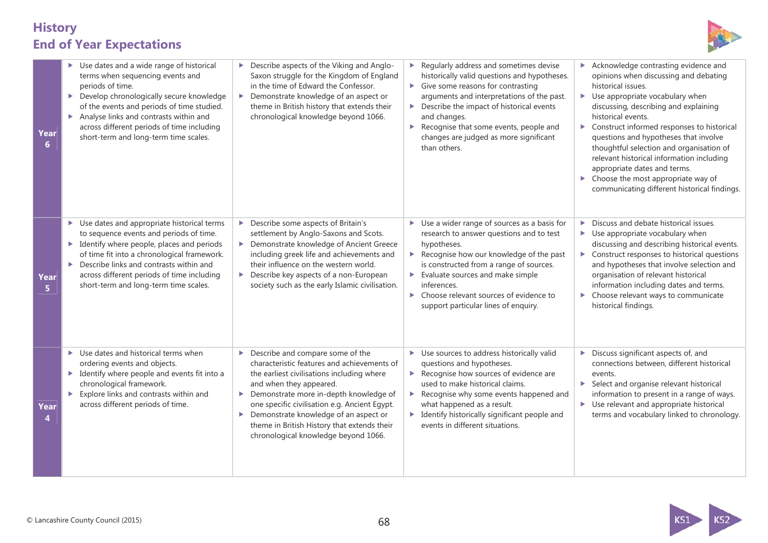# History
## End of Year Expectations

| | | | | |
|---|---|---|---|---|
| **Year 6** | ▶ Use dates and a wide range of historical terms when sequencing events and periods of time.<br>▶ Develop chronologically secure knowledge of the events and periods of time studied.<br>▶ Analyse links and contrasts within and across different periods of time including short-term and long-term time scales. | ▶ Describe aspects of the Viking and Anglo-Saxon struggle for the Kingdom of England in the time of Edward the Confessor.<br>▶ Demonstrate knowledge of an aspect or theme in British history that extends their chronological knowledge beyond 1066. | ▶ Regularly address and sometimes devise historically valid questions and hypotheses.<br>▶ Give some reasons for contrasting arguments and interpretations of the past.<br>▶ Describe the impact of historical events and changes.<br>▶ Recognise that some events, people and changes are judged as more significant than others. | ▶ Acknowledge contrasting evidence and opinions when discussing and debating historical issues.<br>▶ Use appropriate vocabulary when discussing, describing and explaining historical events.<br>▶ Construct informed responses to historical questions and hypotheses that involve thoughtful selection and organisation of relevant historical information including appropriate dates and terms.<br>▶ Choose the most appropriate way of communicating different historical findings. |
| **Year 5** | ▶ Use dates and appropriate historical terms to sequence events and periods of time.<br>▶ Identify where people, places and periods of time fit into a chronological framework.<br>▶ Describe links and contrasts within and across different periods of time including short-term and long-term time scales. | ▶ Describe some aspects of Britain's settlement by Anglo-Saxons and Scots.<br>▶ Demonstrate knowledge of Ancient Greece including greek life and achievements and their influence on the western world.<br>▶ Describe key aspects of a non-European society such as the early Islamic civilisation. | ▶ Use a wider range of sources as a basis for research to answer questions and to test hypotheses.<br>▶ Recognise how our knowledge of the past is constructed from a range of sources.<br>▶ Evaluate sources and make simple inferences.<br>▶ Choose relevant sources of evidence to support particular lines of enquiry. | ▶ Discuss and debate historical issues.<br>▶ Use appropriate vocabulary when discussing and describing historical events.<br>▶ Construct responses to historical questions and hypotheses that involve selection and organisation of relevant historical information including dates and terms.<br>▶ Choose relevant ways to communicate historical findings. |
| **Year 4** | ▶ Use dates and historical terms when ordering events and objects.<br>▶ Identify where people and events fit into a chronological framework.<br>▶ Explore links and contrasts within and across different periods of time. | ▶ Describe and compare some of the characteristic features and achievements of the earliest civilisations including where and when they appeared.<br>▶ Demonstrate more in-depth knowledge of one specific civilisation e.g. Ancient Egypt.<br>▶ Demonstrate knowledge of an aspect or theme in British History that extends their chronological knowledge beyond 1066. | ▶ Use sources to address historically valid questions and hypotheses.<br>▶ Recognise how sources of evidence are used to make historical claims.<br>▶ Recognise why some events happened and what happened as a result.<br>▶ Identify historically significant people and events in different situations. | ▶ Discuss significant aspects of, and connections between, different historical events.<br>▶ Select and organise relevant historical information to present in a range of ways.<br>▶ Use relevant and appropriate historical terms and vocabulary linked to chronology. |

© Lancashire County Council (2015)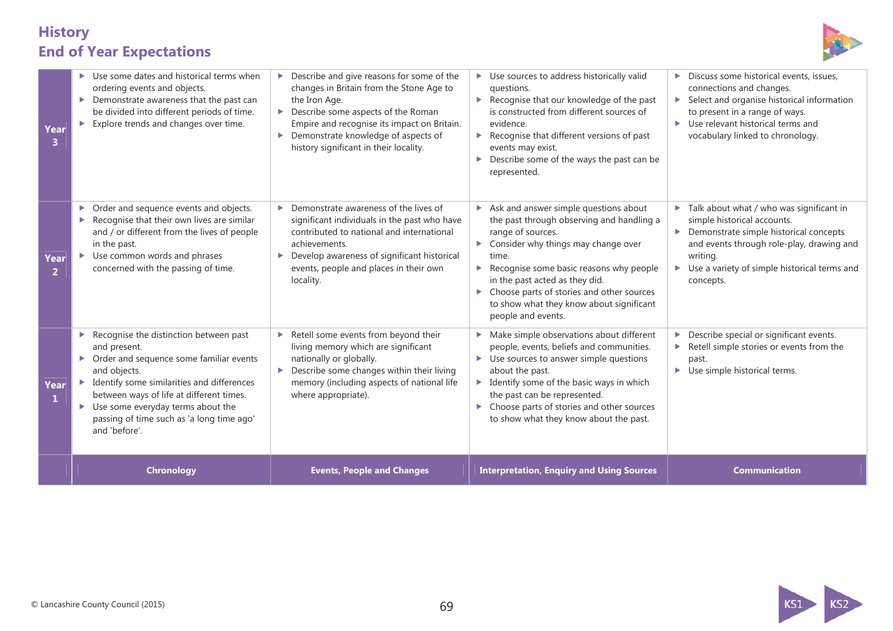# History
## End of Year Expectations

| | Chronology | Events, People and Changes | Interpretation, Enquiry and Using Sources | Communication |
|---|---|---|---|---|
| **Year 3** | ▸ Use some dates and historical terms when ordering events and objects.<br>▸ Demonstrate awareness that the past can be divided into different periods of time.<br>▸ Explore trends and changes over time. | ▸ Describe and give reasons for some of the changes in Britain from the Stone Age to the Iron Age.<br>▸ Describe some aspects of the Roman Empire and recognise its impact on Britain.<br>▸ Demonstrate knowledge of aspects of history significant in their locality. | ▸ Use sources to address historically valid questions.<br>▸ Recognise that our knowledge of the past is constructed from different sources of evidence.<br>▸ Recognise that different versions of past events may exist.<br>▸ Describe some of the ways the past can be represented. | ▸ Discuss some historical events, issues, connections and changes.<br>▸ Select and organise historical information to present in a range of ways.<br>▸ Use relevant historical terms and vocabulary linked to chronology. |
| **Year 2** | ▸ Order and sequence events and objects.<br>▸ Recognise that their own lives are similar and / or different from the lives of people in the past.<br>▸ Use common words and phrases concerned with the passing of time. | ▸ Demonstrate awareness of the lives of significant individuals in the past who have contributed to national and international achievements.<br>▸ Develop awareness of significant historical events, people and places in their own locality. | ▸ Ask and answer simple questions about the past through observing and handling a range of sources.<br>▸ Consider why things may change over time.<br>▸ Recognise some basic reasons why people in the past acted as they did.<br>▸ Choose parts of stories and other sources to show what they know about significant people and events. | ▸ Talk about what / who was significant in simple historical accounts.<br>▸ Demonstrate simple historical concepts and events through role-play, drawing and writing.<br>▸ Use a variety of simple historical terms and concepts. |
| **Year 1** | ▸ Recognise the distinction between past and present.<br>▸ Order and sequence some familiar events and objects.<br>▸ Identify some similarities and differences between ways of life at different times.<br>▸ Use some everyday terms about the passing of time such as 'a long time ago' and 'before'. | ▸ Retell some events from beyond their living memory which are significant nationally or globally.<br>▸ Describe some changes within their living memory (including aspects of national life where appropriate). | ▸ Make simple observations about different people, events, beliefs and communities.<br>▸ Use sources to answer simple questions about the past.<br>▸ Identify some of the basic ways in which the past can be represented.<br>▸ Choose parts of stories and other sources to show what they know about the past. | ▸ Describe special or significant events.<br>▸ Retell simple stories or events from the past.<br>▸ Use simple historical terms. |

© Lancashire County Council (2015)

KS1 KS2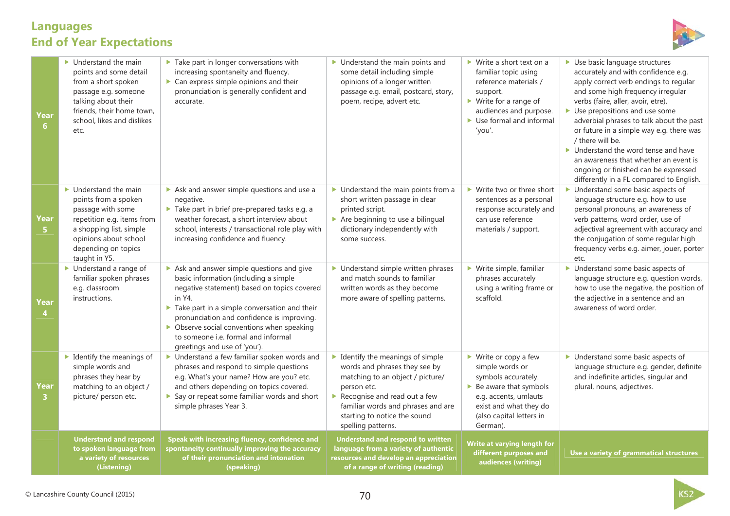# Languages
## End of Year Expectations

| | Understand and respond to spoken language from a variety of resources (Listening) | Speak with increasing fluency, confidence and spontaneity continually improving the accuracy of their pronunciation and intonation (speaking) | Understand and respond to written language from a variety of authentic resources and develop an appreciation of a range of writing (reading) | Write at varying length for different purposes and audiences (writing) | Use a variety of grammatical structures |
|---|---|---|---|---|---|
| **Year 6** | ▶ Understand the main points and some detail from a short spoken passage e.g. someone talking about their friends, their home town, school, likes and dislikes etc. | ▶ Take part in longer conversations with increasing spontaneity and fluency.<br>▶ Can express simple opinions and their pronunciation is generally confident and accurate. | ▶ Understand the main points and some detail including simple opinions of a longer written passage e.g. email, postcard, story, poem, recipe, advert etc. | ▶ Write a short text on a familiar topic using reference materials / support.<br>▶ Write for a range of audiences and purpose.<br>▶ Use formal and informal 'you'. | ▶ Use basic language structures accurately and with confidence e.g. apply correct verb endings to regular and some high frequency irregular verbs (faire, aller, avoir, etre).<br>▶ Use prepositions and use some adverbial phrases to talk about the past or future in a simple way e.g. there was / there will be.<br>▶ Understand the word tense and have an awareness that whether an event is ongoing or finished can be expressed differently in a FL compared to English. |
| **Year 5** | ▶ Understand the main points from a spoken passage with some repetition e.g. items from a shopping list, simple opinions about school depending on topics taught in Y5. | ▶ Ask and answer simple questions and use a negative.<br>▶ Take part in brief pre-prepared tasks e.g. a weather forecast, a short interview about school, interests / transactional role play with increasing confidence and fluency. | ▶ Understand the main points from a short written passage in clear printed script.<br>▶ Are beginning to use a bilingual dictionary independently with some success. | ▶ Write two or three short sentences as a personal response accurately and can use reference materials / support. | ▶ Understand some basic aspects of language structure e.g. how to use personal pronouns, an awareness of verb patterns, word order, use of adjectival agreement with accuracy and the conjugation of some regular high frequency verbs e.g. aimer, jouer, porter etc. |
| **Year 4** | ▶ Understand a range of familiar spoken phrases e.g. classroom instructions. | ▶ Ask and answer simple questions and give basic information (including a simple negative statement) based on topics covered in Y4.<br>▶ Take part in a simple conversation and their pronunciation and confidence is improving.<br>▶ Observe social conventions when speaking to someone i.e. formal and informal greetings and use of 'you'). | ▶ Understand simple written phrases and match sounds to familiar written words as they become more aware of spelling patterns. | ▶ Write simple, familiar phrases accurately using a writing frame or scaffold. | ▶ Understand some basic aspects of language structure e.g. question words, how to use the negative, the position of the adjective in a sentence and an awareness of word order. |
| **Year 3** | ▶ Identify the meanings of simple words and phrases they hear by matching to an object / picture/ person etc. | ▶ Understand a few familiar spoken words and phrases and respond to simple questions e.g. What's your name? How are you? etc. and others depending on topics covered.<br>▶ Say or repeat some familiar words and short simple phrases Year 3. | ▶ Identify the meanings of simple words and phrases they see by matching to an object / picture/ person etc.<br>▶ Recognise and read out a few familiar words and phrases and are starting to notice the sound spelling patterns. | ▶ Write or copy a few simple words or symbols accurately.<br>▶ Be aware that symbols e.g. accents, umlauts exist and what they do (also capital letters in German). | ▶ Understand some basic aspects of language structure e.g. gender, definite and indefinite articles, singular and plural, nouns, adjectives. |

© Lancashire County Council (2015)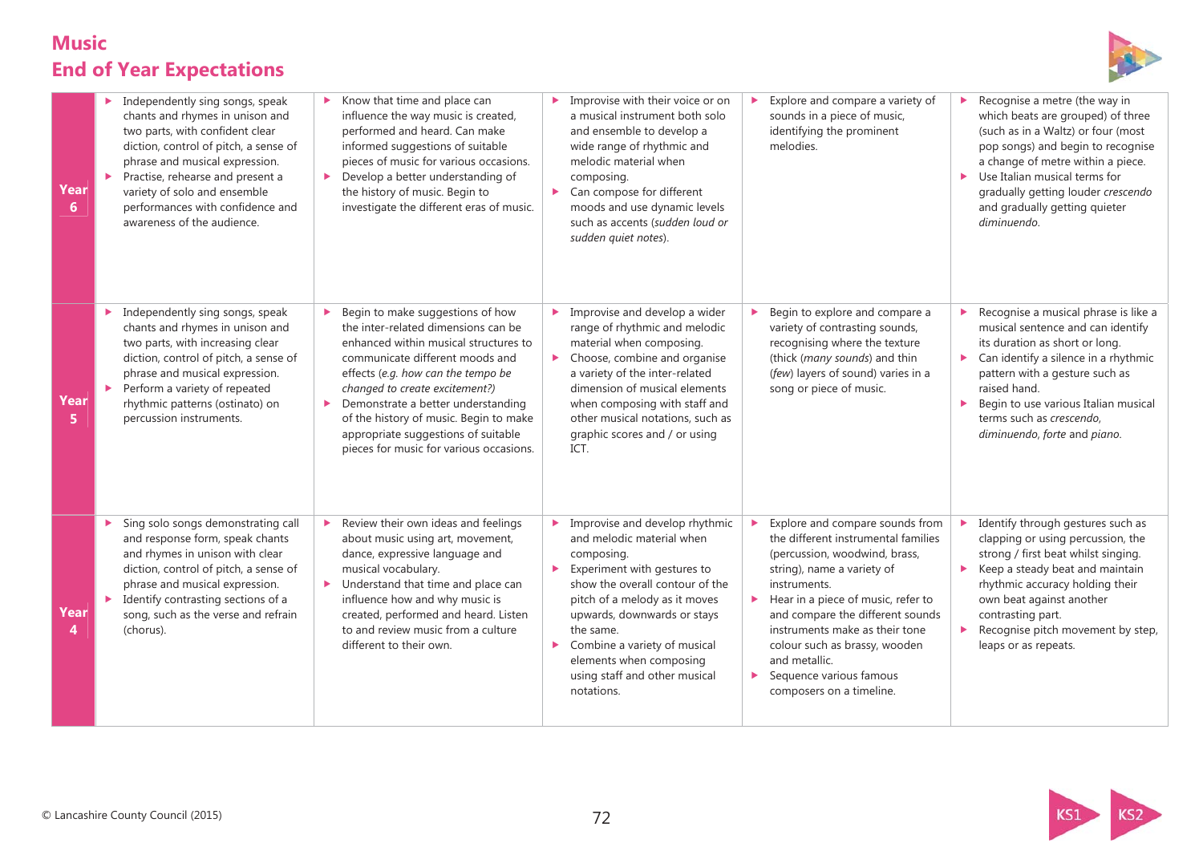# Music
## End of Year Expectations

| | | | | | |
|---|---|---|---|---|---|
| **Year 6** | - Independently sing songs, speak chants and rhymes in unison and two parts, with confident clear diction, control of pitch, a sense of phrase and musical expression.<br>- Practise, rehearse and present a variety of solo and ensemble performances with confidence and awareness of the audience. | - Know that time and place can influence the way music is created, performed and heard. Can make informed suggestions of suitable pieces of music for various occasions.<br>- Develop a better understanding of the history of music. Begin to investigate the different eras of music. | - Improvise with their voice or on a musical instrument both solo and ensemble to develop a wide range of rhythmic and melodic material when composing.<br>- Can compose for different moods and use dynamic levels such as accents (*sudden loud or sudden quiet notes*). | - Explore and compare a variety of sounds in a piece of music, identifying the prominent melodies. | - Recognise a metre (the way in which beats are grouped) of three (such as in a Waltz) or four (most pop songs) and begin to recognise a change of metre within a piece.<br>- Use Italian musical terms for gradually getting louder *crescendo* and gradually getting quieter *diminuendo*. |
| **Year 5** | - Independently sing songs, speak chants and rhymes in unison and two parts, with increasing clear diction, control of pitch, a sense of phrase and musical expression.<br>- Perform a variety of repeated rhythmic patterns (ostinato) on percussion instruments. | - Begin to make suggestions of how the inter-related dimensions can be enhanced within musical structures to communicate different moods and effects (*e.g. how can the tempo be changed to create excitement?)*<br>- Demonstrate a better understanding of the history of music. Begin to make appropriate suggestions of suitable pieces for music for various occasions. | - Improvise and develop a wider range of rhythmic and melodic material when composing.<br>- Choose, combine and organise a variety of the inter-related dimension of musical elements when composing with staff and other musical notations, such as graphic scores and / or using ICT. | - Begin to explore and compare a variety of contrasting sounds, recognising where the texture (thick (*many sounds*) and thin (*few*) layers of sound) varies in a song or piece of music. | - Recognise a musical phrase is like a musical sentence and can identify its duration as short or long.<br>- Can identify a silence in a rhythmic pattern with a gesture such as raised hand.<br>- Begin to use various Italian musical terms such as *crescendo, diminuendo*, *forte* and *piano*. |
| **Year 4** | - Sing solo songs demonstrating call and response form, speak chants and rhymes in unison with clear diction, control of pitch, a sense of phrase and musical expression.<br>- Identify contrasting sections of a song, such as the verse and refrain (chorus). | - Review their own ideas and feelings about music using art, movement, dance, expressive language and musical vocabulary.<br>- Understand that time and place can influence how and why music is created, performed and heard. Listen to and review music from a culture different to their own. | - Improvise and develop rhythmic and melodic material when composing.<br>- Experiment with gestures to show the overall contour of the pitch of a melody as it moves upwards, downwards or stays the same.<br>- Combine a variety of musical elements when composing using staff and other musical notations. | - Explore and compare sounds from the different instrumental families (percussion, woodwind, brass, string), name a variety of instruments.<br>- Hear in a piece of music, refer to and compare the different sounds instruments make as their tone colour such as brassy, wooden and metallic.<br>- Sequence various famous composers on a timeline. | - Identify through gestures such as clapping or using percussion, the strong / first beat whilst singing.<br>- Keep a steady beat and maintain rhythmic accuracy holding their own beat against another contrasting part.<br>- Recognise pitch movement by step, leaps or as repeats. |

© Lancashire County Council (2015)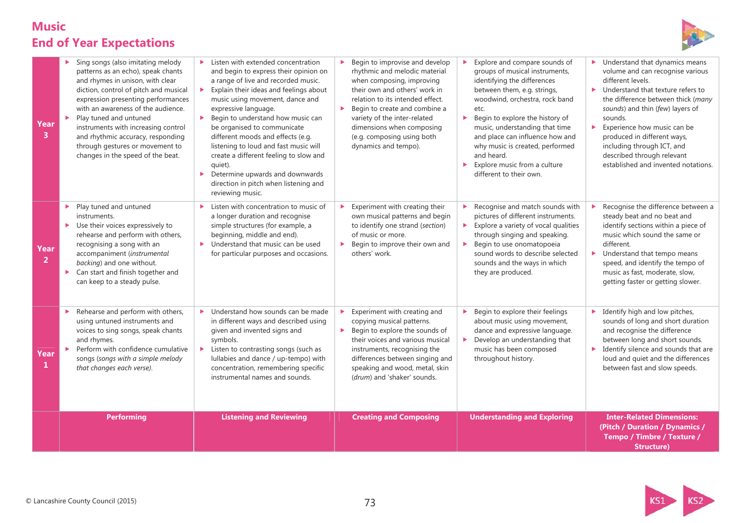# Music
## End of Year Expectations

| | Performing | Listening and Reviewing | Creating and Composing | Understanding and Exploring | Inter-Related Dimensions: (Pitch / Duration / Dynamics / Tempo / Timbre / Texture / Structure) |
|---|---|---|---|---|---|
| **Year 3** | ▶ Sing songs (also imitating melody patterns as an echo), speak chants and rhymes in unison, with clear diction, control of pitch and musical expression presenting performances with an awareness of the audience.<br>▶ Play tuned and untuned instruments with increasing control and rhythmic accuracy, responding through gestures or movement to changes in the speed of the beat. | ▶ Listen with extended concentration and begin to express their opinion on a range of live and recorded music.<br>▶ Explain their ideas and feelings about music using movement, dance and expressive language.<br>▶ Begin to understand how music can be organised to communicate different moods and effects (e.g. listening to loud and fast music will create a different feeling to slow and quiet).<br>▶ Determine upwards and downwards direction in pitch when listening and reviewing music. | ▶ Begin to improvise and develop rhythmic and melodic material when composing, improving their own and others' work in relation to its intended effect.<br>▶ Begin to create and combine a variety of the inter-related dimensions when composing (e.g. composing using both dynamics and tempo). | ▶ Explore and compare sounds of groups of musical instruments, identifying the differences between them, e.g. strings, woodwind, orchestra, rock band etc.<br>▶ Begin to explore the history of music, understanding that time and place can influence how and why music is created, performed and heard.<br>▶ Explore music from a culture different to their own. | ▶ Understand that dynamics means volume and can recognise various different levels.<br>▶ Understand that texture refers to the difference between thick (*many sounds*) and thin (*few*) layers of sounds.<br>▶ Experience how music can be produced in different ways, including through ICT, and described through relevant established and invented notations. |
| **Year 2** | ▶ Play tuned and untuned instruments.<br>▶ Use their voices expressively to rehearse and perform with others, recognising a song with an accompaniment (*instrumental backing*) and one without.<br>▶ Can start and finish together and can keep to a steady pulse. | ▶ Listen with concentration to music of a longer duration and recognise simple structures (for example, a beginning, middle and end).<br>▶ Understand that music can be used for particular purposes and occasions. | ▶ Experiment with creating their own musical patterns and begin to identify one strand (*section*) of music or more.<br>▶ Begin to improve their own and others' work. | ▶ Recognise and match sounds with pictures of different instruments.<br>▶ Explore a variety of vocal qualities through singing and speaking.<br>▶ Begin to use onomatopoeia sound words to describe selected sounds and the ways in which they are produced. | ▶ Recognise the difference between a steady beat and no beat and identify sections within a piece of music which sound the same or different.<br>▶ Understand that tempo means speed, and identify the tempo of music as fast, moderate, slow, getting faster or getting slower. |
| **Year 1** | ▶ Rehearse and perform with others, using untuned instruments and voices to sing songs, speak chants and rhymes.<br>▶ Perform with confidence cumulative songs (*songs with a simple melody that changes each verse).* | ▶ Understand how sounds can be made in different ways and described using given and invented signs and symbols.<br>▶ Listen to contrasting songs (such as lullabies and dance / up-tempo) with concentration, remembering specific instrumental names and sounds. | ▶ Experiment with creating and copying musical patterns.<br>▶ Begin to explore the sounds of their voices and various musical instruments, recognising the differences between singing and speaking and wood, metal, skin (*drum*) and 'shaker' sounds. | ▶ Begin to explore their feelings about music using movement, dance and expressive language.<br>▶ Develop an understanding that music has been composed throughout history. | ▶ Identify high and low pitches, sounds of long and short duration and recognise the difference between long and short sounds.<br>▶ Identify silence and sounds that are loud and quiet and the differences between fast and slow speeds. |

© Lancashire County Council (2015)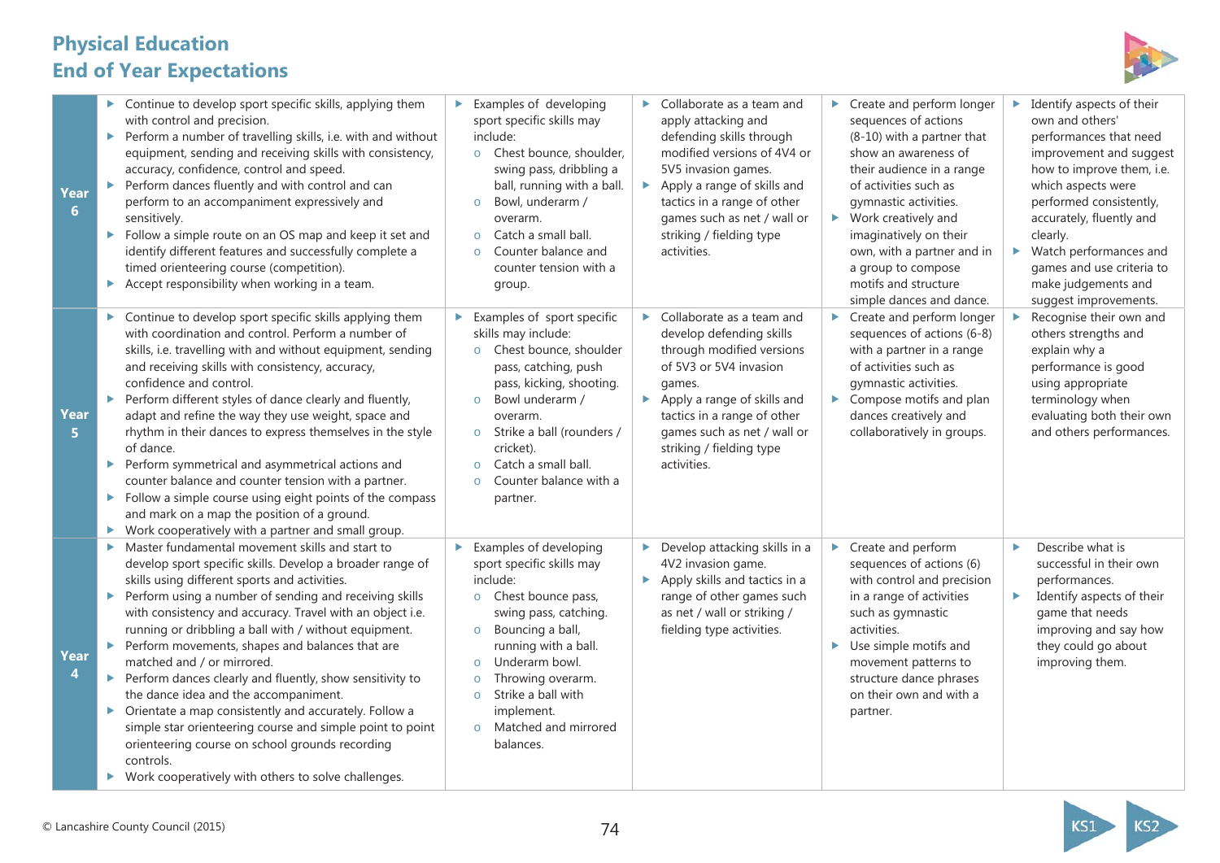# Physical Education
## End of Year Expectations

| | | | | | |
|---|---|---|---|---|---|
| **Year 6** | ▸ Continue to develop sport specific skills, applying them with control and precision.<br>▸ Perform a number of travelling skills, i.e. with and without equipment, sending and receiving skills with consistency, accuracy, confidence, control and speed.<br>▸ Perform dances fluently and with control and can perform to an accompaniment expressively and sensitively.<br>▸ Follow a simple route on an OS map and keep it set and identify different features and successfully complete a timed orienteering course (competition).<br>▸ Accept responsibility when working in a team. | ▸ Examples of developing sport specific skills may include:<br>o Chest bounce, shoulder, swing pass, dribbling a ball, running with a ball.<br>o Bowl, underarm / overarm.<br>o Catch a small ball.<br>o Counter balance and counter tension with a group. | ▸ Collaborate as a team and apply attacking and defending skills through modified versions of 4V4 or 5V5 invasion games.<br>▸ Apply a range of skills and tactics in a range of other games such as net / wall or striking / fielding type activities. | ▸ Create and perform longer sequences of actions (8-10) with a partner that show an awareness of their audience in a range of activities such as gymnastic activities.<br>▸ Work creatively and imaginatively on their own, with a partner and in a group to compose motifs and structure simple dances and dance. | ▸ Identify aspects of their own and others' performances that need improvement and suggest how to improve them, i.e. which aspects were performed consistently, accurately, fluently and clearly.<br>▸ Watch performances and games and use criteria to make judgements and suggest improvements. |
| **Year 5** | ▸ Continue to develop sport specific skills applying them with coordination and control. Perform a number of skills, i.e. travelling with and without equipment, sending and receiving skills with consistency, accuracy, confidence and control.<br>▸ Perform different styles of dance clearly and fluently, adapt and refine the way they use weight, space and rhythm in their dances to express themselves in the style of dance.<br>▸ Perform symmetrical and asymmetrical actions and counter balance and counter tension with a partner.<br>▸ Follow a simple course using eight points of the compass and mark on a map the position of a ground.<br>▸ Work cooperatively with a partner and small group. | ▸ Examples of sport specific skills may include:<br>o Chest bounce, shoulder pass, catching, push pass, kicking, shooting.<br>o Bowl underarm / overarm.<br>o Strike a ball (rounders / cricket).<br>o Catch a small ball.<br>o Counter balance with a partner. | ▸ Collaborate as a team and develop defending skills through modified versions of 5V3 or 5V4 invasion games.<br>▸ Apply a range of skills and tactics in a range of other games such as net / wall or striking / fielding type activities. | ▸ Create and perform longer sequences of actions (6-8) with a partner in a range of activities such as gymnastic activities.<br>▸ Compose motifs and plan dances creatively and collaboratively in groups. | ▸ Recognise their own and others strengths and explain why a performance is good using appropriate terminology when evaluating both their own and others performances. |
| **Year 4** | ▸ Master fundamental movement skills and start to develop sport specific skills. Develop a broader range of skills using different sports and activities.<br>▸ Perform using a number of sending and receiving skills with consistency and accuracy. Travel with an object i.e. running or dribbling a ball with / without equipment.<br>▸ Perform movements, shapes and balances that are matched and / or mirrored.<br>▸ Perform dances clearly and fluently, show sensitivity to the dance idea and the accompaniment.<br>▸ Orientate a map consistently and accurately. Follow a simple star orienteering course and simple point to point orienteering course on school grounds recording controls.<br>▸ Work cooperatively with others to solve challenges. | ▸ Examples of developing sport specific skills may include:<br>o Chest bounce pass, swing pass, catching.<br>o Bouncing a ball, running with a ball.<br>o Underarm bowl.<br>o Throwing overarm.<br>o Strike a ball with implement.<br>o Matched and mirrored balances. | ▸ Develop attacking skills in a 4V2 invasion game.<br>▸ Apply skills and tactics in a range of other games such as net / wall or striking / fielding type activities. | ▸ Create and perform sequences of actions (6) with control and precision in a range of activities such as gymnastic activities.<br>▸ Use simple motifs and movement patterns to structure dance phrases on their own and with a partner. | ▸ Describe what is successful in their own performances.<br>▸ Identify aspects of their game that needs improving and say how they could go about improving them. |

© Lancashire County Council (2015)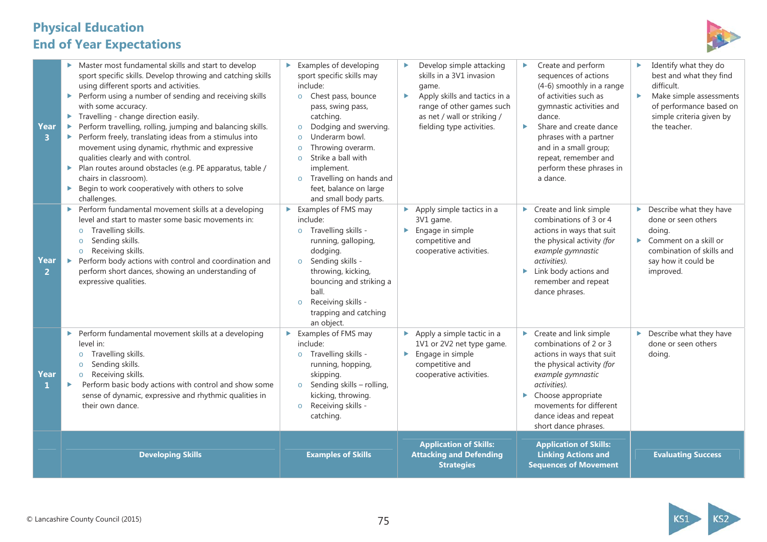# Physical Education
## End of Year Expectations

| | Developing Skills | Examples of Skills | Application of Skills: Attacking and Defending Strategies | Application of Skills: Linking Actions and Sequences of Movement | Evaluating Success |
|---|---|---|---|---|---|
| **Year 3** | ▸ Master most fundamental skills and start to develop sport specific skills. Develop throwing and catching skills using different sports and activities.<br>▸ Perform using a number of sending and receiving skills with some accuracy.<br>▸ Travelling - change direction easily.<br>▸ Perform travelling, rolling, jumping and balancing skills.<br>▸ Perform freely, translating ideas from a stimulus into movement using dynamic, rhythmic and expressive qualities clearly and with control.<br>▸ Plan routes around obstacles (e.g. PE apparatus, table / chairs in classroom).<br>▸ Begin to work cooperatively with others to solve challenges. | ▸ Examples of developing sport specific skills may include:<br>o Chest pass, bounce pass, swing pass, catching.<br>o Dodging and swerving.<br>o Underarm bowl.<br>o Throwing overarm.<br>o Strike a ball with implement.<br>o Travelling on hands and feet, balance on large and small body parts. | ▸ Develop simple attacking skills in a 3V1 invasion game.<br>▸ Apply skills and tactics in a range of other games such as net / wall or striking / fielding type activities. | ▸ Create and perform sequences of actions (4-6) smoothly in a range of activities such as gymnastic activities and dance.<br>▸ Share and create dance phrases with a partner and in a small group; repeat, remember and perform these phrases in a dance. | ▸ Identify what they do best and what they find difficult.<br>▸ Make simple assessments of performance based on simple criteria given by the teacher. |
| **Year 2** | ▸ Perform fundamental movement skills at a developing level and start to master some basic movements in:<br>o Travelling skills.<br>o Sending skills.<br>o Receiving skills.<br>▸ Perform body actions with control and coordination and perform short dances, showing an understanding of expressive qualities. | ▸ Examples of FMS may include:<br>o Travelling skills - running, galloping, dodging.<br>o Sending skills - throwing, kicking, bouncing and striking a ball.<br>o Receiving skills - trapping and catching an object. | ▸ Apply simple tactics in a 3V1 game.<br>▸ Engage in simple competitive and cooperative activities. | ▸ Create and link simple combinations of 3 or 4 actions in ways that suit the physical activity *(for example gymnastic activities)*.<br>▸ Link body actions and remember and repeat dance phrases. | ▸ Describe what they have done or seen others doing.<br>▸ Comment on a skill or combination of skills and say how it could be improved. |
| **Year 1** | ▸ Perform fundamental movement skills at a developing level in:<br>o Travelling skills.<br>o Sending skills.<br>o Receiving skills.<br>▸ Perform basic body actions with control and show some sense of dynamic, expressive and rhythmic qualities in their own dance. | ▸ Examples of FMS may include:<br>o Travelling skills - running, hopping, skipping.<br>o Sending skills – rolling, kicking, throwing.<br>o Receiving skills - catching. | ▸ Apply a simple tactic in a 1V1 or 2V2 net type game.<br>▸ Engage in simple competitive and cooperative activities. | ▸ Create and link simple combinations of 2 or 3 actions in ways that suit the physical activity *(for example gymnastic activities)*.<br>▸ Choose appropriate movements for different dance ideas and repeat short dance phrases. | ▸ Describe what they have done or seen others doing. |

© Lancashire County Council (2015)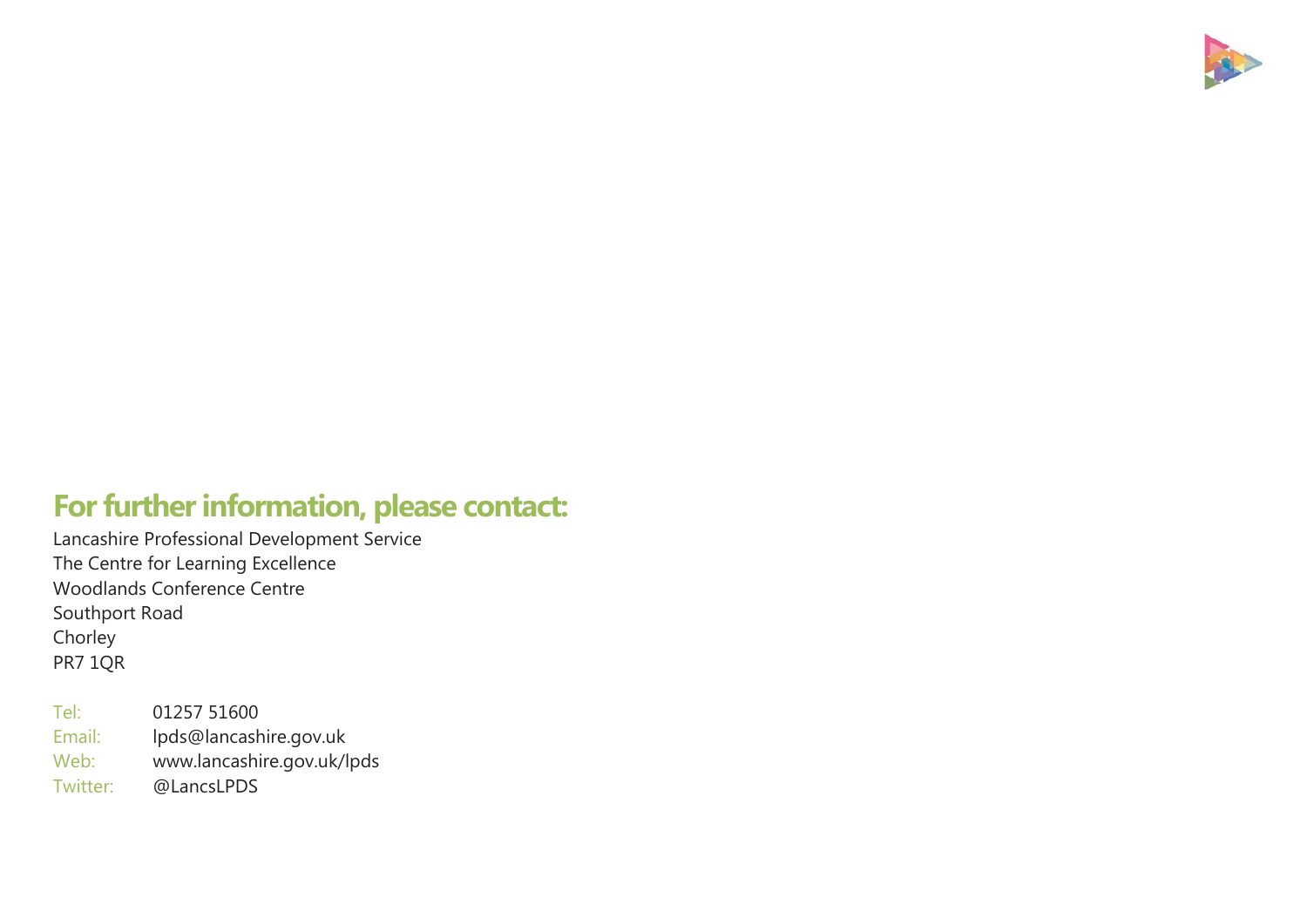## For further information, please contact:

Lancashire Professional Development Service
The Centre for Learning Excellence
Woodlands Conference Centre
Southport Road
Chorley
PR7 1QR

Tel: 01257 51600
Email: lpds@lancashire.gov.uk
Web: www.lancashire.gov.uk/lpds
Twitter: @LancsLPDS